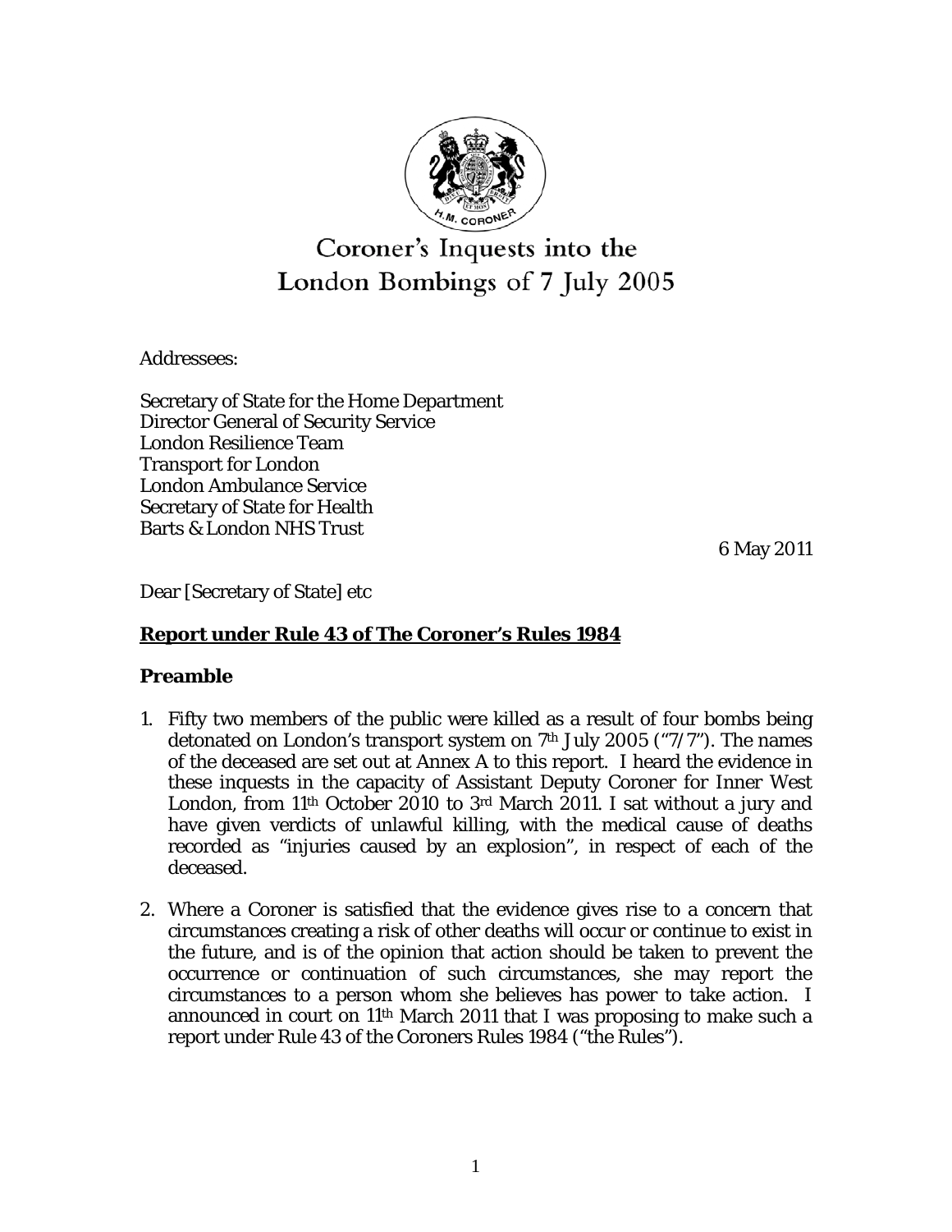# Coroner's Inquests into the London Bombings of 7 July 2005

Addressees:

Secretary of State for the Home Department
Director General of Security Service
London Resilience Team
Transport for London
London Ambulance Service
Secretary of State for Health
Barts & London NHS Trust

6 May 2011

Dear [Secretary of State] etc

## **Report under Rule 43 of The Coroner's Rules 1984**

## **Preamble**

1. Fifty two members of the public were killed as a result of four bombs being detonated on London's transport system on 7th July 2005 ("7/7"). The names of the deceased are set out at Annex A to this report. I heard the evidence in these inquests in the capacity of Assistant Deputy Coroner for Inner West London, from 11th October 2010 to 3rd March 2011. I sat without a jury and have given verdicts of unlawful killing, with the medical cause of deaths recorded as "injuries caused by an explosion", in respect of each of the deceased.

2. Where a Coroner is satisfied that the evidence gives rise to a concern that circumstances creating a risk of other deaths will occur or continue to exist in the future, and is of the opinion that action should be taken to prevent the occurrence or continuation of such circumstances, she may report the circumstances to a person whom she believes has power to take action. I announced in court on 11th March 2011 that I was proposing to make such a report under Rule 43 of the Coroners Rules 1984 ("the Rules").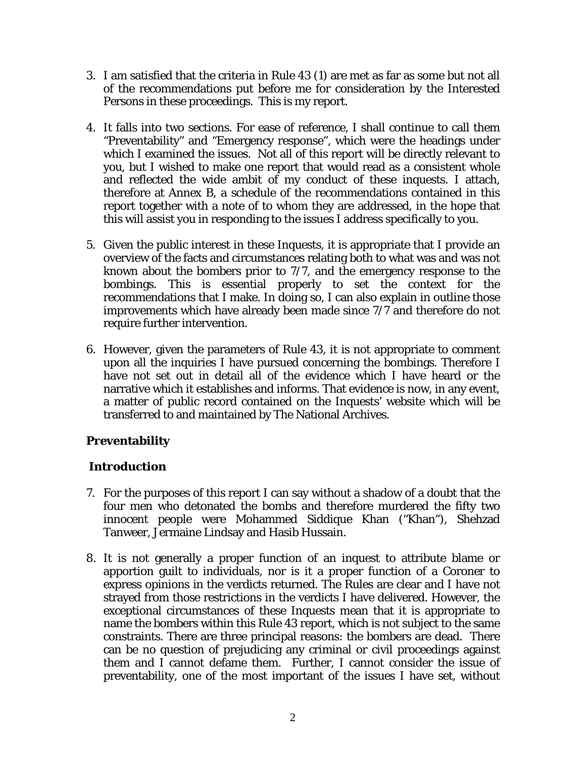3. I am satisfied that the criteria in Rule 43 (1) are met as far as some but not all of the recommendations put before me for consideration by the Interested Persons in these proceedings. This is my report.

4. It falls into two sections. For ease of reference, I shall continue to call them "Preventability" and "Emergency response", which were the headings under which I examined the issues. Not all of this report will be directly relevant to you, but I wished to make one report that would read as a consistent whole and reflected the wide ambit of my conduct of these inquests. I attach, therefore at Annex B, a schedule of the recommendations contained in this report together with a note of to whom they are addressed, in the hope that this will assist you in responding to the issues I address specifically to you.

5. Given the public interest in these Inquests, it is appropriate that I provide an overview of the facts and circumstances relating both to what was and was not known about the bombers prior to 7/7, and the emergency response to the bombings. This is essential properly to set the context for the recommendations that I make. In doing so, I can also explain in outline those improvements which have already been made since 7/7 and therefore do not require further intervention.

6. However, given the parameters of Rule 43, it is not appropriate to comment upon all the inquiries I have pursued concerning the bombings. Therefore I have not set out in detail all of the evidence which I have heard or the narrative which it establishes and informs. That evidence is now, in any event, a matter of public record contained on the Inquests' website which will be transferred to and maintained by The National Archives.

## Preventability

### Introduction

7. For the purposes of this report I can say without a shadow of a doubt that the four men who detonated the bombs and therefore murdered the fifty two innocent people were Mohammed Siddique Khan ("Khan"), Shehzad Tanweer, Jermaine Lindsay and Hasib Hussain.

8. It is not generally a proper function of an inquest to attribute blame or apportion guilt to individuals, nor is it a proper function of a Coroner to express opinions in the verdicts returned. The Rules are clear and I have not strayed from those restrictions in the verdicts I have delivered. However, the exceptional circumstances of these Inquests mean that it is appropriate to name the bombers within this Rule 43 report, which is not subject to the same constraints. There are three principal reasons: the bombers are dead. There can be no question of prejudicing any criminal or civil proceedings against them and I cannot defame them. Further, I cannot consider the issue of preventability, one of the most important of the issues I have set, without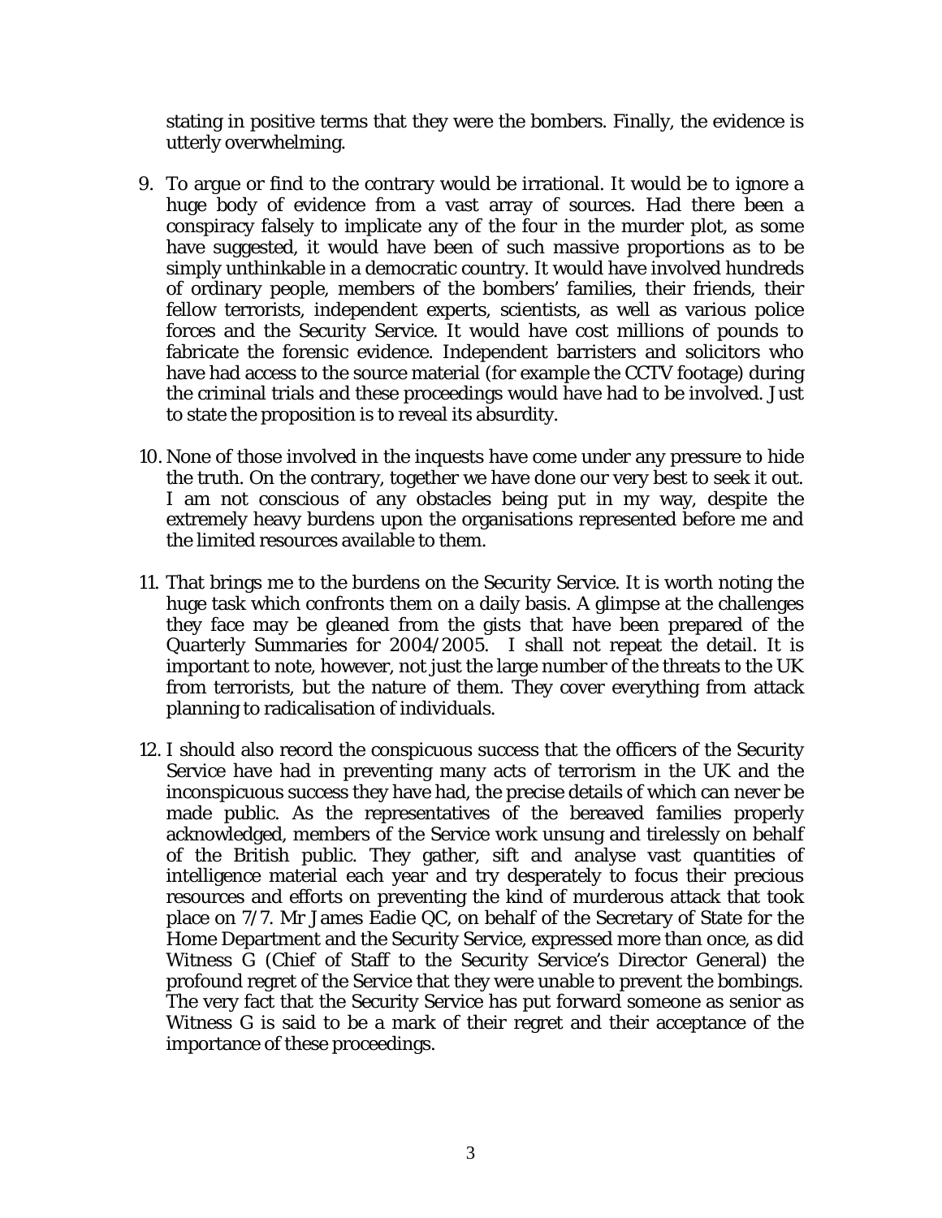stating in positive terms that they were the bombers. Finally, the evidence is utterly overwhelming.

9. To argue or find to the contrary would be irrational. It would be to ignore a huge body of evidence from a vast array of sources. Had there been a conspiracy falsely to implicate any of the four in the murder plot, as some have suggested, it would have been of such massive proportions as to be simply unthinkable in a democratic country. It would have involved hundreds of ordinary people, members of the bombers' families, their friends, their fellow terrorists, independent experts, scientists, as well as various police forces and the Security Service. It would have cost millions of pounds to fabricate the forensic evidence. Independent barristers and solicitors who have had access to the source material (for example the CCTV footage) during the criminal trials and these proceedings would have had to be involved. Just to state the proposition is to reveal its absurdity.

10. None of those involved in the inquests have come under any pressure to hide the truth. On the contrary, together we have done our very best to seek it out. I am not conscious of any obstacles being put in my way, despite the extremely heavy burdens upon the organisations represented before me and the limited resources available to them.

11. That brings me to the burdens on the Security Service. It is worth noting the huge task which confronts them on a daily basis. A glimpse at the challenges they face may be gleaned from the gists that have been prepared of the Quarterly Summaries for 2004/2005. I shall not repeat the detail. It is important to note, however, not just the large number of the threats to the UK from terrorists, but the nature of them. They cover everything from attack planning to radicalisation of individuals.

12. I should also record the conspicuous success that the officers of the Security Service have had in preventing many acts of terrorism in the UK and the inconspicuous success they have had, the precise details of which can never be made public. As the representatives of the bereaved families properly acknowledged, members of the Service work unsung and tirelessly on behalf of the British public. They gather, sift and analyse vast quantities of intelligence material each year and try desperately to focus their precious resources and efforts on preventing the kind of murderous attack that took place on 7/7. Mr James Eadie QC, on behalf of the Secretary of State for the Home Department and the Security Service, expressed more than once, as did Witness G (Chief of Staff to the Security Service's Director General) the profound regret of the Service that they were unable to prevent the bombings. The very fact that the Security Service has put forward someone as senior as Witness G is said to be a mark of their regret and their acceptance of the importance of these proceedings.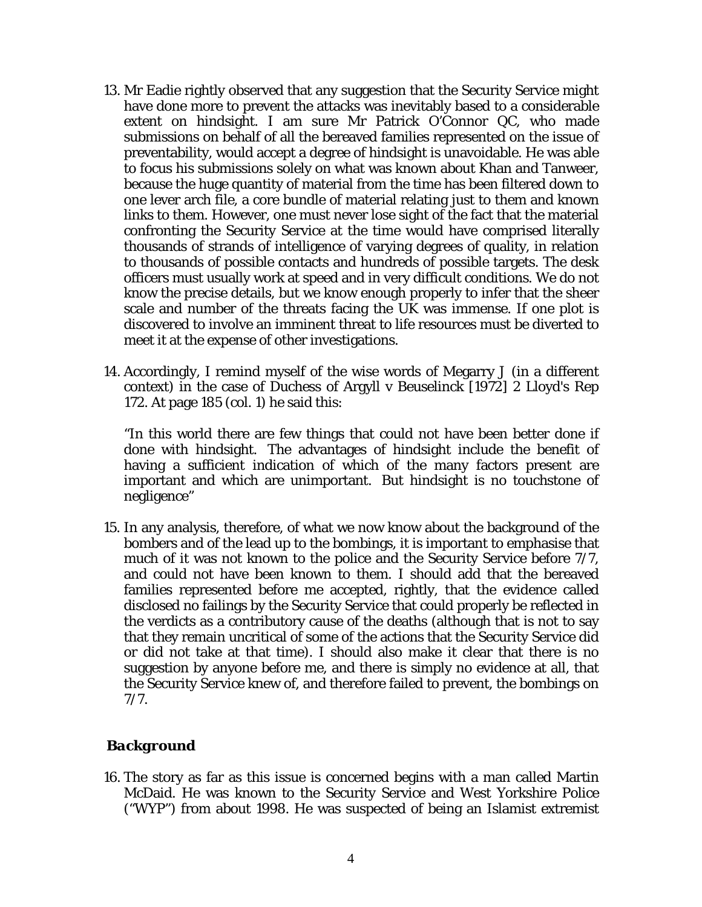13. Mr Eadie rightly observed that any suggestion that the Security Service might have done more to prevent the attacks was inevitably based to a considerable extent on hindsight. I am sure Mr Patrick O'Connor QC, who made submissions on behalf of all the bereaved families represented on the issue of preventability, would accept a degree of hindsight is unavoidable. He was able to focus his submissions solely on what was known about Khan and Tanweer, because the huge quantity of material from the time has been filtered down to one lever arch file, a core bundle of material relating just to them and known links to them. However, one must never lose sight of the fact that the material confronting the Security Service at the time would have comprised literally thousands of strands of intelligence of varying degrees of quality, in relation to thousands of possible contacts and hundreds of possible targets. The desk officers must usually work at speed and in very difficult conditions. We do not know the precise details, but we know enough properly to infer that the sheer scale and number of the threats facing the UK was immense. If one plot is discovered to involve an imminent threat to life resources must be diverted to meet it at the expense of other investigations.

14. Accordingly, I remind myself of the wise words of Megarry J (in a different context) in the case of Duchess of Argyll v Beuselinck [1972] 2 Lloyd's Rep 172. At page 185 (col. 1) he said this:

    "In this world there are few things that could not have been better done if done with hindsight. The advantages of hindsight include the benefit of having a sufficient indication of which of the many factors present are important and which are unimportant. But hindsight is no touchstone of negligence"

15. In any analysis, therefore, of what we now know about the background of the bombers and of the lead up to the bombings, it is important to emphasise that much of it was not known to the police and the Security Service before 7/7, and could not have been known to them. I should add that the bereaved families represented before me accepted, rightly, that the evidence called disclosed no failings by the Security Service that could properly be reflected in the verdicts as a contributory cause of the deaths (although that is not to say that they remain uncritical of some of the actions that the Security Service did or did not take at that time). I should also make it clear that there is no suggestion by anyone before me, and there is simply no evidence at all, that the Security Service knew of, and therefore failed to prevent, the bombings on 7/7.

### *Background*

16. The story as far as this issue is concerned begins with a man called Martin McDaid. He was known to the Security Service and West Yorkshire Police ("WYP") from about 1998. He was suspected of being an Islamist extremist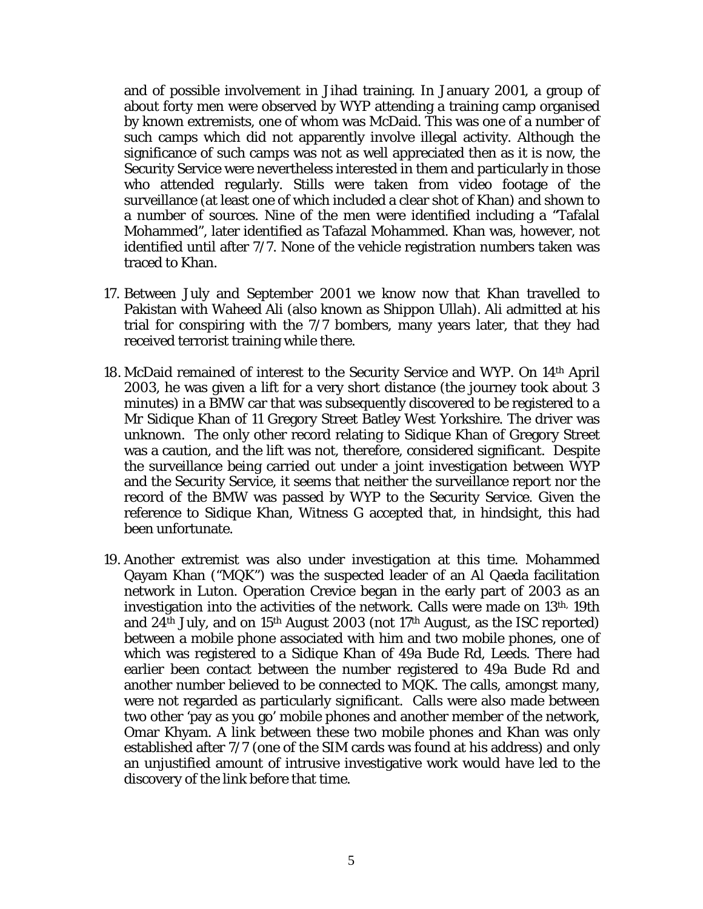and of possible involvement in Jihad training. In January 2001, a group of about forty men were observed by WYP attending a training camp organised by known extremists, one of whom was McDaid. This was one of a number of such camps which did not apparently involve illegal activity. Although the significance of such camps was not as well appreciated then as it is now, the Security Service were nevertheless interested in them and particularly in those who attended regularly. Stills were taken from video footage of the surveillance (at least one of which included a clear shot of Khan) and shown to a number of sources. Nine of the men were identified including a "Tafalal Mohammed", later identified as Tafazal Mohammed. Khan was, however, not identified until after 7/7. None of the vehicle registration numbers taken was traced to Khan.

17. Between July and September 2001 we know now that Khan travelled to Pakistan with Waheed Ali (also known as Shippon Ullah). Ali admitted at his trial for conspiring with the 7/7 bombers, many years later, that they had received terrorist training while there.

18. McDaid remained of interest to the Security Service and WYP. On 14th April 2003, he was given a lift for a very short distance (the journey took about 3 minutes) in a BMW car that was subsequently discovered to be registered to a Mr Sidique Khan of 11 Gregory Street Batley West Yorkshire. The driver was unknown. The only other record relating to Sidique Khan of Gregory Street was a caution, and the lift was not, therefore, considered significant. Despite the surveillance being carried out under a joint investigation between WYP and the Security Service, it seems that neither the surveillance report nor the record of the BMW was passed by WYP to the Security Service. Given the reference to Sidique Khan, Witness G accepted that, in hindsight, this had been unfortunate.

19. Another extremist was also under investigation at this time. Mohammed Qayam Khan ("MQK") was the suspected leader of an Al Qaeda facilitation network in Luton. Operation Crevice began in the early part of 2003 as an investigation into the activities of the network. Calls were made on 13th, 19th and 24th July, and on 15th August 2003 (not 17th August, as the ISC reported) between a mobile phone associated with him and two mobile phones, one of which was registered to a Sidique Khan of 49a Bude Rd, Leeds. There had earlier been contact between the number registered to 49a Bude Rd and another number believed to be connected to MQK. The calls, amongst many, were not regarded as particularly significant. Calls were also made between two other 'pay as you go' mobile phones and another member of the network, Omar Khyam. A link between these two mobile phones and Khan was only established after 7/7 (one of the SIM cards was found at his address) and only an unjustified amount of intrusive investigative work would have led to the discovery of the link before that time.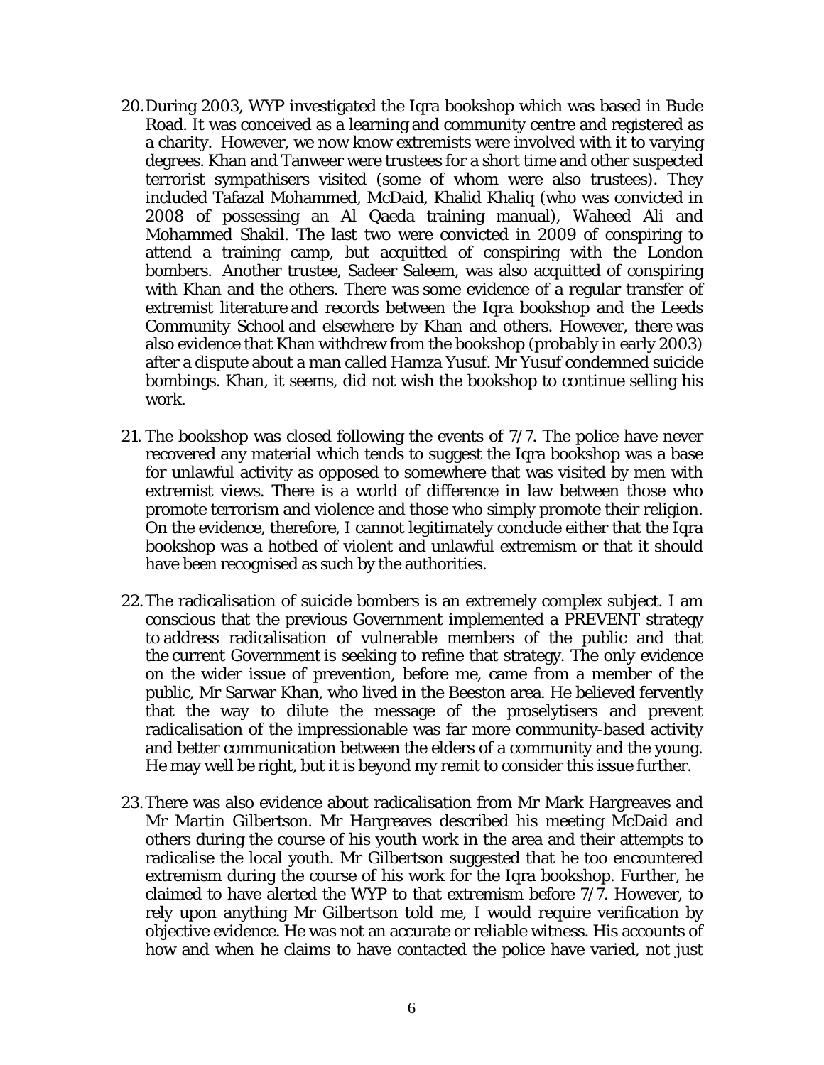20. During 2003, WYP investigated the Iqra bookshop which was based in Bude Road. It was conceived as a learning and community centre and registered as a charity. However, we now know extremists were involved with it to varying degrees. Khan and Tanweer were trustees for a short time and other suspected terrorist sympathisers visited (some of whom were also trustees). They included Tafazal Mohammed, McDaid, Khalid Khaliq (who was convicted in 2008 of possessing an Al Qaeda training manual), Waheed Ali and Mohammed Shakil. The last two were convicted in 2009 of conspiring to attend a training camp, but acquitted of conspiring with the London bombers. Another trustee, Sadeer Saleem, was also acquitted of conspiring with Khan and the others. There was some evidence of a regular transfer of extremist literature and records between the Iqra bookshop and the Leeds Community School and elsewhere by Khan and others. However, there was also evidence that Khan withdrew from the bookshop (probably in early 2003) after a dispute about a man called Hamza Yusuf. Mr Yusuf condemned suicide bombings. Khan, it seems, did not wish the bookshop to continue selling his work.

21. The bookshop was closed following the events of 7/7. The police have never recovered any material which tends to suggest the Iqra bookshop was a base for unlawful activity as opposed to somewhere that was visited by men with extremist views. There is a world of difference in law between those who promote terrorism and violence and those who simply promote their religion. On the evidence, therefore, I cannot legitimately conclude either that the Iqra bookshop was a hotbed of violent and unlawful extremism or that it should have been recognised as such by the authorities.

22. The radicalisation of suicide bombers is an extremely complex subject. I am conscious that the previous Government implemented a PREVENT strategy to address radicalisation of vulnerable members of the public and that the current Government is seeking to refine that strategy. The only evidence on the wider issue of prevention, before me, came from a member of the public, Mr Sarwar Khan, who lived in the Beeston area. He believed fervently that the way to dilute the message of the proselytisers and prevent radicalisation of the impressionable was far more community-based activity and better communication between the elders of a community and the young. He may well be right, but it is beyond my remit to consider this issue further.

23. There was also evidence about radicalisation from Mr Mark Hargreaves and Mr Martin Gilbertson. Mr Hargreaves described his meeting McDaid and others during the course of his youth work in the area and their attempts to radicalise the local youth. Mr Gilbertson suggested that he too encountered extremism during the course of his work for the Iqra bookshop. Further, he claimed to have alerted the WYP to that extremism before 7/7. However, to rely upon anything Mr Gilbertson told me, I would require verification by objective evidence. He was not an accurate or reliable witness. His accounts of how and when he claims to have contacted the police have varied, not just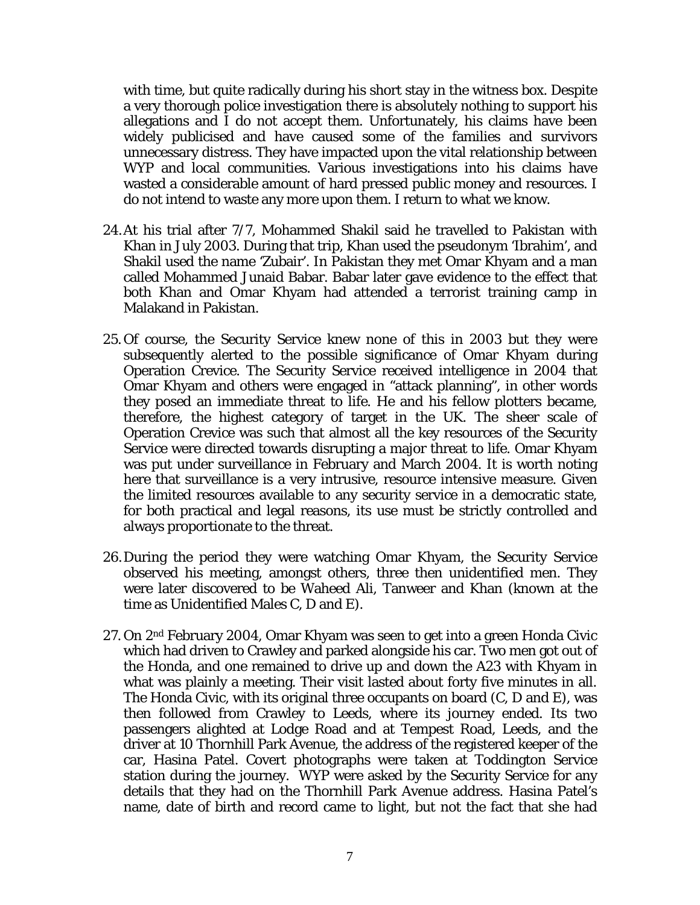with time, but quite radically during his short stay in the witness box. Despite a very thorough police investigation there is absolutely nothing to support his allegations and I do not accept them. Unfortunately, his claims have been widely publicised and have caused some of the families and survivors unnecessary distress. They have impacted upon the vital relationship between WYP and local communities. Various investigations into his claims have wasted a considerable amount of hard pressed public money and resources. I do not intend to waste any more upon them. I return to what we know.

24. At his trial after 7/7, Mohammed Shakil said he travelled to Pakistan with Khan in July 2003. During that trip, Khan used the pseudonym 'Ibrahim', and Shakil used the name 'Zubair'. In Pakistan they met Omar Khyam and a man called Mohammed Junaid Babar. Babar later gave evidence to the effect that both Khan and Omar Khyam had attended a terrorist training camp in Malakand in Pakistan.

25. Of course, the Security Service knew none of this in 2003 but they were subsequently alerted to the possible significance of Omar Khyam during Operation Crevice. The Security Service received intelligence in 2004 that Omar Khyam and others were engaged in "attack planning", in other words they posed an immediate threat to life. He and his fellow plotters became, therefore, the highest category of target in the UK. The sheer scale of Operation Crevice was such that almost all the key resources of the Security Service were directed towards disrupting a major threat to life. Omar Khyam was put under surveillance in February and March 2004. It is worth noting here that surveillance is a very intrusive, resource intensive measure. Given the limited resources available to any security service in a democratic state, for both practical and legal reasons, its use must be strictly controlled and always proportionate to the threat.

26. During the period they were watching Omar Khyam, the Security Service observed his meeting, amongst others, three then unidentified men. They were later discovered to be Waheed Ali, Tanweer and Khan (known at the time as Unidentified Males C, D and E).

27. On 2nd February 2004, Omar Khyam was seen to get into a green Honda Civic which had driven to Crawley and parked alongside his car. Two men got out of the Honda, and one remained to drive up and down the A23 with Khyam in what was plainly a meeting. Their visit lasted about forty five minutes in all. The Honda Civic, with its original three occupants on board (C, D and E), was then followed from Crawley to Leeds, where its journey ended. Its two passengers alighted at Lodge Road and at Tempest Road, Leeds, and the driver at 10 Thornhill Park Avenue, the address of the registered keeper of the car, Hasina Patel. Covert photographs were taken at Toddington Service station during the journey. WYP were asked by the Security Service for any details that they had on the Thornhill Park Avenue address. Hasina Patel's name, date of birth and record came to light, but not the fact that she had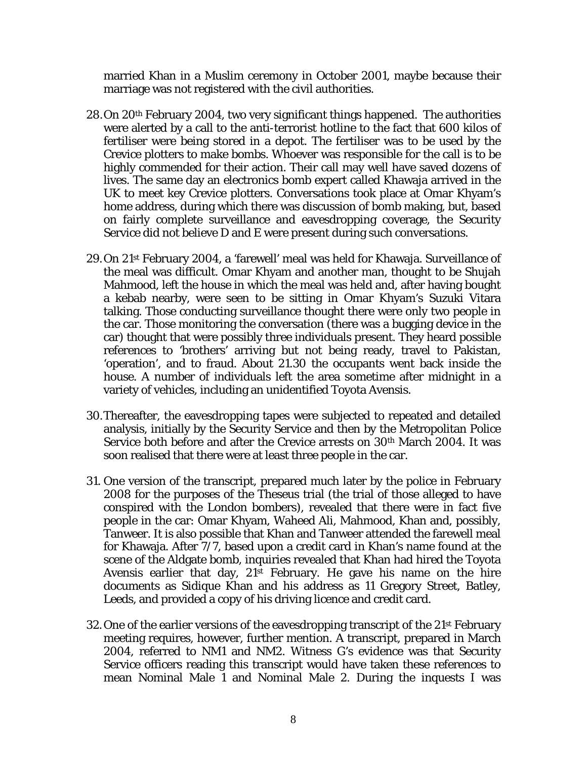married Khan in a Muslim ceremony in October 2001, maybe because their marriage was not registered with the civil authorities.

28. On 20th February 2004, two very significant things happened. The authorities were alerted by a call to the anti-terrorist hotline to the fact that 600 kilos of fertiliser were being stored in a depot. The fertiliser was to be used by the Crevice plotters to make bombs. Whoever was responsible for the call is to be highly commended for their action. Their call may well have saved dozens of lives. The same day an electronics bomb expert called Khawaja arrived in the UK to meet key Crevice plotters. Conversations took place at Omar Khyam's home address, during which there was discussion of bomb making, but, based on fairly complete surveillance and eavesdropping coverage, the Security Service did not believe D and E were present during such conversations.

29. On 21st February 2004, a 'farewell' meal was held for Khawaja. Surveillance of the meal was difficult. Omar Khyam and another man, thought to be Shujah Mahmood, left the house in which the meal was held and, after having bought a kebab nearby, were seen to be sitting in Omar Khyam's Suzuki Vitara talking. Those conducting surveillance thought there were only two people in the car. Those monitoring the conversation (there was a bugging device in the car) thought that were possibly three individuals present. They heard possible references to 'brothers' arriving but not being ready, travel to Pakistan, 'operation', and to fraud. About 21.30 the occupants went back inside the house. A number of individuals left the area sometime after midnight in a variety of vehicles, including an unidentified Toyota Avensis.

30. Thereafter, the eavesdropping tapes were subjected to repeated and detailed analysis, initially by the Security Service and then by the Metropolitan Police Service both before and after the Crevice arrests on 30th March 2004. It was soon realised that there were at least three people in the car.

31. One version of the transcript, prepared much later by the police in February 2008 for the purposes of the Theseus trial (the trial of those alleged to have conspired with the London bombers), revealed that there were in fact five people in the car: Omar Khyam, Waheed Ali, Mahmood, Khan and, possibly, Tanweer. It is also possible that Khan and Tanweer attended the farewell meal for Khawaja. After 7/7, based upon a credit card in Khan's name found at the scene of the Aldgate bomb, inquiries revealed that Khan had hired the Toyota Avensis earlier that day, 21st February. He gave his name on the hire documents as Sidique Khan and his address as 11 Gregory Street, Batley, Leeds, and provided a copy of his driving licence and credit card.

32. One of the earlier versions of the eavesdropping transcript of the 21st February meeting requires, however, further mention. A transcript, prepared in March 2004, referred to NM1 and NM2. Witness G's evidence was that Security Service officers reading this transcript would have taken these references to mean Nominal Male 1 and Nominal Male 2. During the inquests I was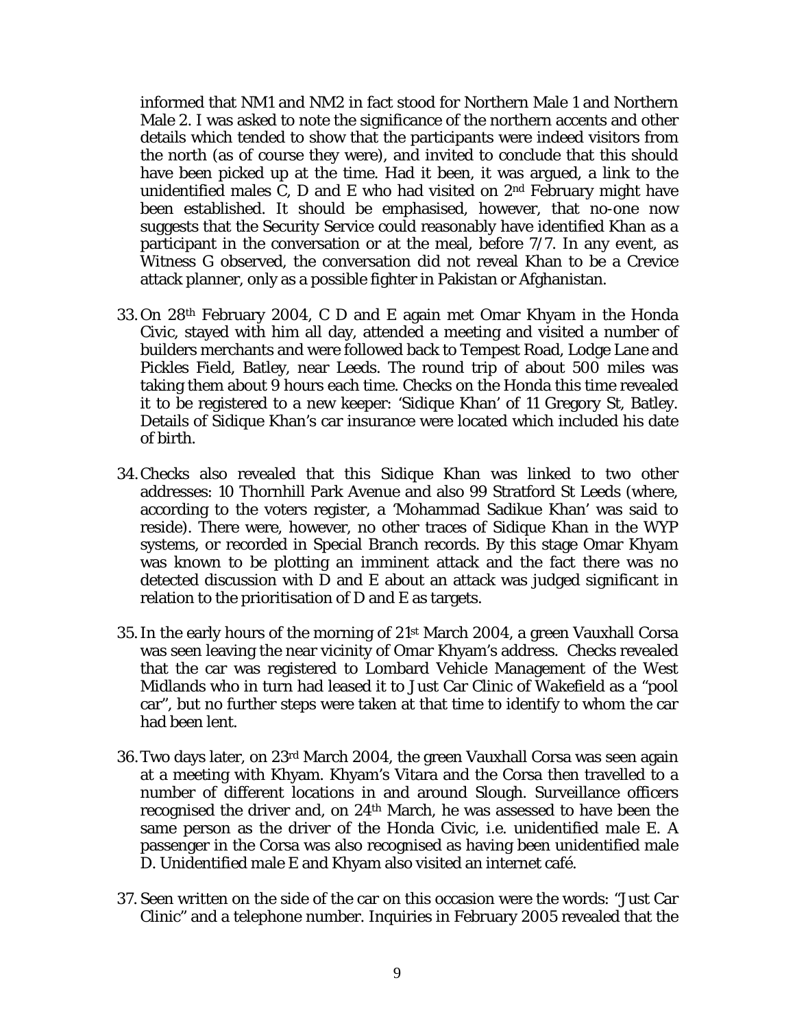informed that NM1 and NM2 in fact stood for Northern Male 1 and Northern Male 2. I was asked to note the significance of the northern accents and other details which tended to show that the participants were indeed visitors from the north (as of course they were), and invited to conclude that this should have been picked up at the time. Had it been, it was argued, a link to the unidentified males C, D and E who had visited on 2nd February might have been established. It should be emphasised, however, that no-one now suggests that the Security Service could reasonably have identified Khan as a participant in the conversation or at the meal, before 7/7. In any event, as Witness G observed, the conversation did not reveal Khan to be a Crevice attack planner, only as a possible fighter in Pakistan or Afghanistan.

33. On 28th February 2004, C D and E again met Omar Khyam in the Honda Civic, stayed with him all day, attended a meeting and visited a number of builders merchants and were followed back to Tempest Road, Lodge Lane and Pickles Field, Batley, near Leeds. The round trip of about 500 miles was taking them about 9 hours each time. Checks on the Honda this time revealed it to be registered to a new keeper: 'Sidique Khan' of 11 Gregory St, Batley. Details of Sidique Khan's car insurance were located which included his date of birth.

34. Checks also revealed that this Sidique Khan was linked to two other addresses: 10 Thornhill Park Avenue and also 99 Stratford St Leeds (where, according to the voters register, a 'Mohammad Sadikue Khan' was said to reside). There were, however, no other traces of Sidique Khan in the WYP systems, or recorded in Special Branch records. By this stage Omar Khyam was known to be plotting an imminent attack and the fact there was no detected discussion with D and E about an attack was judged significant in relation to the prioritisation of D and E as targets.

35. In the early hours of the morning of 21st March 2004, a green Vauxhall Corsa was seen leaving the near vicinity of Omar Khyam's address. Checks revealed that the car was registered to Lombard Vehicle Management of the West Midlands who in turn had leased it to Just Car Clinic of Wakefield as a "pool car", but no further steps were taken at that time to identify to whom the car had been lent.

36. Two days later, on 23rd March 2004, the green Vauxhall Corsa was seen again at a meeting with Khyam. Khyam's Vitara and the Corsa then travelled to a number of different locations in and around Slough. Surveillance officers recognised the driver and, on 24th March, he was assessed to have been the same person as the driver of the Honda Civic, i.e. unidentified male E. A passenger in the Corsa was also recognised as having been unidentified male D. Unidentified male E and Khyam also visited an internet café.

37. Seen written on the side of the car on this occasion were the words: "Just Car Clinic" and a telephone number. Inquiries in February 2005 revealed that the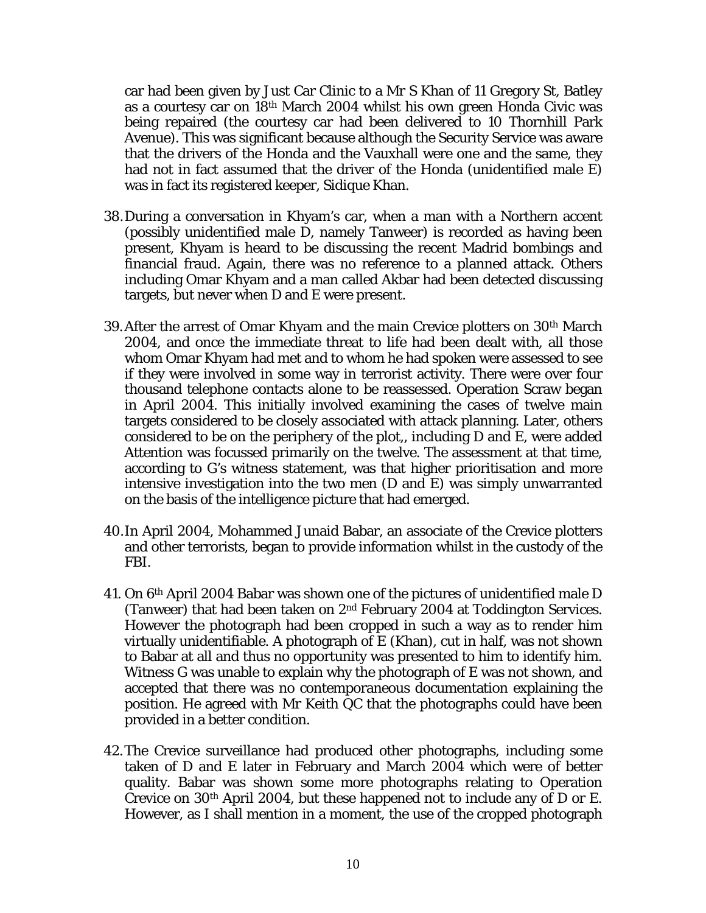car had been given by Just Car Clinic to a Mr S Khan of 11 Gregory St, Batley as a courtesy car on 18th March 2004 whilst his own green Honda Civic was being repaired (the courtesy car had been delivered to 10 Thornhill Park Avenue). This was significant because although the Security Service was aware that the drivers of the Honda and the Vauxhall were one and the same, they had not in fact assumed that the driver of the Honda (unidentified male E) was in fact its registered keeper, Sidique Khan.

38. During a conversation in Khyam's car, when a man with a Northern accent (possibly unidentified male D, namely Tanweer) is recorded as having been present, Khyam is heard to be discussing the recent Madrid bombings and financial fraud. Again, there was no reference to a planned attack. Others including Omar Khyam and a man called Akbar had been detected discussing targets, but never when D and E were present.

39. After the arrest of Omar Khyam and the main Crevice plotters on 30th March 2004, and once the immediate threat to life had been dealt with, all those whom Omar Khyam had met and to whom he had spoken were assessed to see if they were involved in some way in terrorist activity. There were over four thousand telephone contacts alone to be reassessed. Operation Scraw began in April 2004. This initially involved examining the cases of twelve main targets considered to be closely associated with attack planning. Later, others considered to be on the periphery of the plot,, including D and E, were added Attention was focussed primarily on the twelve. The assessment at that time, according to G's witness statement, was that higher prioritisation and more intensive investigation into the two men (D and E) was simply unwarranted on the basis of the intelligence picture that had emerged.

40. In April 2004, Mohammed Junaid Babar, an associate of the Crevice plotters and other terrorists, began to provide information whilst in the custody of the FBI.

41. On 6th April 2004 Babar was shown one of the pictures of unidentified male D (Tanweer) that had been taken on 2nd February 2004 at Toddington Services. However the photograph had been cropped in such a way as to render him virtually unidentifiable. A photograph of E (Khan), cut in half, was not shown to Babar at all and thus no opportunity was presented to him to identify him. Witness G was unable to explain why the photograph of E was not shown, and accepted that there was no contemporaneous documentation explaining the position. He agreed with Mr Keith QC that the photographs could have been provided in a better condition.

42. The Crevice surveillance had produced other photographs, including some taken of D and E later in February and March 2004 which were of better quality. Babar was shown some more photographs relating to Operation Crevice on 30th April 2004, but these happened not to include any of D or E. However, as I shall mention in a moment, the use of the cropped photograph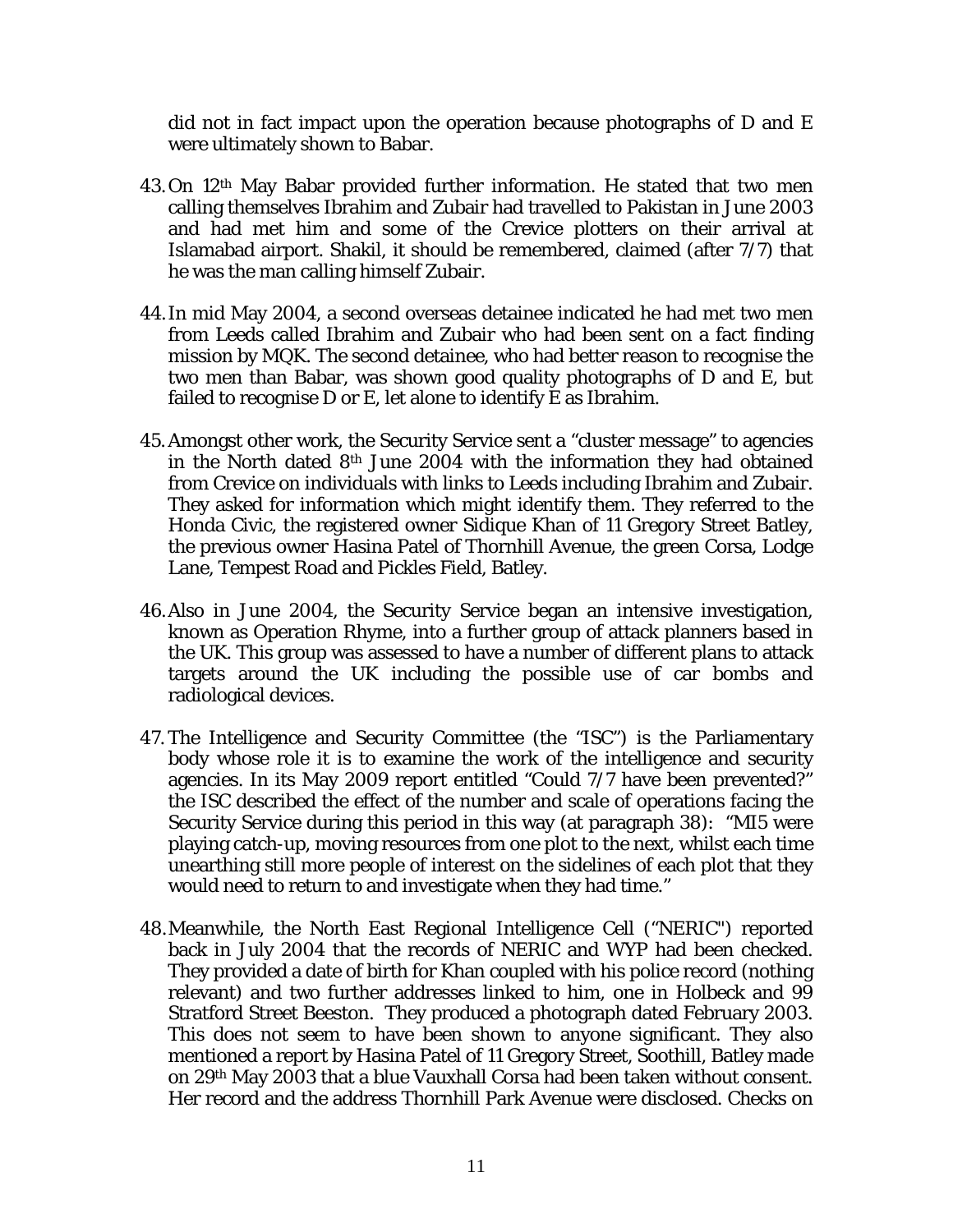did not in fact impact upon the operation because photographs of D and E were ultimately shown to Babar.

43. On 12th May Babar provided further information. He stated that two men calling themselves Ibrahim and Zubair had travelled to Pakistan in June 2003 and had met him and some of the Crevice plotters on their arrival at Islamabad airport. Shakil, it should be remembered, claimed (after 7/7) that he was the man calling himself Zubair.

44. In mid May 2004, a second overseas detainee indicated he had met two men from Leeds called Ibrahim and Zubair who had been sent on a fact finding mission by MQK. The second detainee, who had better reason to recognise the two men than Babar, was shown good quality photographs of D and E, but failed to recognise D or E, let alone to identify E as Ibrahim.

45. Amongst other work, the Security Service sent a "cluster message" to agencies in the North dated 8th June 2004 with the information they had obtained from Crevice on individuals with links to Leeds including Ibrahim and Zubair. They asked for information which might identify them. They referred to the Honda Civic, the registered owner Sidique Khan of 11 Gregory Street Batley, the previous owner Hasina Patel of Thornhill Avenue, the green Corsa, Lodge Lane, Tempest Road and Pickles Field, Batley.

46. Also in June 2004, the Security Service began an intensive investigation, known as Operation Rhyme, into a further group of attack planners based in the UK. This group was assessed to have a number of different plans to attack targets around the UK including the possible use of car bombs and radiological devices.

47. The Intelligence and Security Committee (the "ISC") is the Parliamentary body whose role it is to examine the work of the intelligence and security agencies. In its May 2009 report entitled "Could 7/7 have been prevented?" the ISC described the effect of the number and scale of operations facing the Security Service during this period in this way (at paragraph 38): "MI5 were playing catch-up, moving resources from one plot to the next, whilst each time unearthing still more people of interest on the sidelines of each plot that they would need to return to and investigate when they had time."

48. Meanwhile, the North East Regional Intelligence Cell ("NERIC") reported back in July 2004 that the records of NERIC and WYP had been checked. They provided a date of birth for Khan coupled with his police record (nothing relevant) and two further addresses linked to him, one in Holbeck and 99 Stratford Street Beeston. They produced a photograph dated February 2003. This does not seem to have been shown to anyone significant. They also mentioned a report by Hasina Patel of 11 Gregory Street, Soothill, Batley made on 29th May 2003 that a blue Vauxhall Corsa had been taken without consent. Her record and the address Thornhill Park Avenue were disclosed. Checks on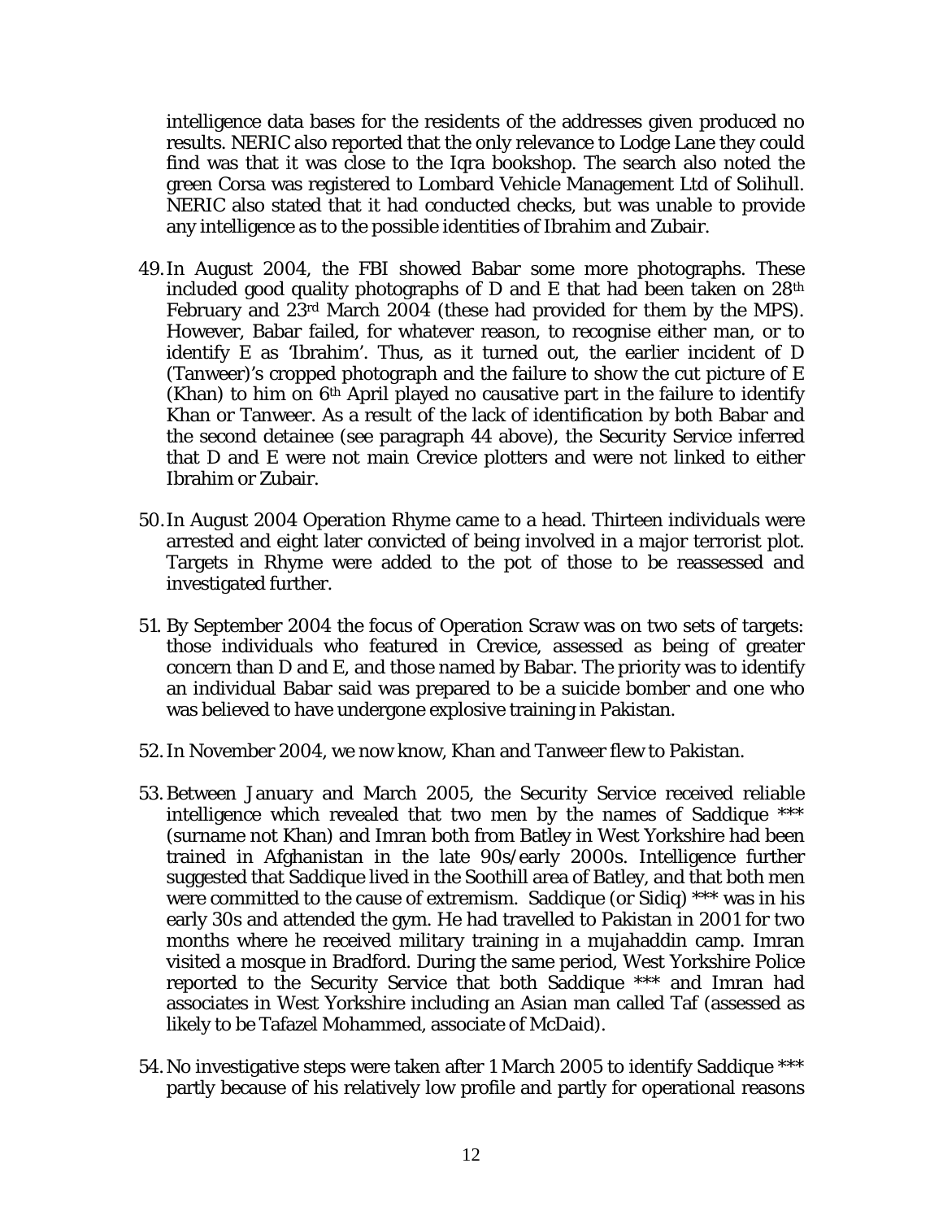intelligence data bases for the residents of the addresses given produced no results. NERIC also reported that the only relevance to Lodge Lane they could find was that it was close to the Iqra bookshop. The search also noted the green Corsa was registered to Lombard Vehicle Management Ltd of Solihull. NERIC also stated that it had conducted checks, but was unable to provide any intelligence as to the possible identities of Ibrahim and Zubair.

49. In August 2004, the FBI showed Babar some more photographs. These included good quality photographs of D and E that had been taken on 28th February and 23rd March 2004 (these had provided for them by the MPS). However, Babar failed, for whatever reason, to recognise either man, or to identify E as 'Ibrahim'. Thus, as it turned out, the earlier incident of D (Tanweer)'s cropped photograph and the failure to show the cut picture of E (Khan) to him on 6th April played no causative part in the failure to identify Khan or Tanweer. As a result of the lack of identification by both Babar and the second detainee (see paragraph 44 above), the Security Service inferred that D and E were not main Crevice plotters and were not linked to either Ibrahim or Zubair.

50. In August 2004 Operation Rhyme came to a head. Thirteen individuals were arrested and eight later convicted of being involved in a major terrorist plot. Targets in Rhyme were added to the pot of those to be reassessed and investigated further.

51. By September 2004 the focus of Operation Scraw was on two sets of targets: those individuals who featured in Crevice, assessed as being of greater concern than D and E, and those named by Babar. The priority was to identify an individual Babar said was prepared to be a suicide bomber and one who was believed to have undergone explosive training in Pakistan.

52. In November 2004, we now know, Khan and Tanweer flew to Pakistan.

53. Between January and March 2005, the Security Service received reliable intelligence which revealed that two men by the names of Saddique *** (surname not Khan) and Imran both from Batley in West Yorkshire had been trained in Afghanistan in the late 90s/early 2000s. Intelligence further suggested that Saddique lived in the Soothill area of Batley, and that both men were committed to the cause of extremism. Saddique (or Sidiq) *** was in his early 30s and attended the gym. He had travelled to Pakistan in 2001 for two months where he received military training in a mujahaddin camp. Imran visited a mosque in Bradford. During the same period, West Yorkshire Police reported to the Security Service that both Saddique *** and Imran had associates in West Yorkshire including an Asian man called Taf (assessed as likely to be Tafazel Mohammed, associate of McDaid).

54. No investigative steps were taken after 1 March 2005 to identify Saddique *** partly because of his relatively low profile and partly for operational reasons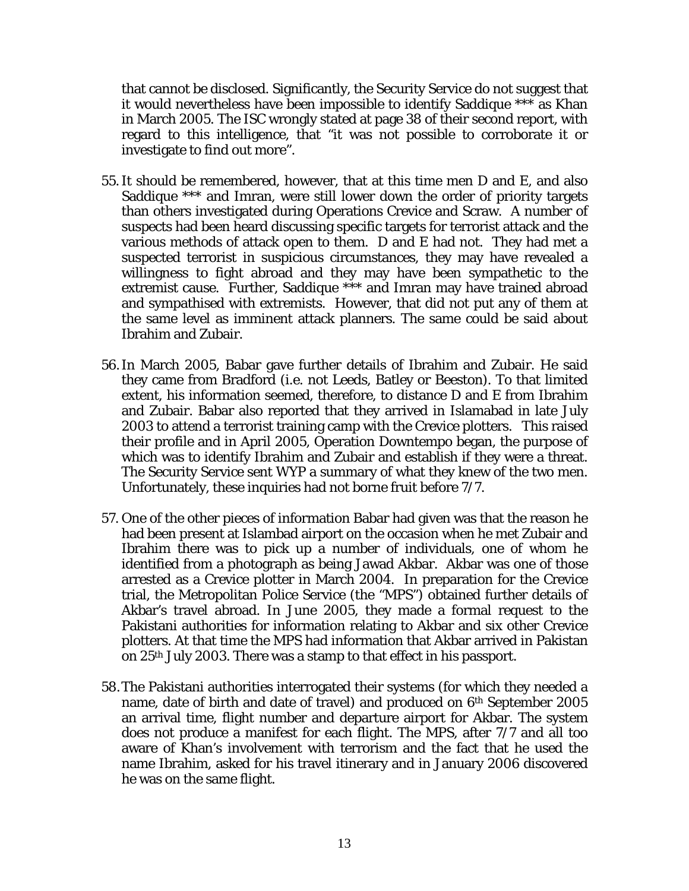that cannot be disclosed. Significantly, the Security Service do not suggest that it would nevertheless have been impossible to identify Saddique *** as Khan in March 2005. The ISC wrongly stated at page 38 of their second report, with regard to this intelligence, that "it was not possible to corroborate it or investigate to find out more".

55. It should be remembered, however, that at this time men D and E, and also Saddique *** and Imran, were still lower down the order of priority targets than others investigated during Operations Crevice and Scraw. A number of suspects had been heard discussing specific targets for terrorist attack and the various methods of attack open to them. D and E had not. They had met a suspected terrorist in suspicious circumstances, they may have revealed a willingness to fight abroad and they may have been sympathetic to the extremist cause. Further, Saddique *** and Imran may have trained abroad and sympathised with extremists. However, that did not put any of them at the same level as imminent attack planners. The same could be said about Ibrahim and Zubair.

56. In March 2005, Babar gave further details of Ibrahim and Zubair. He said they came from Bradford (i.e. not Leeds, Batley or Beeston). To that limited extent, his information seemed, therefore, to distance D and E from Ibrahim and Zubair. Babar also reported that they arrived in Islamabad in late July 2003 to attend a terrorist training camp with the Crevice plotters. This raised their profile and in April 2005, Operation Downtempo began, the purpose of which was to identify Ibrahim and Zubair and establish if they were a threat. The Security Service sent WYP a summary of what they knew of the two men. Unfortunately, these inquiries had not borne fruit before 7/7.

57. One of the other pieces of information Babar had given was that the reason he had been present at Islambad airport on the occasion when he met Zubair and Ibrahim there was to pick up a number of individuals, one of whom he identified from a photograph as being Jawad Akbar. Akbar was one of those arrested as a Crevice plotter in March 2004. In preparation for the Crevice trial, the Metropolitan Police Service (the "MPS") obtained further details of Akbar's travel abroad. In June 2005, they made a formal request to the Pakistani authorities for information relating to Akbar and six other Crevice plotters. At that time the MPS had information that Akbar arrived in Pakistan on 25th July 2003. There was a stamp to that effect in his passport.

58. The Pakistani authorities interrogated their systems (for which they needed a name, date of birth and date of travel) and produced on 6th September 2005 an arrival time, flight number and departure airport for Akbar. The system does not produce a manifest for each flight. The MPS, after 7/7 and all too aware of Khan's involvement with terrorism and the fact that he used the name Ibrahim, asked for his travel itinerary and in January 2006 discovered he was on the same flight.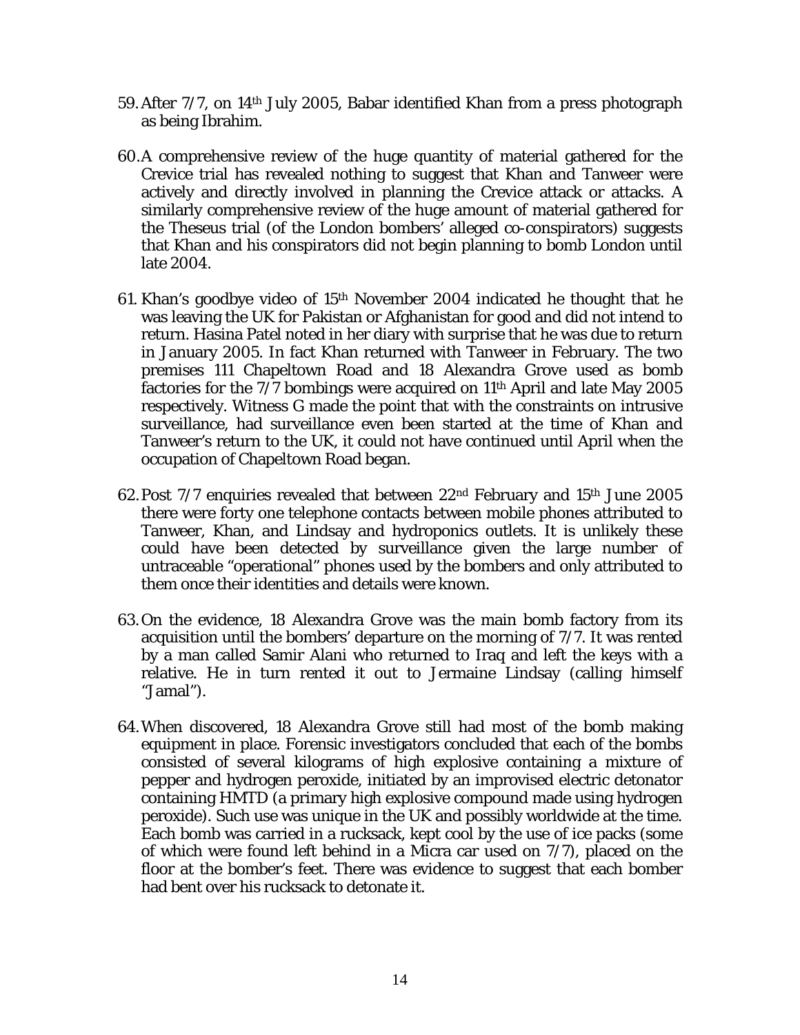59. After 7/7, on 14th July 2005, Babar identified Khan from a press photograph as being Ibrahim.

60. A comprehensive review of the huge quantity of material gathered for the Crevice trial has revealed nothing to suggest that Khan and Tanweer were actively and directly involved in planning the Crevice attack or attacks. A similarly comprehensive review of the huge amount of material gathered for the Theseus trial (of the London bombers' alleged co-conspirators) suggests that Khan and his conspirators did not begin planning to bomb London until late 2004.

61. Khan's goodbye video of 15th November 2004 indicated he thought that he was leaving the UK for Pakistan or Afghanistan for good and did not intend to return. Hasina Patel noted in her diary with surprise that he was due to return in January 2005. In fact Khan returned with Tanweer in February. The two premises 111 Chapeltown Road and 18 Alexandra Grove used as bomb factories for the 7/7 bombings were acquired on 11th April and late May 2005 respectively. Witness G made the point that with the constraints on intrusive surveillance, had surveillance even been started at the time of Khan and Tanweer's return to the UK, it could not have continued until April when the occupation of Chapeltown Road began.

62. Post 7/7 enquiries revealed that between 22nd February and 15th June 2005 there were forty one telephone contacts between mobile phones attributed to Tanweer, Khan, and Lindsay and hydroponics outlets. It is unlikely these could have been detected by surveillance given the large number of untraceable "operational" phones used by the bombers and only attributed to them once their identities and details were known.

63. On the evidence, 18 Alexandra Grove was the main bomb factory from its acquisition until the bombers' departure on the morning of 7/7. It was rented by a man called Samir Alani who returned to Iraq and left the keys with a relative. He in turn rented it out to Jermaine Lindsay (calling himself "Jamal").

64. When discovered, 18 Alexandra Grove still had most of the bomb making equipment in place. Forensic investigators concluded that each of the bombs consisted of several kilograms of high explosive containing a mixture of pepper and hydrogen peroxide, initiated by an improvised electric detonator containing HMTD (a primary high explosive compound made using hydrogen peroxide). Such use was unique in the UK and possibly worldwide at the time. Each bomb was carried in a rucksack, kept cool by the use of ice packs (some of which were found left behind in a Micra car used on 7/7), placed on the floor at the bomber's feet. There was evidence to suggest that each bomber had bent over his rucksack to detonate it.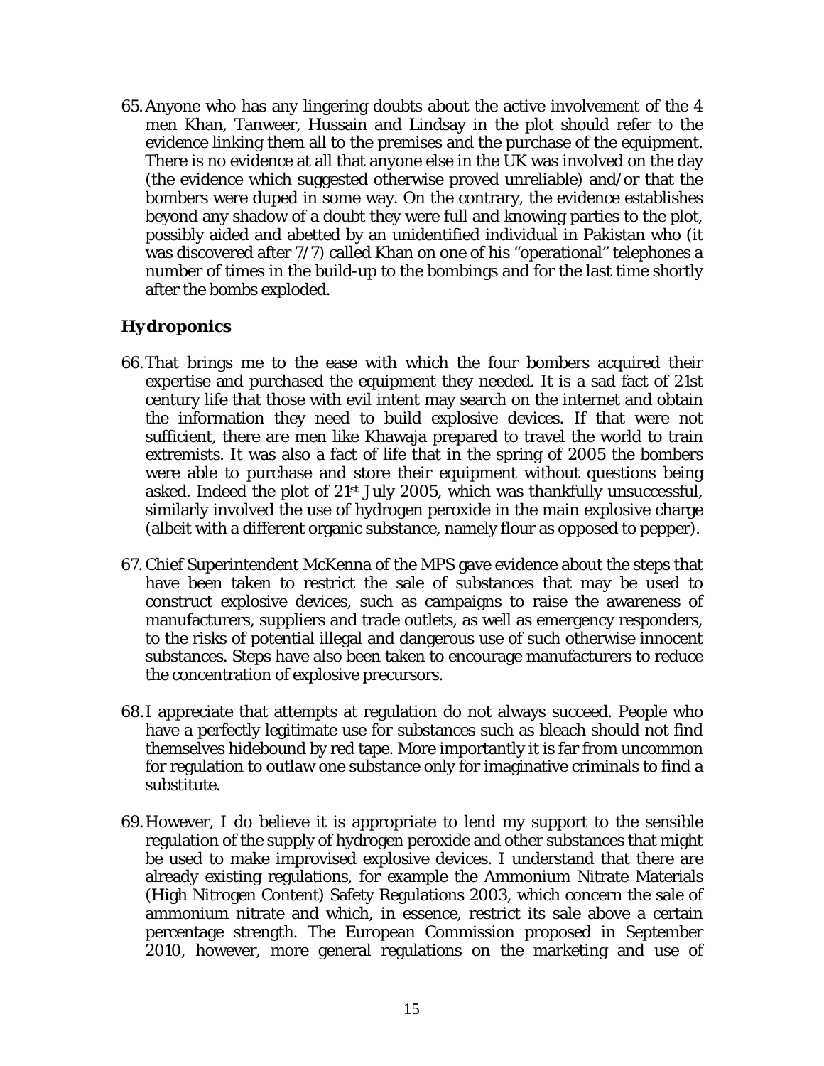65. Anyone who has any lingering doubts about the active involvement of the 4 men Khan, Tanweer, Hussain and Lindsay in the plot should refer to the evidence linking them all to the premises and the purchase of the equipment. There is no evidence at all that anyone else in the UK was involved on the day (the evidence which suggested otherwise proved unreliable) and/or that the bombers were duped in some way. On the contrary, the evidence establishes beyond any shadow of a doubt they were full and knowing parties to the plot, possibly aided and abetted by an unidentified individual in Pakistan who (it was discovered after 7/7) called Khan on one of his "operational" telephones a number of times in the build-up to the bombings and for the last time shortly after the bombs exploded.

### Hydroponics

66. That brings me to the ease with which the four bombers acquired their expertise and purchased the equipment they needed. It is a sad fact of 21st century life that those with evil intent may search on the internet and obtain the information they need to build explosive devices. If that were not sufficient, there are men like Khawaja prepared to travel the world to train extremists. It was also a fact of life that in the spring of 2005 the bombers were able to purchase and store their equipment without questions being asked. Indeed the plot of 21st July 2005, which was thankfully unsuccessful, similarly involved the use of hydrogen peroxide in the main explosive charge (albeit with a different organic substance, namely flour as opposed to pepper).

67. Chief Superintendent McKenna of the MPS gave evidence about the steps that have been taken to restrict the sale of substances that may be used to construct explosive devices, such as campaigns to raise the awareness of manufacturers, suppliers and trade outlets, as well as emergency responders, to the risks of potential illegal and dangerous use of such otherwise innocent substances. Steps have also been taken to encourage manufacturers to reduce the concentration of explosive precursors.

68. I appreciate that attempts at regulation do not always succeed. People who have a perfectly legitimate use for substances such as bleach should not find themselves hidebound by red tape. More importantly it is far from uncommon for regulation to outlaw one substance only for imaginative criminals to find a substitute.

69. However, I do believe it is appropriate to lend my support to the sensible regulation of the supply of hydrogen peroxide and other substances that might be used to make improvised explosive devices. I understand that there are already existing regulations, for example the Ammonium Nitrate Materials (High Nitrogen Content) Safety Regulations 2003, which concern the sale of ammonium nitrate and which, in essence, restrict its sale above a certain percentage strength. The European Commission proposed in September 2010, however, more general regulations on the marketing and use of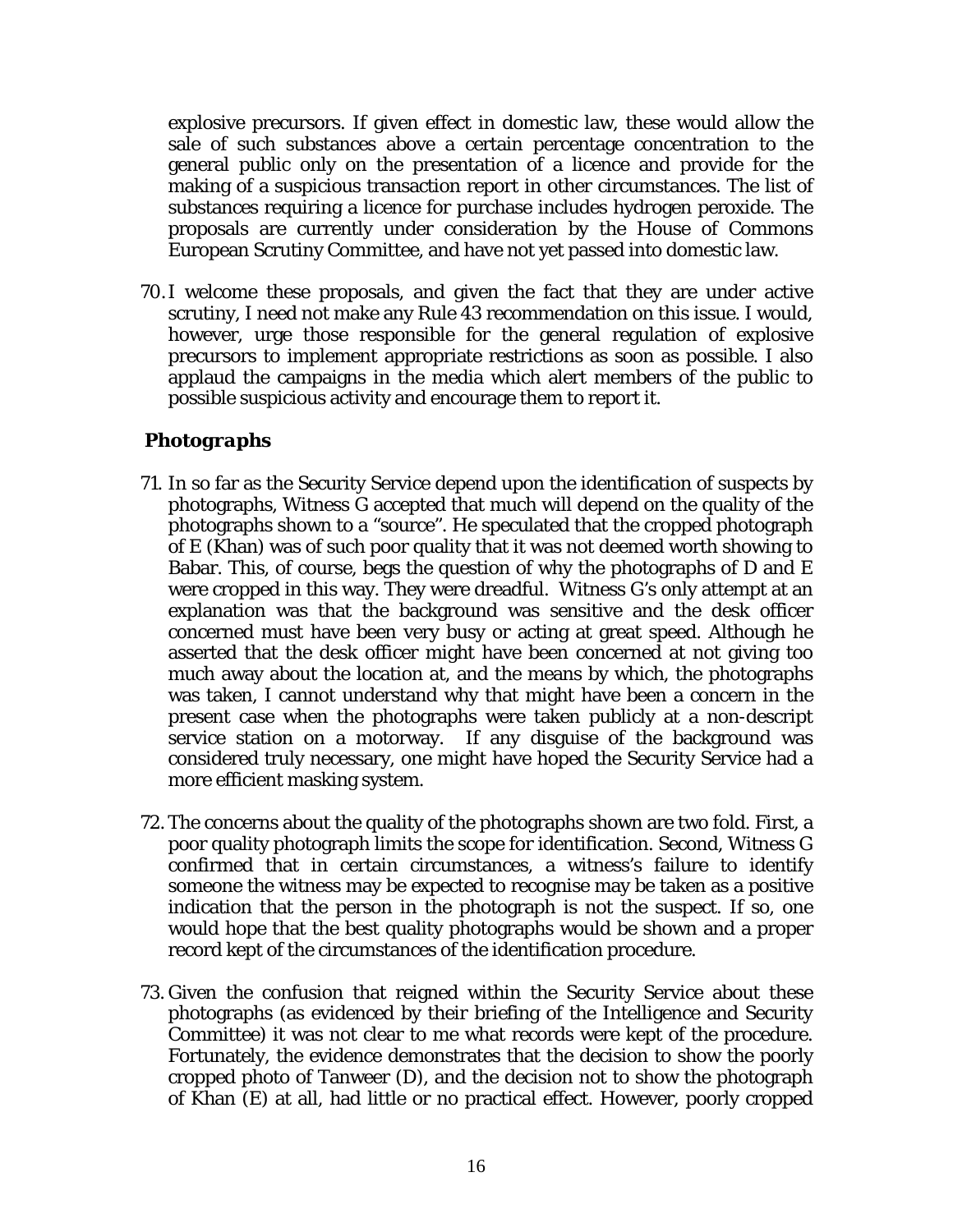explosive precursors. If given effect in domestic law, these would allow the sale of such substances above a certain percentage concentration to the general public only on the presentation of a licence and provide for the making of a suspicious transaction report in other circumstances. The list of substances requiring a licence for purchase includes hydrogen peroxide. The proposals are currently under consideration by the House of Commons European Scrutiny Committee, and have not yet passed into domestic law.

70. I welcome these proposals, and given the fact that they are under active scrutiny, I need not make any Rule 43 recommendation on this issue. I would, however, urge those responsible for the general regulation of explosive precursors to implement appropriate restrictions as soon as possible. I also applaud the campaigns in the media which alert members of the public to possible suspicious activity and encourage them to report it.

### *Photographs*

71. In so far as the Security Service depend upon the identification of suspects by photographs, Witness G accepted that much will depend on the quality of the photographs shown to a "source". He speculated that the cropped photograph of E (Khan) was of such poor quality that it was not deemed worth showing to Babar. This, of course, begs the question of why the photographs of D and E were cropped in this way. They were dreadful. Witness G's only attempt at an explanation was that the background was sensitive and the desk officer concerned must have been very busy or acting at great speed. Although he asserted that the desk officer might have been concerned at not giving too much away about the location at, and the means by which, the photographs was taken, I cannot understand why that might have been a concern in the present case when the photographs were taken publicly at a non-descript service station on a motorway. If any disguise of the background was considered truly necessary, one might have hoped the Security Service had a more efficient masking system.

72. The concerns about the quality of the photographs shown are two fold. First, a poor quality photograph limits the scope for identification. Second, Witness G confirmed that in certain circumstances, a witness's failure to identify someone the witness may be expected to recognise may be taken as a positive indication that the person in the photograph is not the suspect. If so, one would hope that the best quality photographs would be shown and a proper record kept of the circumstances of the identification procedure.

73. Given the confusion that reigned within the Security Service about these photographs (as evidenced by their briefing of the Intelligence and Security Committee) it was not clear to me what records were kept of the procedure. Fortunately, the evidence demonstrates that the decision to show the poorly cropped photo of Tanweer (D), and the decision not to show the photograph of Khan (E) at all, had little or no practical effect. However, poorly cropped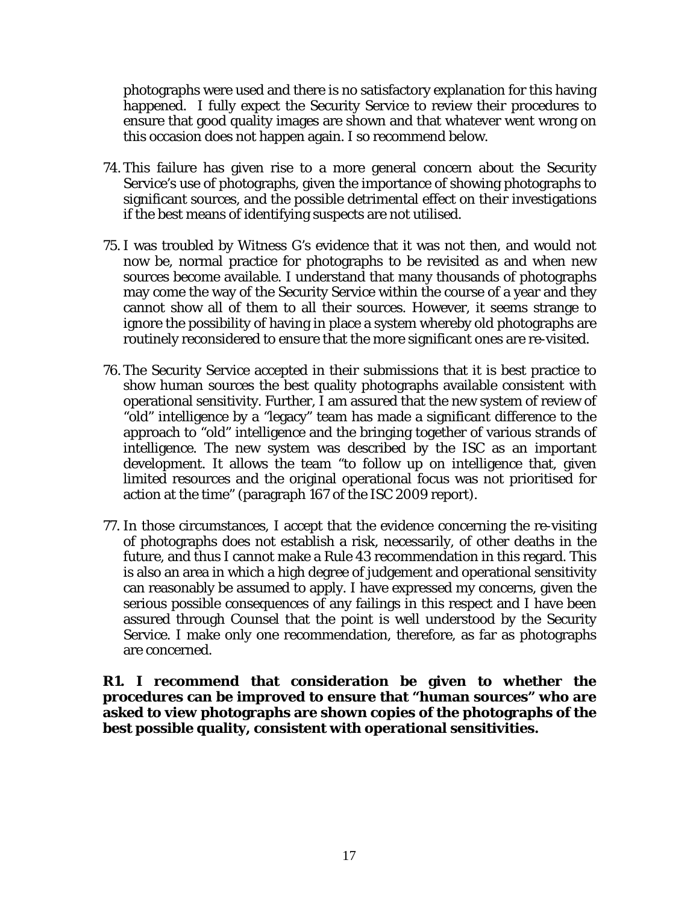photographs were used and there is no satisfactory explanation for this having happened. I fully expect the Security Service to review their procedures to ensure that good quality images are shown and that whatever went wrong on this occasion does not happen again. I so recommend below.

74. This failure has given rise to a more general concern about the Security Service's use of photographs, given the importance of showing photographs to significant sources, and the possible detrimental effect on their investigations if the best means of identifying suspects are not utilised.

75. I was troubled by Witness G's evidence that it was not then, and would not now be, normal practice for photographs to be revisited as and when new sources become available. I understand that many thousands of photographs may come the way of the Security Service within the course of a year and they cannot show all of them to all their sources. However, it seems strange to ignore the possibility of having in place a system whereby old photographs are routinely reconsidered to ensure that the more significant ones are re-visited.

76. The Security Service accepted in their submissions that it is best practice to show human sources the best quality photographs available consistent with operational sensitivity. Further, I am assured that the new system of review of "old" intelligence by a "legacy" team has made a significant difference to the approach to "old" intelligence and the bringing together of various strands of intelligence. The new system was described by the ISC as an important development. It allows the team "to follow up on intelligence that, given limited resources and the original operational focus was not prioritised for action at the time" (paragraph 167 of the ISC 2009 report).

77. In those circumstances, I accept that the evidence concerning the re-visiting of photographs does not establish a risk, necessarily, of other deaths in the future, and thus I cannot make a Rule 43 recommendation in this regard. This is also an area in which a high degree of judgement and operational sensitivity can reasonably be assumed to apply. I have expressed my concerns, given the serious possible consequences of any failings in this respect and I have been assured through Counsel that the point is well understood by the Security Service. I make only one recommendation, therefore, as far as photographs are concerned.

**R1. I recommend that consideration be given to whether the procedures can be improved to ensure that "human sources" who are asked to view photographs are shown copies of the photographs of the best possible quality, consistent with operational sensitivities.**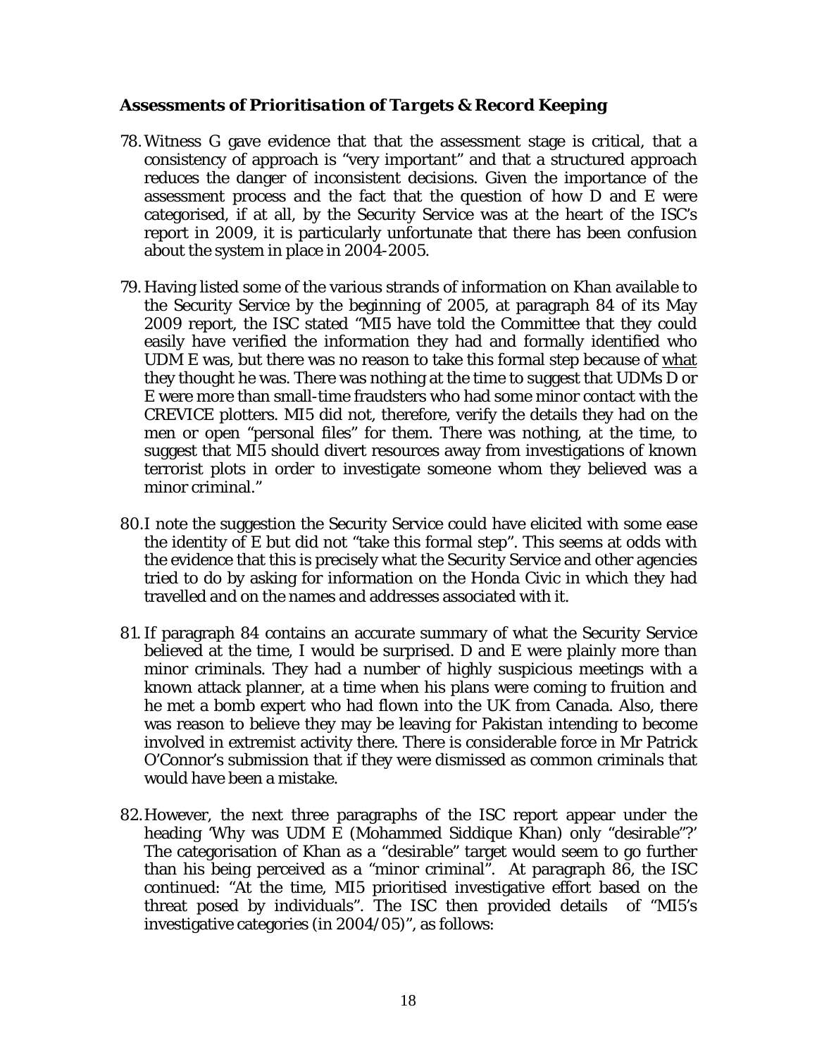### *Assessments of Prioritisation of Targets & Record Keeping*

78. Witness G gave evidence that that the assessment stage is critical, that a consistency of approach is "very important" and that a structured approach reduces the danger of inconsistent decisions. Given the importance of the assessment process and the fact that the question of how D and E were categorised, if at all, by the Security Service was at the heart of the ISC's report in 2009, it is particularly unfortunate that there has been confusion about the system in place in 2004-2005.

79. Having listed some of the various strands of information on Khan available to the Security Service by the beginning of 2005, at paragraph 84 of its May 2009 report, the ISC stated "MI5 have told the Committee that they could easily have verified the information they had and formally identified who UDM E was, but there was no reason to take this formal step because of <u>what</u> they thought he was. There was nothing at the time to suggest that UDMs D or E were more than small-time fraudsters who had some minor contact with the CREVICE plotters. MI5 did not, therefore, verify the details they had on the men or open "personal files" for them. There was nothing, at the time, to suggest that MI5 should divert resources away from investigations of known terrorist plots in order to investigate someone whom they believed was a minor criminal."

80. I note the suggestion the Security Service could have elicited with some ease the identity of E but did not "take this formal step". This seems at odds with the evidence that this is precisely what the Security Service and other agencies tried to do by asking for information on the Honda Civic in which they had travelled and on the names and addresses associated with it.

81. If paragraph 84 contains an accurate summary of what the Security Service believed at the time, I would be surprised. D and E were plainly more than minor criminals. They had a number of highly suspicious meetings with a known attack planner, at a time when his plans were coming to fruition and he met a bomb expert who had flown into the UK from Canada. Also, there was reason to believe they may be leaving for Pakistan intending to become involved in extremist activity there. There is considerable force in Mr Patrick O'Connor's submission that if they were dismissed as common criminals that would have been a mistake.

82. However, the next three paragraphs of the ISC report appear under the heading 'Why was UDM E (Mohammed Siddique Khan) only "desirable"?' The categorisation of Khan as a "desirable" target would seem to go further than his being perceived as a "minor criminal". At paragraph 86, the ISC continued: "At the time, MI5 prioritised investigative effort based on the threat posed by individuals". The ISC then provided details of "MI5's investigative categories (in 2004/05)", as follows: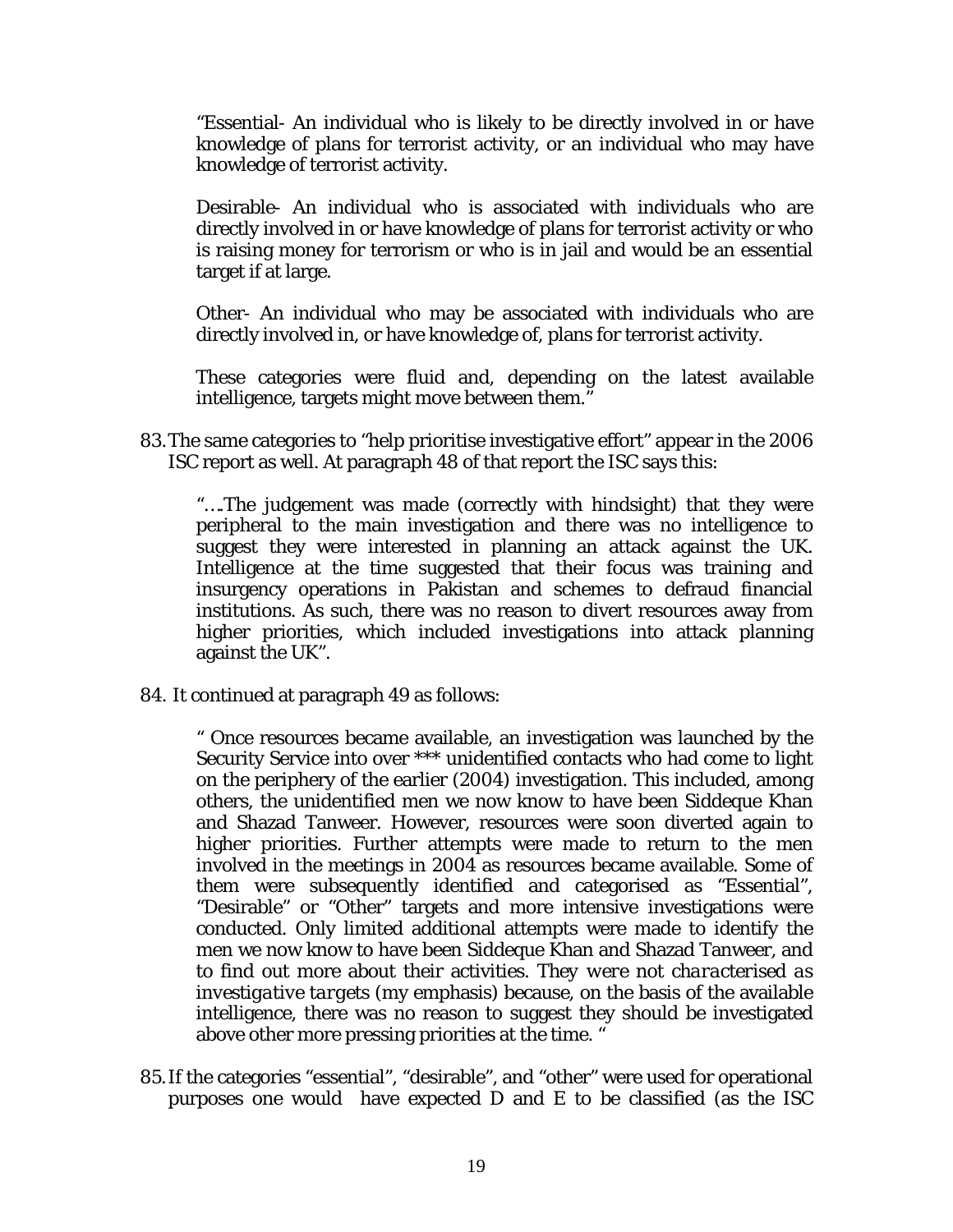> "Essential- An individual who is likely to be directly involved in or have knowledge of plans for terrorist activity, or an individual who may have knowledge of terrorist activity.
>
> Desirable- An individual who is associated with individuals who are directly involved in or have knowledge of plans for terrorist activity or who is raising money for terrorism or who is in jail and would be an essential target if at large.
>
> Other- An individual who may be associated with individuals who are directly involved in, or have knowledge of, plans for terrorist activity.
>
> These categories were fluid and, depending on the latest available intelligence, targets might move between them."

83. The same categories to "help prioritise investigative effort" appear in the 2006 ISC report as well. At paragraph 48 of that report the ISC says this:

> "….The judgement was made (correctly with hindsight) that they were peripheral to the main investigation and there was no intelligence to suggest they were interested in planning an attack against the UK. Intelligence at the time suggested that their focus was training and insurgency operations in Pakistan and schemes to defraud financial institutions. As such, there was no reason to divert resources away from higher priorities, which included investigations into attack planning against the UK".

84. It continued at paragraph 49 as follows:

> " Once resources became available, an investigation was launched by the Security Service into over *** unidentified contacts who had come to light on the periphery of the earlier (2004) investigation. This included, among others, the unidentified men we now know to have been Siddeque Khan and Shazad Tanweer. However, resources were soon diverted again to higher priorities. Further attempts were made to return to the men involved in the meetings in 2004 as resources became available. Some of them were subsequently identified and categorised as "Essential", "Desirable" or "Other" targets and more intensive investigations were conducted. Only limited additional attempts were made to identify the men we now know to have been Siddeque Khan and Shazad Tanweer, and to find out more about their activities. *They were not characterised as investigative targets* (my emphasis) because, on the basis of the available intelligence, there was no reason to suggest they should be investigated above other more pressing priorities at the time. "

85. If the categories "essential", "desirable", and "other" were used for operational purposes one would have expected D and E to be classified (as the ISC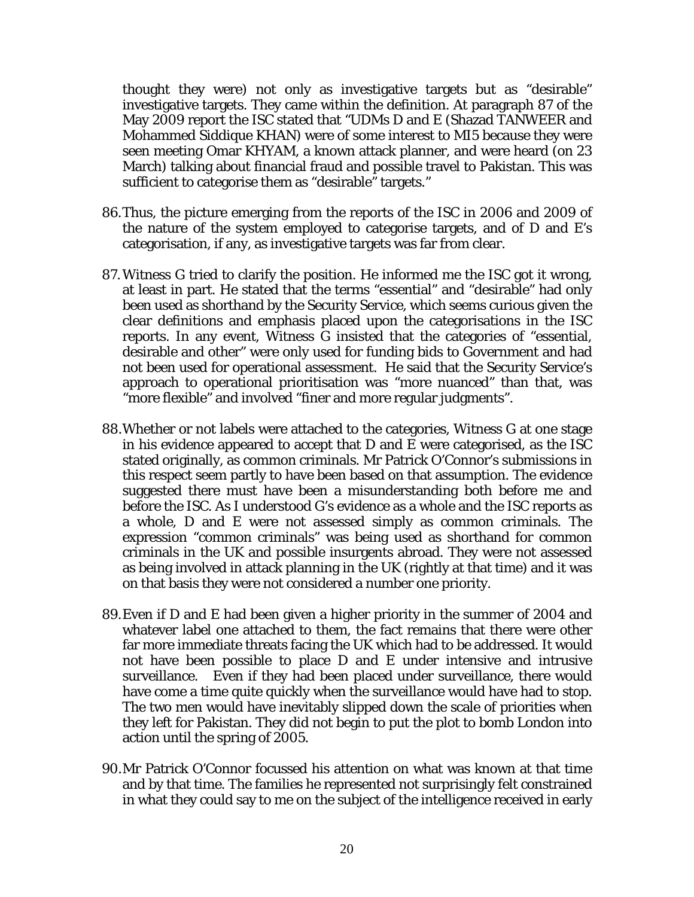thought they were) not only as investigative targets but as "desirable" investigative targets. They came within the definition. At paragraph 87 of the May 2009 report the ISC stated that "UDMs D and E (Shazad TANWEER and Mohammed Siddique KHAN) were of some interest to MI5 because they were seen meeting Omar KHYAM, a known attack planner, and were heard (on 23 March) talking about financial fraud and possible travel to Pakistan. This was sufficient to categorise them as "desirable" targets."

86. Thus, the picture emerging from the reports of the ISC in 2006 and 2009 of the nature of the system employed to categorise targets, and of D and E's categorisation, if any, as investigative targets was far from clear.

87. Witness G tried to clarify the position. He informed me the ISC got it wrong, at least in part. He stated that the terms "essential" and "desirable" had only been used as shorthand by the Security Service, which seems curious given the clear definitions and emphasis placed upon the categorisations in the ISC reports. In any event, Witness G insisted that the categories of "essential, desirable and other" were only used for funding bids to Government and had not been used for operational assessment. He said that the Security Service's approach to operational prioritisation was "more nuanced" than that, was "more flexible" and involved "finer and more regular judgments".

88. Whether or not labels were attached to the categories, Witness G at one stage in his evidence appeared to accept that D and E were categorised, as the ISC stated originally, as common criminals. Mr Patrick O'Connor's submissions in this respect seem partly to have been based on that assumption. The evidence suggested there must have been a misunderstanding both before me and before the ISC. As I understood G's evidence as a whole and the ISC reports as a whole, D and E were not assessed simply as common criminals. The expression "common criminals" was being used as shorthand for common criminals in the UK and possible insurgents abroad. They were not assessed as being involved in attack planning in the UK (rightly at that time) and it was on that basis they were not considered a number one priority.

89. Even if D and E had been given a higher priority in the summer of 2004 and whatever label one attached to them, the fact remains that there were other far more immediate threats facing the UK which had to be addressed. It would not have been possible to place D and E under intensive and intrusive surveillance. Even if they had been placed under surveillance, there would have come a time quite quickly when the surveillance would have had to stop. The two men would have inevitably slipped down the scale of priorities when they left for Pakistan. They did not begin to put the plot to bomb London into action until the spring of 2005.

90. Mr Patrick O'Connor focussed his attention on what was known at that time and by that time. The families he represented not surprisingly felt constrained in what they could say to me on the subject of the intelligence received in early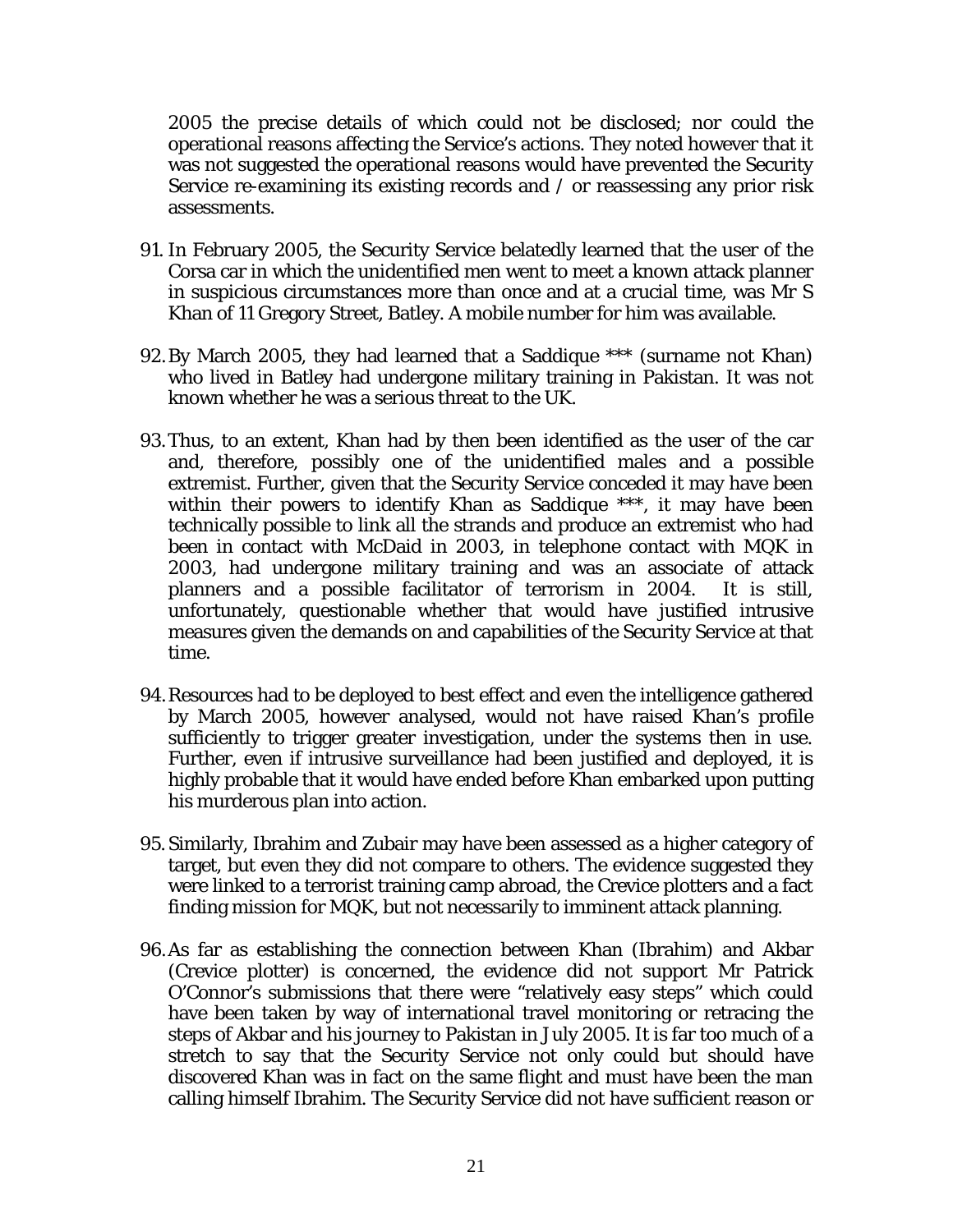2005 the precise details of which could not be disclosed; nor could the operational reasons affecting the Service's actions. They noted however that it was not suggested the operational reasons would have prevented the Security Service re-examining its existing records and / or reassessing any prior risk assessments.

91. In February 2005, the Security Service belatedly learned that the user of the Corsa car in which the unidentified men went to meet a known attack planner in suspicious circumstances more than once and at a crucial time, was Mr S Khan of 11 Gregory Street, Batley. A mobile number for him was available.

92. By March 2005, they had learned that a Saddique *** (surname not Khan) who lived in Batley had undergone military training in Pakistan. It was not known whether he was a serious threat to the UK.

93. Thus, to an extent, Khan had by then been identified as the user of the car and, therefore, possibly one of the unidentified males and a possible extremist. Further, given that the Security Service conceded it may have been within their powers to identify Khan as Saddique ***, it may have been technically possible to link all the strands and produce an extremist who had been in contact with McDaid in 2003, in telephone contact with MQK in 2003, had undergone military training and was an associate of attack planners and a possible facilitator of terrorism in 2004. It is still, unfortunately, questionable whether that would have justified intrusive measures given the demands on and capabilities of the Security Service at that time.

94. Resources had to be deployed to best effect and even the intelligence gathered by March 2005, however analysed, would not have raised Khan's profile sufficiently to trigger greater investigation, under the systems then in use. Further, even if intrusive surveillance had been justified and deployed, it is highly probable that it would have ended before Khan embarked upon putting his murderous plan into action.

95. Similarly, Ibrahim and Zubair may have been assessed as a higher category of target, but even they did not compare to others. The evidence suggested they were linked to a terrorist training camp abroad, the Crevice plotters and a fact finding mission for MQK, but not necessarily to imminent attack planning.

96. As far as establishing the connection between Khan (Ibrahim) and Akbar (Crevice plotter) is concerned, the evidence did not support Mr Patrick O'Connor's submissions that there were "relatively easy steps" which could have been taken by way of international travel monitoring or retracing the steps of Akbar and his journey to Pakistan in July 2005. It is far too much of a stretch to say that the Security Service not only could but should have discovered Khan was in fact on the same flight and must have been the man calling himself Ibrahim. The Security Service did not have sufficient reason or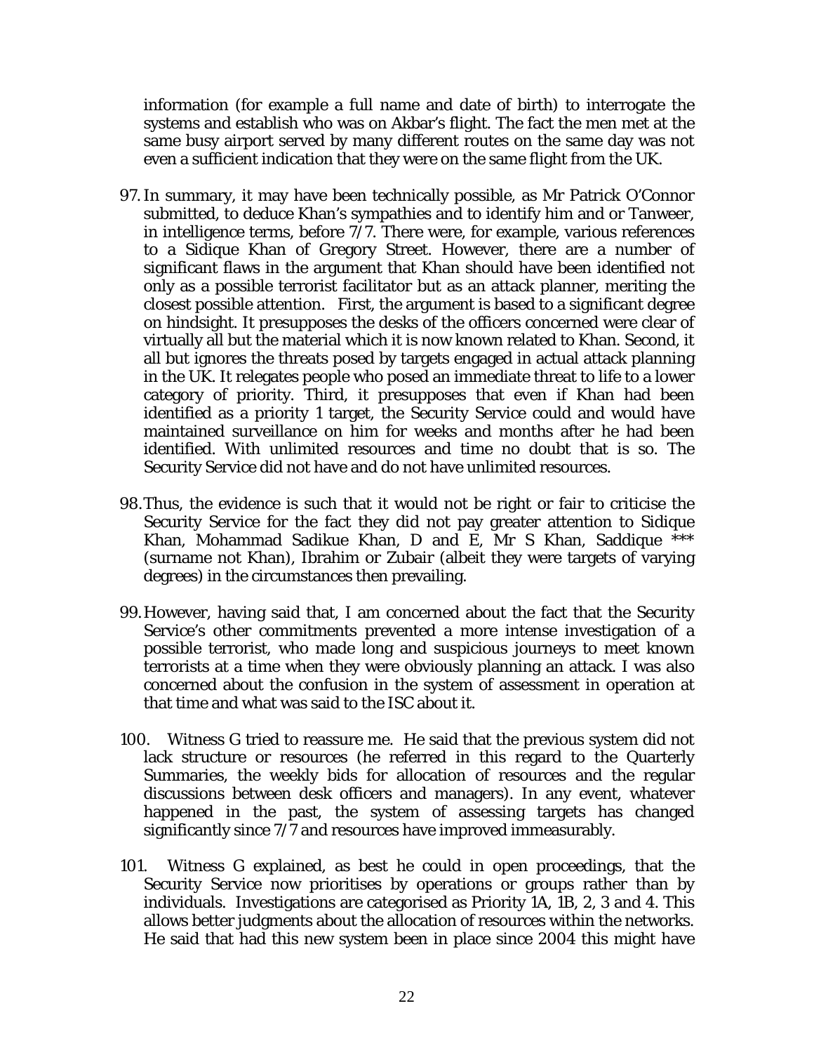information (for example a full name and date of birth) to interrogate the systems and establish who was on Akbar's flight. The fact the men met at the same busy airport served by many different routes on the same day was not even a sufficient indication that they were on the same flight from the UK.

97. In summary, it may have been technically possible, as Mr Patrick O'Connor submitted, to deduce Khan's sympathies and to identify him and or Tanweer, in intelligence terms, before 7/7. There were, for example, various references to a Sidique Khan of Gregory Street. However, there are a number of significant flaws in the argument that Khan should have been identified not only as a possible terrorist facilitator but as an attack planner, meriting the closest possible attention. First, the argument is based to a significant degree on hindsight. It presupposes the desks of the officers concerned were clear of virtually all but the material which it is now known related to Khan. Second, it all but ignores the threats posed by targets engaged in actual attack planning in the UK. It relegates people who posed an immediate threat to life to a lower category of priority. Third, it presupposes that even if Khan had been identified as a priority 1 target, the Security Service could and would have maintained surveillance on him for weeks and months after he had been identified. With unlimited resources and time no doubt that is so. The Security Service did not have and do not have unlimited resources.

98. Thus, the evidence is such that it would not be right or fair to criticise the Security Service for the fact they did not pay greater attention to Sidique Khan, Mohammad Sadikue Khan, D and E, Mr S Khan, Saddique *** (surname not Khan), Ibrahim or Zubair (albeit they were targets of varying degrees) in the circumstances then prevailing.

99. However, having said that, I am concerned about the fact that the Security Service's other commitments prevented a more intense investigation of a possible terrorist, who made long and suspicious journeys to meet known terrorists at a time when they were obviously planning an attack. I was also concerned about the confusion in the system of assessment in operation at that time and what was said to the ISC about it.

100. Witness G tried to reassure me. He said that the previous system did not lack structure or resources (he referred in this regard to the Quarterly Summaries, the weekly bids for allocation of resources and the regular discussions between desk officers and managers). In any event, whatever happened in the past, the system of assessing targets has changed significantly since 7/7 and resources have improved immeasurably.

101. Witness G explained, as best he could in open proceedings, that the Security Service now prioritises by operations or groups rather than by individuals. Investigations are categorised as Priority 1A, 1B, 2, 3 and 4. This allows better judgments about the allocation of resources within the networks. He said that had this new system been in place since 2004 this might have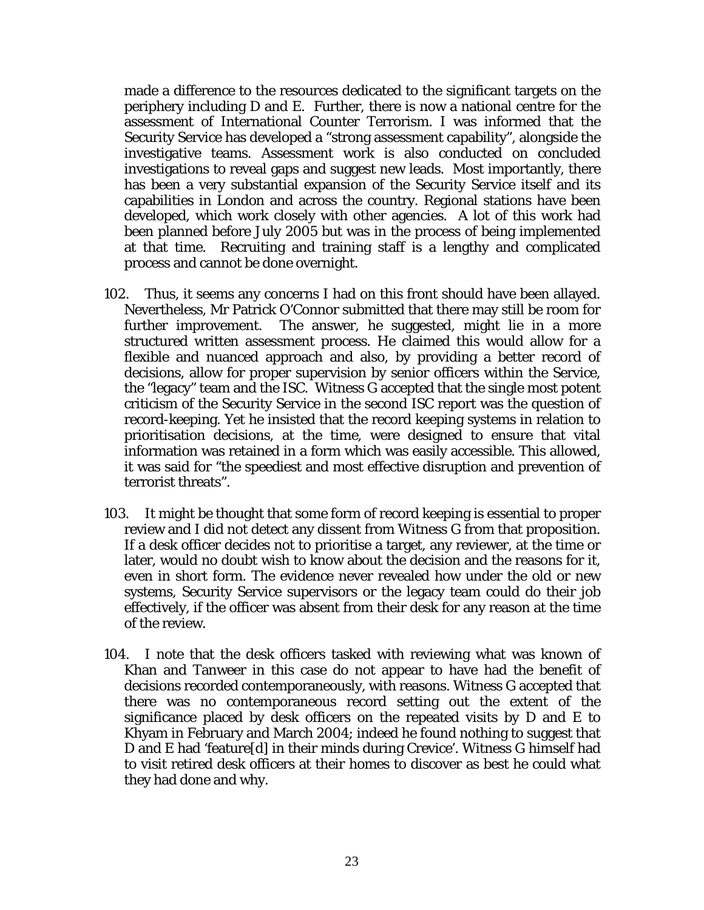made a difference to the resources dedicated to the significant targets on the periphery including D and E. Further, there is now a national centre for the assessment of International Counter Terrorism. I was informed that the Security Service has developed a "strong assessment capability", alongside the investigative teams. Assessment work is also conducted on concluded investigations to reveal gaps and suggest new leads. Most importantly, there has been a very substantial expansion of the Security Service itself and its capabilities in London and across the country. Regional stations have been developed, which work closely with other agencies. A lot of this work had been planned before July 2005 but was in the process of being implemented at that time. Recruiting and training staff is a lengthy and complicated process and cannot be done overnight.

102. Thus, it seems any concerns I had on this front should have been allayed. Nevertheless, Mr Patrick O'Connor submitted that there may still be room for further improvement. The answer, he suggested, might lie in a more structured written assessment process. He claimed this would allow for a flexible and nuanced approach and also, by providing a better record of decisions, allow for proper supervision by senior officers within the Service, the "legacy" team and the ISC. Witness G accepted that the single most potent criticism of the Security Service in the second ISC report was the question of record-keeping. Yet he insisted that the record keeping systems in relation to prioritisation decisions, at the time, were designed to ensure that vital information was retained in a form which was easily accessible. This allowed, it was said for "the speediest and most effective disruption and prevention of terrorist threats".

103. It might be thought that some form of record keeping is essential to proper review and I did not detect any dissent from Witness G from that proposition. If a desk officer decides not to prioritise a target, any reviewer, at the time or later, would no doubt wish to know about the decision and the reasons for it, even in short form. The evidence never revealed how under the old or new systems, Security Service supervisors or the legacy team could do their job effectively, if the officer was absent from their desk for any reason at the time of the review.

104. I note that the desk officers tasked with reviewing what was known of Khan and Tanweer in this case do not appear to have had the benefit of decisions recorded contemporaneously, with reasons. Witness G accepted that there was no contemporaneous record setting out the extent of the significance placed by desk officers on the repeated visits by D and E to Khyam in February and March 2004; indeed he found nothing to suggest that D and E had 'feature[d] in their minds during Crevice'. Witness G himself had to visit retired desk officers at their homes to discover as best he could what they had done and why.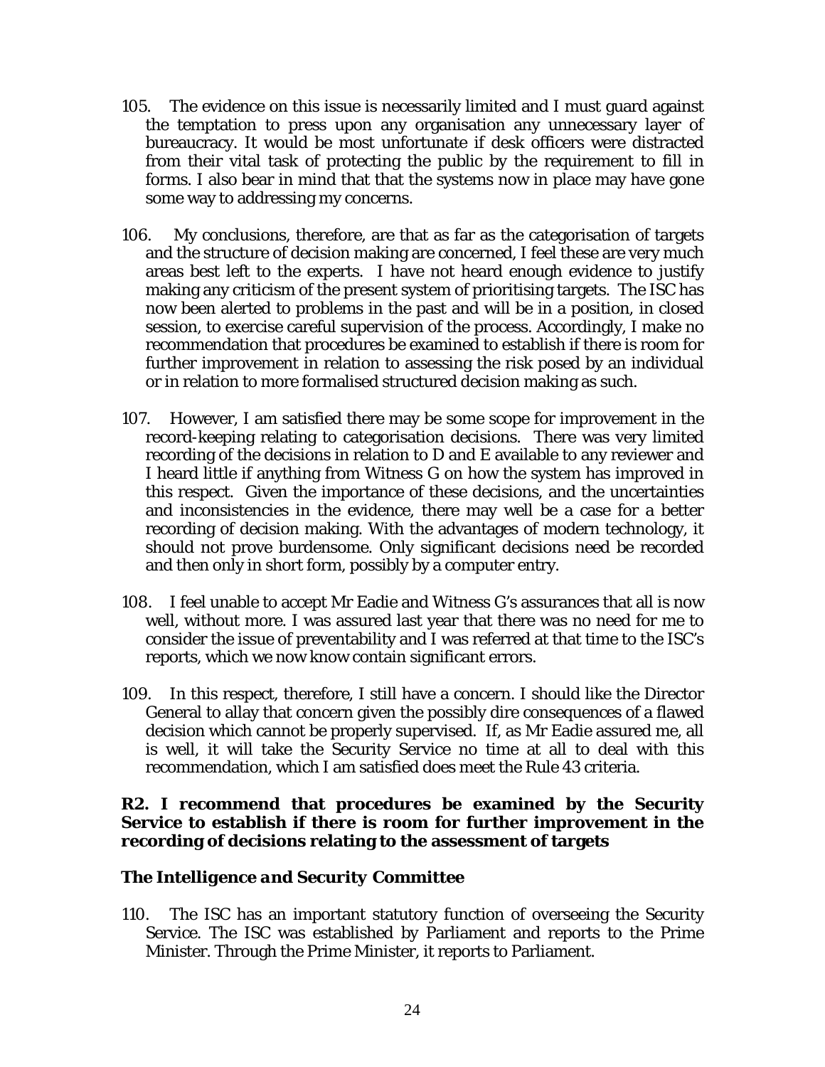105. The evidence on this issue is necessarily limited and I must guard against the temptation to press upon any organisation any unnecessary layer of bureaucracy. It would be most unfortunate if desk officers were distracted from their vital task of protecting the public by the requirement to fill in forms. I also bear in mind that that the systems now in place may have gone some way to addressing my concerns.

106. My conclusions, therefore, are that as far as the categorisation of targets and the structure of decision making are concerned, I feel these are very much areas best left to the experts. I have not heard enough evidence to justify making any criticism of the present system of prioritising targets. The ISC has now been alerted to problems in the past and will be in a position, in closed session, to exercise careful supervision of the process. Accordingly, I make no recommendation that procedures be examined to establish if there is room for further improvement in relation to assessing the risk posed by an individual or in relation to more formalised structured decision making as such.

107. However, I am satisfied there may be some scope for improvement in the record-keeping relating to categorisation decisions. There was very limited recording of the decisions in relation to D and E available to any reviewer and I heard little if anything from Witness G on how the system has improved in this respect. Given the importance of these decisions, and the uncertainties and inconsistencies in the evidence, there may well be a case for a better recording of decision making. With the advantages of modern technology, it should not prove burdensome. Only significant decisions need be recorded and then only in short form, possibly by a computer entry.

108. I feel unable to accept Mr Eadie and Witness G's assurances that all is now well, without more. I was assured last year that there was no need for me to consider the issue of preventability and I was referred at that time to the ISC's reports, which we now know contain significant errors.

109. In this respect, therefore, I still have a concern. I should like the Director General to allay that concern given the possibly dire consequences of a flawed decision which cannot be properly supervised. If, as Mr Eadie assured me, all is well, it will take the Security Service no time at all to deal with this recommendation, which I am satisfied does meet the Rule 43 criteria.

**R2. I recommend that procedures be examined by the Security Service to establish if there is room for further improvement in the recording of decisions relating to the assessment of targets**

### *The Intelligence and Security Committee*

110. The ISC has an important statutory function of overseeing the Security Service. The ISC was established by Parliament and reports to the Prime Minister. Through the Prime Minister, it reports to Parliament.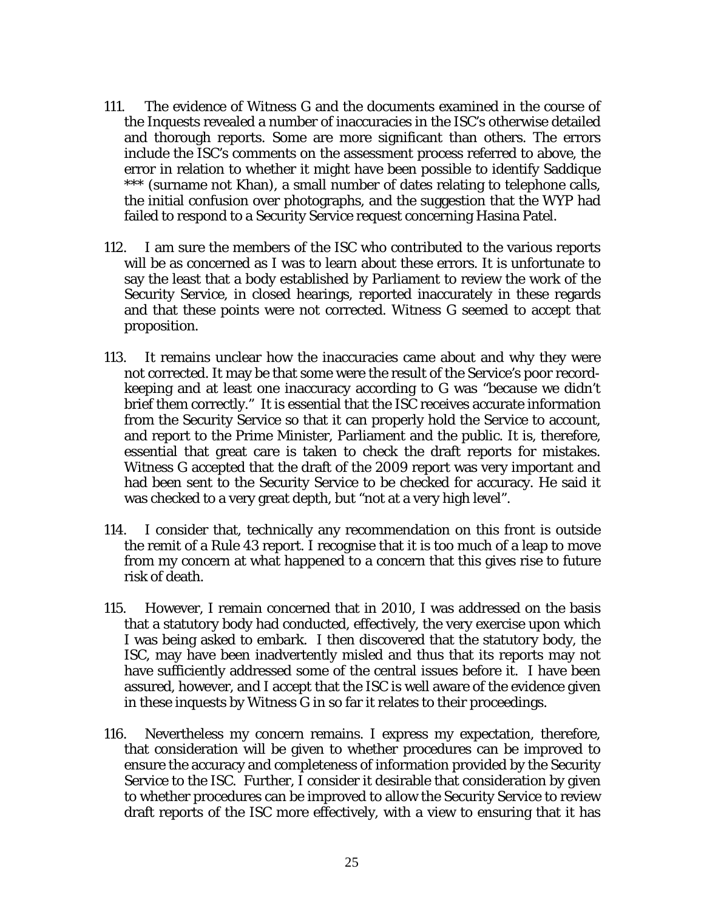111. The evidence of Witness G and the documents examined in the course of the Inquests revealed a number of inaccuracies in the ISC's otherwise detailed and thorough reports. Some are more significant than others. The errors include the ISC's comments on the assessment process referred to above, the error in relation to whether it might have been possible to identify Saddique *** (surname not Khan), a small number of dates relating to telephone calls, the initial confusion over photographs, and the suggestion that the WYP had failed to respond to a Security Service request concerning Hasina Patel.

112. I am sure the members of the ISC who contributed to the various reports will be as concerned as I was to learn about these errors. It is unfortunate to say the least that a body established by Parliament to review the work of the Security Service, in closed hearings, reported inaccurately in these regards and that these points were not corrected. Witness G seemed to accept that proposition.

113. It remains unclear how the inaccuracies came about and why they were not corrected. It may be that some were the result of the Service's poor record-keeping and at least one inaccuracy according to G was "because we didn't brief them correctly." It is essential that the ISC receives accurate information from the Security Service so that it can properly hold the Service to account, and report to the Prime Minister, Parliament and the public. It is, therefore, essential that great care is taken to check the draft reports for mistakes. Witness G accepted that the draft of the 2009 report was very important and had been sent to the Security Service to be checked for accuracy. He said it was checked to a very great depth, but "not at a very high level".

114. I consider that, technically any recommendation on this front is outside the remit of a Rule 43 report. I recognise that it is too much of a leap to move from my concern at what happened to a concern that this gives rise to future risk of death.

115. However, I remain concerned that in 2010, I was addressed on the basis that a statutory body had conducted, effectively, the very exercise upon which I was being asked to embark. I then discovered that the statutory body, the ISC, may have been inadvertently misled and thus that its reports may not have sufficiently addressed some of the central issues before it. I have been assured, however, and I accept that the ISC is well aware of the evidence given in these inquests by Witness G in so far it relates to their proceedings.

116. Nevertheless my concern remains. I express my expectation, therefore, that consideration will be given to whether procedures can be improved to ensure the accuracy and completeness of information provided by the Security Service to the ISC. Further, I consider it desirable that consideration by given to whether procedures can be improved to allow the Security Service to review draft reports of the ISC more effectively, with a view to ensuring that it has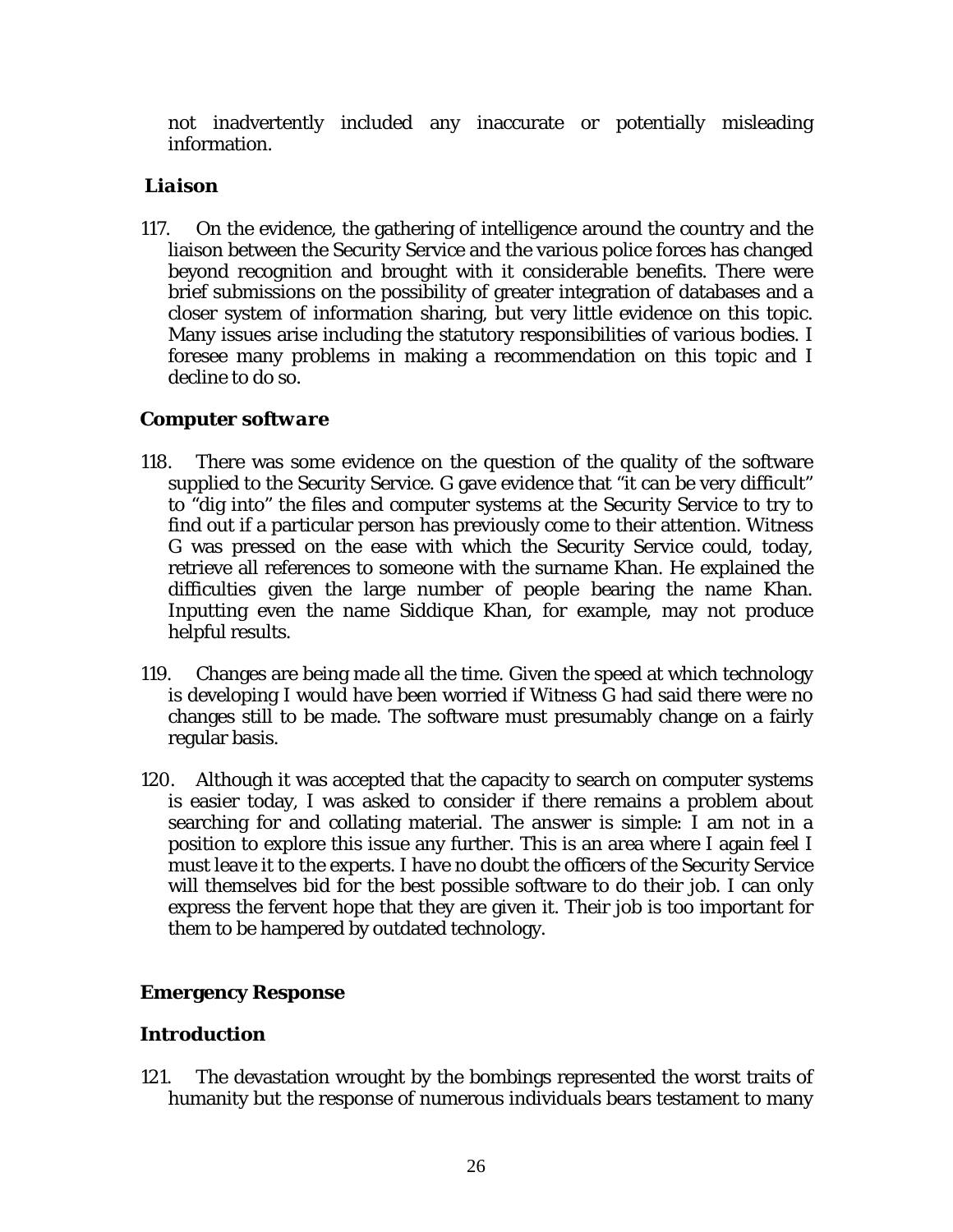not inadvertently included any inaccurate or potentially misleading information.

### *Liaison*

117. On the evidence, the gathering of intelligence around the country and the liaison between the Security Service and the various police forces has changed beyond recognition and brought with it considerable benefits. There were brief submissions on the possibility of greater integration of databases and a closer system of information sharing, but very little evidence on this topic. Many issues arise including the statutory responsibilities of various bodies. I foresee many problems in making a recommendation on this topic and I decline to do so.

### *Computer software*

118. There was some evidence on the question of the quality of the software supplied to the Security Service. G gave evidence that "it can be very difficult" to "dig into" the files and computer systems at the Security Service to try to find out if a particular person has previously come to their attention. Witness G was pressed on the ease with which the Security Service could, today, retrieve all references to someone with the surname Khan. He explained the difficulties given the large number of people bearing the name Khan. Inputting even the name Siddique Khan, for example, may not produce helpful results.

119. Changes are being made all the time. Given the speed at which technology is developing I would have been worried if Witness G had said there were no changes still to be made. The software must presumably change on a fairly regular basis.

120. Although it was accepted that the capacity to search on computer systems is easier today, I was asked to consider if there remains a problem about searching for and collating material. The answer is simple: I am not in a position to explore this issue any further. This is an area where I again feel I must leave it to the experts. I have no doubt the officers of the Security Service will themselves bid for the best possible software to do their job. I can only express the fervent hope that they are given it. Their job is too important for them to be hampered by outdated technology.

## Emergency Response

### Introduction

121. The devastation wrought by the bombings represented the worst traits of humanity but the response of numerous individuals bears testament to many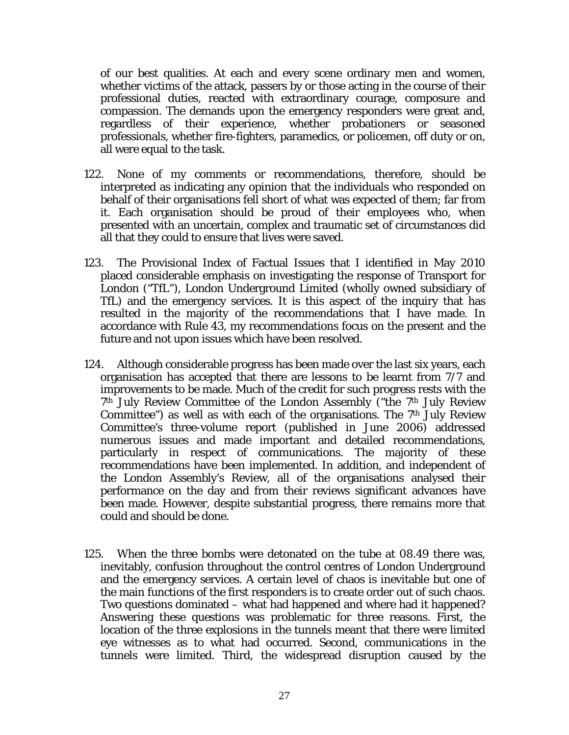of our best qualities. At each and every scene ordinary men and women, whether victims of the attack, passers by or those acting in the course of their professional duties, reacted with extraordinary courage, composure and compassion. The demands upon the emergency responders were great and, regardless of their experience, whether probationers or seasoned professionals, whether fire-fighters, paramedics, or policemen, off duty or on, all were equal to the task.

122. None of my comments or recommendations, therefore, should be interpreted as indicating any opinion that the individuals who responded on behalf of their organisations fell short of what was expected of them; far from it. Each organisation should be proud of their employees who, when presented with an uncertain, complex and traumatic set of circumstances did all that they could to ensure that lives were saved.

123. The Provisional Index of Factual Issues that I identified in May 2010 placed considerable emphasis on investigating the response of Transport for London ("TfL"), London Underground Limited (wholly owned subsidiary of TfL) and the emergency services. It is this aspect of the inquiry that has resulted in the majority of the recommendations that I have made. In accordance with Rule 43, my recommendations focus on the present and the future and not upon issues which have been resolved.

124. Although considerable progress has been made over the last six years, each organisation has accepted that there are lessons to be learnt from 7/7 and improvements to be made. Much of the credit for such progress rests with the 7th July Review Committee of the London Assembly ("the 7th July Review Committee") as well as with each of the organisations. The 7th July Review Committee's three-volume report (published in June 2006) addressed numerous issues and made important and detailed recommendations, particularly in respect of communications. The majority of these recommendations have been implemented. In addition, and independent of the London Assembly's Review, all of the organisations analysed their performance on the day and from their reviews significant advances have been made. However, despite substantial progress, there remains more that could and should be done.

125. When the three bombs were detonated on the tube at 08.49 there was, inevitably, confusion throughout the control centres of London Underground and the emergency services. A certain level of chaos is inevitable but one of the main functions of the first responders is to create order out of such chaos. Two questions dominated – what had happened and where had it happened? Answering these questions was problematic for three reasons. First, the location of the three explosions in the tunnels meant that there were limited eye witnesses as to what had occurred. Second, communications in the tunnels were limited. Third, the widespread disruption caused by the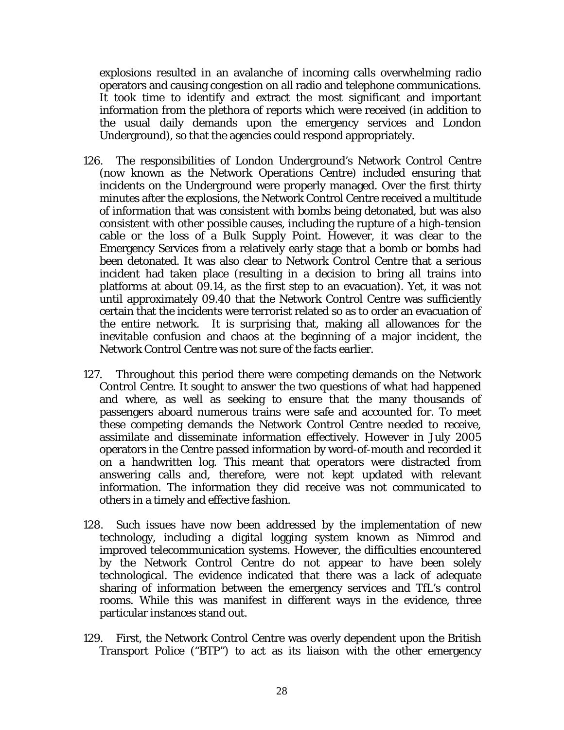explosions resulted in an avalanche of incoming calls overwhelming radio operators and causing congestion on all radio and telephone communications. It took time to identify and extract the most significant and important information from the plethora of reports which were received (in addition to the usual daily demands upon the emergency services and London Underground), so that the agencies could respond appropriately.

126. The responsibilities of London Underground's Network Control Centre (now known as the Network Operations Centre) included ensuring that incidents on the Underground were properly managed. Over the first thirty minutes after the explosions, the Network Control Centre received a multitude of information that was consistent with bombs being detonated, but was also consistent with other possible causes, including the rupture of a high-tension cable or the loss of a Bulk Supply Point. However, it was clear to the Emergency Services from a relatively early stage that a bomb or bombs had been detonated. It was also clear to Network Control Centre that a serious incident had taken place (resulting in a decision to bring all trains into platforms at about 09.14, as the first step to an evacuation). Yet, it was not until approximately 09.40 that the Network Control Centre was sufficiently certain that the incidents were terrorist related so as to order an evacuation of the entire network. It is surprising that, making all allowances for the inevitable confusion and chaos at the beginning of a major incident, the Network Control Centre was not sure of the facts earlier.

127. Throughout this period there were competing demands on the Network Control Centre. It sought to answer the two questions of what had happened and where, as well as seeking to ensure that the many thousands of passengers aboard numerous trains were safe and accounted for. To meet these competing demands the Network Control Centre needed to receive, assimilate and disseminate information effectively. However in July 2005 operators in the Centre passed information by word-of-mouth and recorded it on a handwritten log. This meant that operators were distracted from answering calls and, therefore, were not kept updated with relevant information. The information they did receive was not communicated to others in a timely and effective fashion.

128. Such issues have now been addressed by the implementation of new technology, including a digital logging system known as Nimrod and improved telecommunication systems. However, the difficulties encountered by the Network Control Centre do not appear to have been solely technological. The evidence indicated that there was a lack of adequate sharing of information between the emergency services and TfL's control rooms. While this was manifest in different ways in the evidence, three particular instances stand out.

129. First, the Network Control Centre was overly dependent upon the British Transport Police ("BTP") to act as its liaison with the other emergency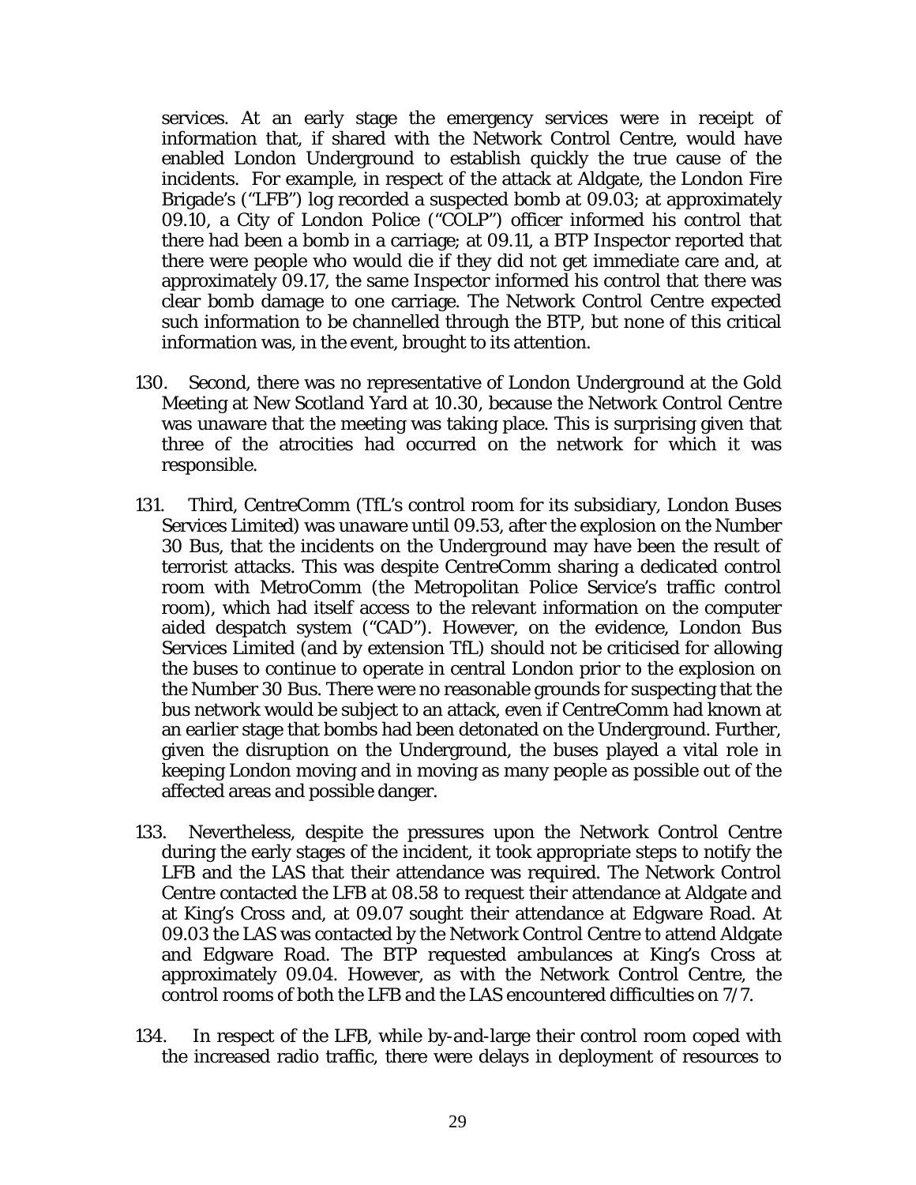services. At an early stage the emergency services were in receipt of information that, if shared with the Network Control Centre, would have enabled London Underground to establish quickly the true cause of the incidents. For example, in respect of the attack at Aldgate, the London Fire Brigade's ("LFB") log recorded a suspected bomb at 09.03; at approximately 09.10, a City of London Police ("COLP") officer informed his control that there had been a bomb in a carriage; at 09.11, a BTP Inspector reported that there were people who would die if they did not get immediate care and, at approximately 09.17, the same Inspector informed his control that there was clear bomb damage to one carriage. The Network Control Centre expected such information to be channelled through the BTP, but none of this critical information was, in the event, brought to its attention.

130. Second, there was no representative of London Underground at the Gold Meeting at New Scotland Yard at 10.30, because the Network Control Centre was unaware that the meeting was taking place. This is surprising given that three of the atrocities had occurred on the network for which it was responsible.

131. Third, CentreComm (TfL's control room for its subsidiary, London Buses Services Limited) was unaware until 09.53, after the explosion on the Number 30 Bus, that the incidents on the Underground may have been the result of terrorist attacks. This was despite CentreComm sharing a dedicated control room with MetroComm (the Metropolitan Police Service's traffic control room), which had itself access to the relevant information on the computer aided despatch system ("CAD"). However, on the evidence, London Bus Services Limited (and by extension TfL) should not be criticised for allowing the buses to continue to operate in central London prior to the explosion on the Number 30 Bus. There were no reasonable grounds for suspecting that the bus network would be subject to an attack, even if CentreComm had known at an earlier stage that bombs had been detonated on the Underground. Further, given the disruption on the Underground, the buses played a vital role in keeping London moving and in moving as many people as possible out of the affected areas and possible danger.

133. Nevertheless, despite the pressures upon the Network Control Centre during the early stages of the incident, it took appropriate steps to notify the LFB and the LAS that their attendance was required. The Network Control Centre contacted the LFB at 08.58 to request their attendance at Aldgate and at King's Cross and, at 09.07 sought their attendance at Edgware Road. At 09.03 the LAS was contacted by the Network Control Centre to attend Aldgate and Edgware Road. The BTP requested ambulances at King's Cross at approximately 09.04. However, as with the Network Control Centre, the control rooms of both the LFB and the LAS encountered difficulties on 7/7.

134. In respect of the LFB, while by-and-large their control room coped with the increased radio traffic, there were delays in deployment of resources to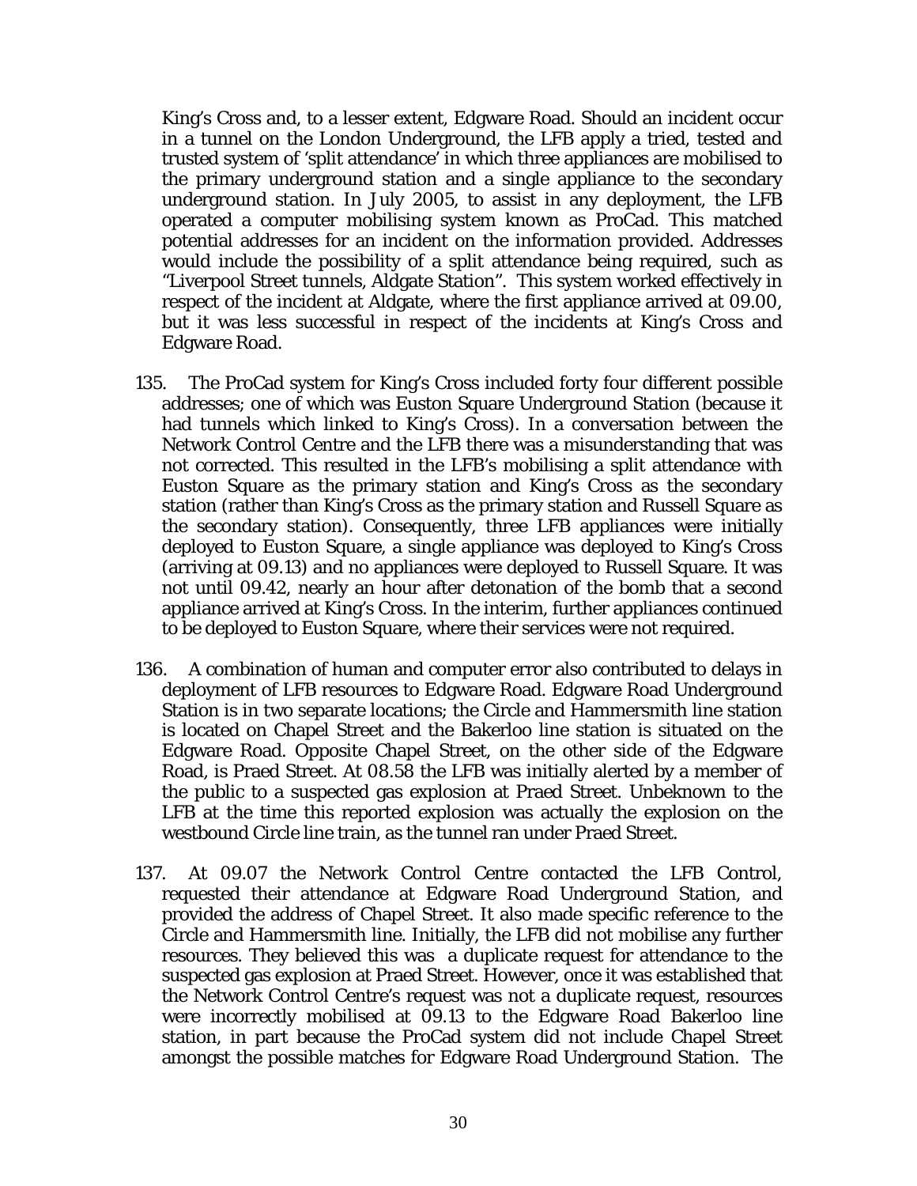King's Cross and, to a lesser extent, Edgware Road. Should an incident occur in a tunnel on the London Underground, the LFB apply a tried, tested and trusted system of 'split attendance' in which three appliances are mobilised to the primary underground station and a single appliance to the secondary underground station. In July 2005, to assist in any deployment, the LFB operated a computer mobilising system known as ProCad. This matched potential addresses for an incident on the information provided. Addresses would include the possibility of a split attendance being required, such as "Liverpool Street tunnels, Aldgate Station". This system worked effectively in respect of the incident at Aldgate, where the first appliance arrived at 09.00, but it was less successful in respect of the incidents at King's Cross and Edgware Road.

135. The ProCad system for King's Cross included forty four different possible addresses; one of which was Euston Square Underground Station (because it had tunnels which linked to King's Cross). In a conversation between the Network Control Centre and the LFB there was a misunderstanding that was not corrected. This resulted in the LFB's mobilising a split attendance with Euston Square as the primary station and King's Cross as the secondary station (rather than King's Cross as the primary station and Russell Square as the secondary station). Consequently, three LFB appliances were initially deployed to Euston Square, a single appliance was deployed to King's Cross (arriving at 09.13) and no appliances were deployed to Russell Square. It was not until 09.42, nearly an hour after detonation of the bomb that a second appliance arrived at King's Cross. In the interim, further appliances continued to be deployed to Euston Square, where their services were not required.

136. A combination of human and computer error also contributed to delays in deployment of LFB resources to Edgware Road. Edgware Road Underground Station is in two separate locations; the Circle and Hammersmith line station is located on Chapel Street and the Bakerloo line station is situated on the Edgware Road. Opposite Chapel Street, on the other side of the Edgware Road, is Praed Street. At 08.58 the LFB was initially alerted by a member of the public to a suspected gas explosion at Praed Street. Unbeknown to the LFB at the time this reported explosion was actually the explosion on the westbound Circle line train, as the tunnel ran under Praed Street.

137. At 09.07 the Network Control Centre contacted the LFB Control, requested their attendance at Edgware Road Underground Station, and provided the address of Chapel Street. It also made specific reference to the Circle and Hammersmith line. Initially, the LFB did not mobilise any further resources. They believed this was a duplicate request for attendance to the suspected gas explosion at Praed Street. However, once it was established that the Network Control Centre's request was not a duplicate request, resources were incorrectly mobilised at 09.13 to the Edgware Road Bakerloo line station, in part because the ProCad system did not include Chapel Street amongst the possible matches for Edgware Road Underground Station. The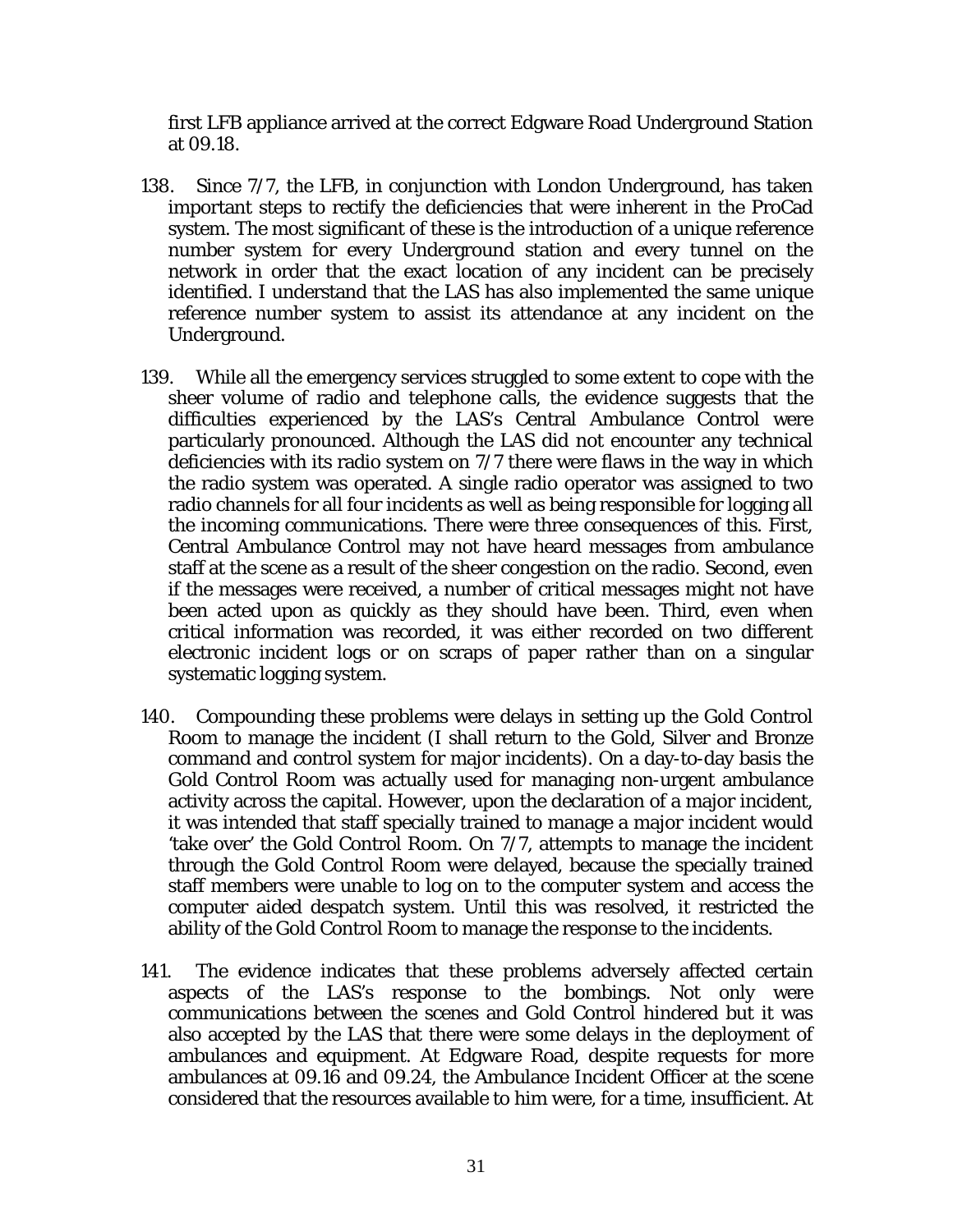first LFB appliance arrived at the correct Edgware Road Underground Station at 09.18.

138. Since 7/7, the LFB, in conjunction with London Underground, has taken important steps to rectify the deficiencies that were inherent in the ProCad system. The most significant of these is the introduction of a unique reference number system for every Underground station and every tunnel on the network in order that the exact location of any incident can be precisely identified. I understand that the LAS has also implemented the same unique reference number system to assist its attendance at any incident on the Underground.

139. While all the emergency services struggled to some extent to cope with the sheer volume of radio and telephone calls, the evidence suggests that the difficulties experienced by the LAS's Central Ambulance Control were particularly pronounced. Although the LAS did not encounter any technical deficiencies with its radio system on 7/7 there were flaws in the way in which the radio system was operated. A single radio operator was assigned to two radio channels for all four incidents as well as being responsible for logging all the incoming communications. There were three consequences of this. First, Central Ambulance Control may not have heard messages from ambulance staff at the scene as a result of the sheer congestion on the radio. Second, even if the messages were received, a number of critical messages might not have been acted upon as quickly as they should have been. Third, even when critical information was recorded, it was either recorded on two different electronic incident logs or on scraps of paper rather than on a singular systematic logging system.

140. Compounding these problems were delays in setting up the Gold Control Room to manage the incident (I shall return to the Gold, Silver and Bronze command and control system for major incidents). On a day-to-day basis the Gold Control Room was actually used for managing non-urgent ambulance activity across the capital. However, upon the declaration of a major incident, it was intended that staff specially trained to manage a major incident would 'take over' the Gold Control Room. On 7/7, attempts to manage the incident through the Gold Control Room were delayed, because the specially trained staff members were unable to log on to the computer system and access the computer aided despatch system. Until this was resolved, it restricted the ability of the Gold Control Room to manage the response to the incidents.

141. The evidence indicates that these problems adversely affected certain aspects of the LAS's response to the bombings. Not only were communications between the scenes and Gold Control hindered but it was also accepted by the LAS that there were some delays in the deployment of ambulances and equipment. At Edgware Road, despite requests for more ambulances at 09.16 and 09.24, the Ambulance Incident Officer at the scene considered that the resources available to him were, for a time, insufficient. At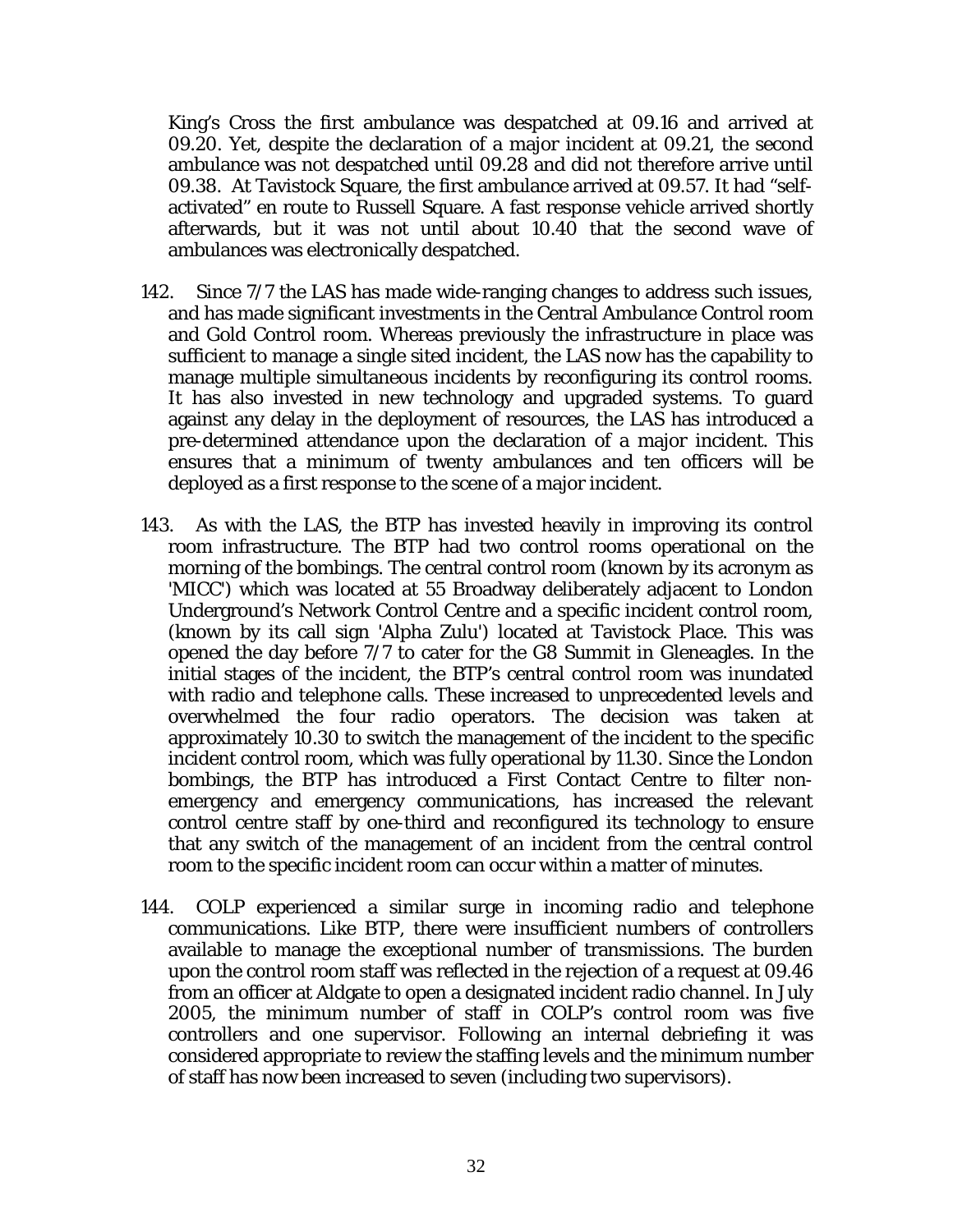King's Cross the first ambulance was despatched at 09.16 and arrived at 09.20. Yet, despite the declaration of a major incident at 09.21, the second ambulance was not despatched until 09.28 and did not therefore arrive until 09.38. At Tavistock Square, the first ambulance arrived at 09.57. It had "self-activated" en route to Russell Square. A fast response vehicle arrived shortly afterwards, but it was not until about 10.40 that the second wave of ambulances was electronically despatched.

142. Since 7/7 the LAS has made wide-ranging changes to address such issues, and has made significant investments in the Central Ambulance Control room and Gold Control room. Whereas previously the infrastructure in place was sufficient to manage a single sited incident, the LAS now has the capability to manage multiple simultaneous incidents by reconfiguring its control rooms. It has also invested in new technology and upgraded systems. To guard against any delay in the deployment of resources, the LAS has introduced a pre-determined attendance upon the declaration of a major incident. This ensures that a minimum of twenty ambulances and ten officers will be deployed as a first response to the scene of a major incident.

143. As with the LAS, the BTP has invested heavily in improving its control room infrastructure. The BTP had two control rooms operational on the morning of the bombings. The central control room (known by its acronym as 'MICC') which was located at 55 Broadway deliberately adjacent to London Underground's Network Control Centre and a specific incident control room, (known by its call sign 'Alpha Zulu') located at Tavistock Place. This was opened the day before 7/7 to cater for the G8 Summit in Gleneagles. In the initial stages of the incident, the BTP's central control room was inundated with radio and telephone calls. These increased to unprecedented levels and overwhelmed the four radio operators. The decision was taken at approximately 10.30 to switch the management of the incident to the specific incident control room, which was fully operational by 11.30. Since the London bombings, the BTP has introduced a First Contact Centre to filter non-emergency and emergency communications, has increased the relevant control centre staff by one-third and reconfigured its technology to ensure that any switch of the management of an incident from the central control room to the specific incident room can occur within a matter of minutes.

144. COLP experienced a similar surge in incoming radio and telephone communications. Like BTP, there were insufficient numbers of controllers available to manage the exceptional number of transmissions. The burden upon the control room staff was reflected in the rejection of a request at 09.46 from an officer at Aldgate to open a designated incident radio channel. In July 2005, the minimum number of staff in COLP's control room was five controllers and one supervisor. Following an internal debriefing it was considered appropriate to review the staffing levels and the minimum number of staff has now been increased to seven (including two supervisors).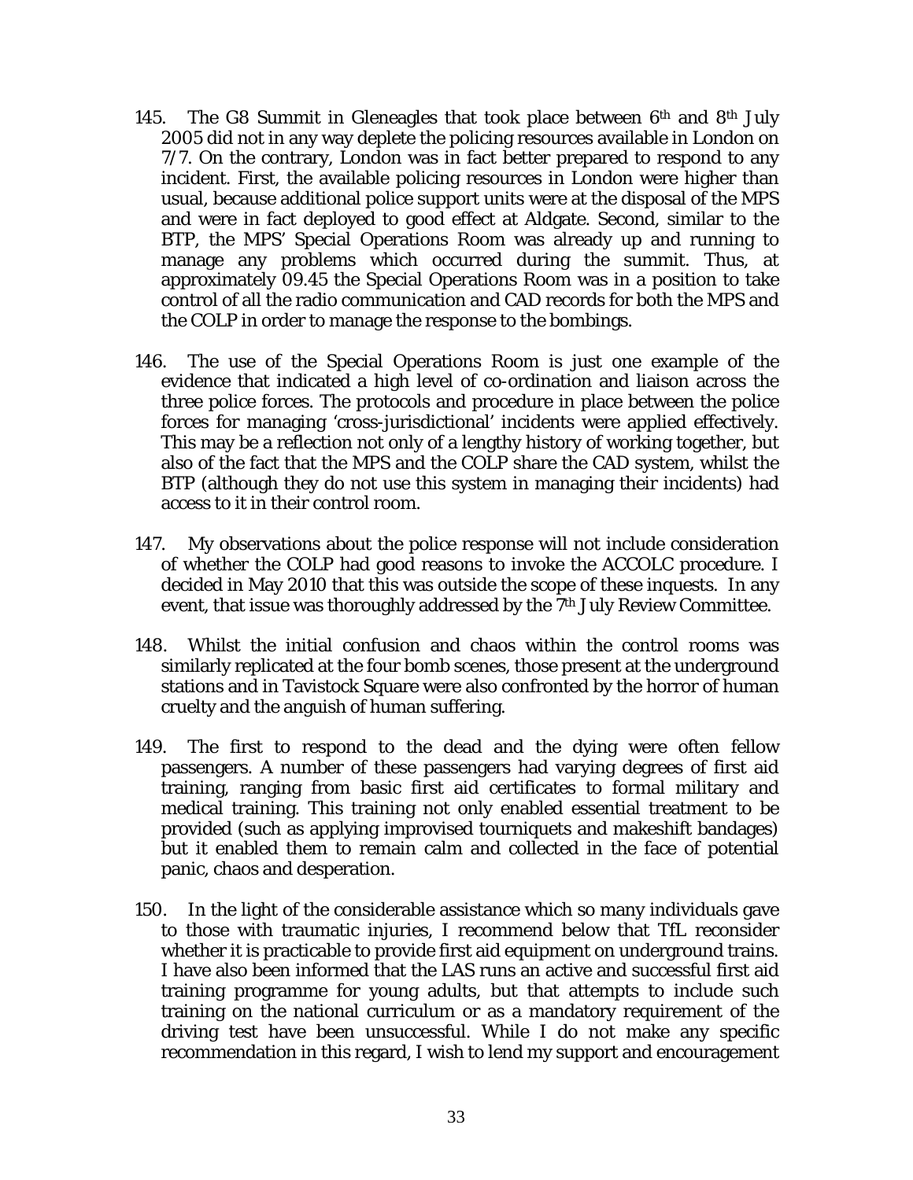145. The G8 Summit in Gleneagles that took place between 6th and 8th July 2005 did not in any way deplete the policing resources available in London on 7/7. On the contrary, London was in fact better prepared to respond to any incident. First, the available policing resources in London were higher than usual, because additional police support units were at the disposal of the MPS and were in fact deployed to good effect at Aldgate. Second, similar to the BTP, the MPS' Special Operations Room was already up and running to manage any problems which occurred during the summit. Thus, at approximately 09.45 the Special Operations Room was in a position to take control of all the radio communication and CAD records for both the MPS and the COLP in order to manage the response to the bombings.

146. The use of the Special Operations Room is just one example of the evidence that indicated a high level of co-ordination and liaison across the three police forces. The protocols and procedure in place between the police forces for managing 'cross-jurisdictional' incidents were applied effectively. This may be a reflection not only of a lengthy history of working together, but also of the fact that the MPS and the COLP share the CAD system, whilst the BTP (although they do not use this system in managing their incidents) had access to it in their control room.

147. My observations about the police response will not include consideration of whether the COLP had good reasons to invoke the ACCOLC procedure. I decided in May 2010 that this was outside the scope of these inquests. In any event, that issue was thoroughly addressed by the 7th July Review Committee.

148. Whilst the initial confusion and chaos within the control rooms was similarly replicated at the four bomb scenes, those present at the underground stations and in Tavistock Square were also confronted by the horror of human cruelty and the anguish of human suffering.

149. The first to respond to the dead and the dying were often fellow passengers. A number of these passengers had varying degrees of first aid training, ranging from basic first aid certificates to formal military and medical training. This training not only enabled essential treatment to be provided (such as applying improvised tourniquets and makeshift bandages) but it enabled them to remain calm and collected in the face of potential panic, chaos and desperation.

150. In the light of the considerable assistance which so many individuals gave to those with traumatic injuries, I recommend below that TfL reconsider whether it is practicable to provide first aid equipment on underground trains. I have also been informed that the LAS runs an active and successful first aid training programme for young adults, but that attempts to include such training on the national curriculum or as a mandatory requirement of the driving test have been unsuccessful. While I do not make any specific recommendation in this regard, I wish to lend my support and encouragement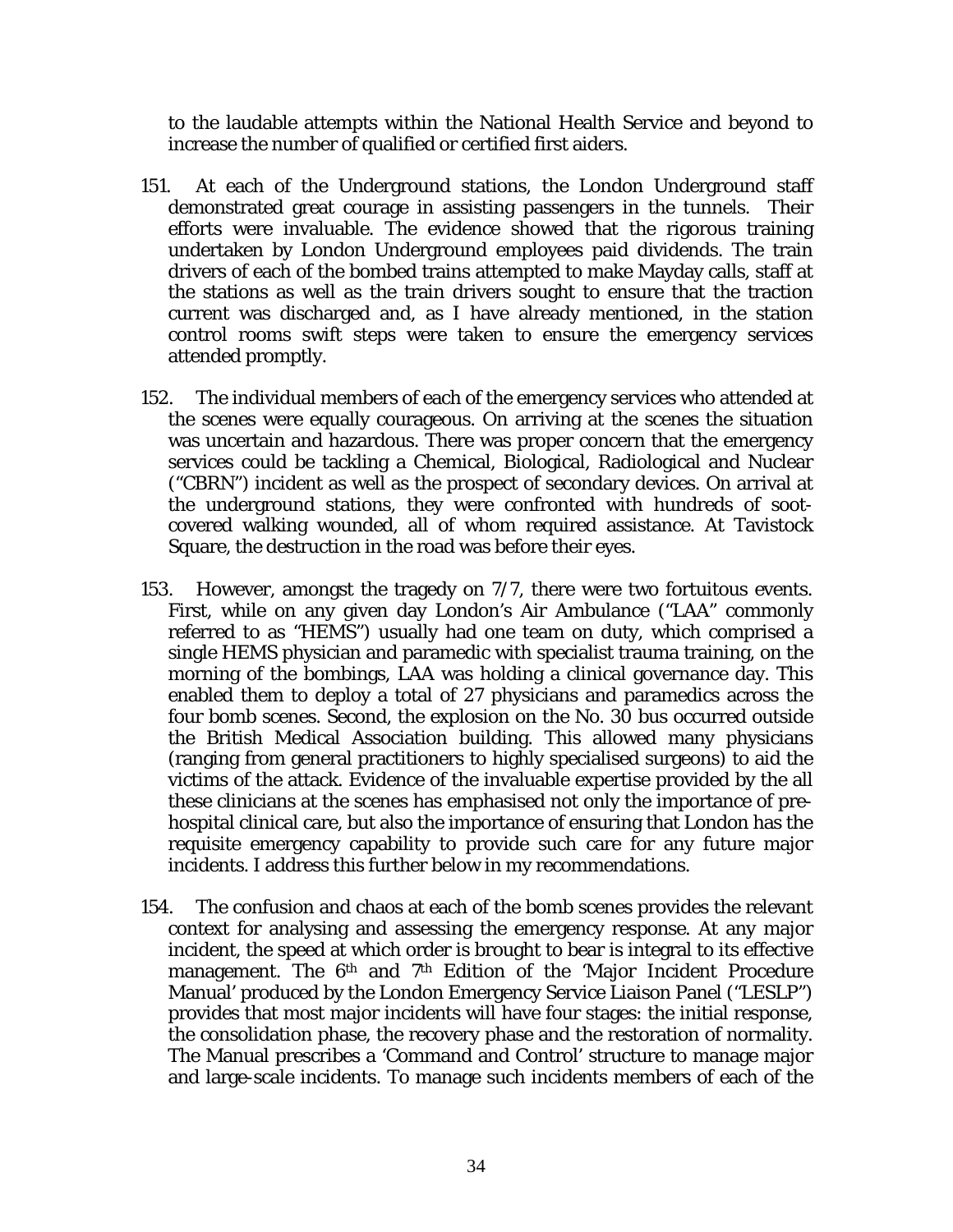to the laudable attempts within the National Health Service and beyond to increase the number of qualified or certified first aiders.

151. At each of the Underground stations, the London Underground staff demonstrated great courage in assisting passengers in the tunnels. Their efforts were invaluable. The evidence showed that the rigorous training undertaken by London Underground employees paid dividends. The train drivers of each of the bombed trains attempted to make Mayday calls, staff at the stations as well as the train drivers sought to ensure that the traction current was discharged and, as I have already mentioned, in the station control rooms swift steps were taken to ensure the emergency services attended promptly.

152. The individual members of each of the emergency services who attended at the scenes were equally courageous. On arriving at the scenes the situation was uncertain and hazardous. There was proper concern that the emergency services could be tackling a Chemical, Biological, Radiological and Nuclear ("CBRN") incident as well as the prospect of secondary devices. On arrival at the underground stations, they were confronted with hundreds of soot-covered walking wounded, all of whom required assistance. At Tavistock Square, the destruction in the road was before their eyes.

153. However, amongst the tragedy on 7/7, there were two fortuitous events. First, while on any given day London's Air Ambulance ("LAA" commonly referred to as "HEMS") usually had one team on duty, which comprised a single HEMS physician and paramedic with specialist trauma training, on the morning of the bombings, LAA was holding a clinical governance day. This enabled them to deploy a total of 27 physicians and paramedics across the four bomb scenes. Second, the explosion on the No. 30 bus occurred outside the British Medical Association building. This allowed many physicians (ranging from general practitioners to highly specialised surgeons) to aid the victims of the attack. Evidence of the invaluable expertise provided by the all these clinicians at the scenes has emphasised not only the importance of pre-hospital clinical care, but also the importance of ensuring that London has the requisite emergency capability to provide such care for any future major incidents. I address this further below in my recommendations.

154. The confusion and chaos at each of the bomb scenes provides the relevant context for analysing and assessing the emergency response. At any major incident, the speed at which order is brought to bear is integral to its effective management. The 6th and 7th Edition of the 'Major Incident Procedure Manual' produced by the London Emergency Service Liaison Panel ("LESLP") provides that most major incidents will have four stages: the initial response, the consolidation phase, the recovery phase and the restoration of normality. The Manual prescribes a 'Command and Control' structure to manage major and large-scale incidents. To manage such incidents members of each of the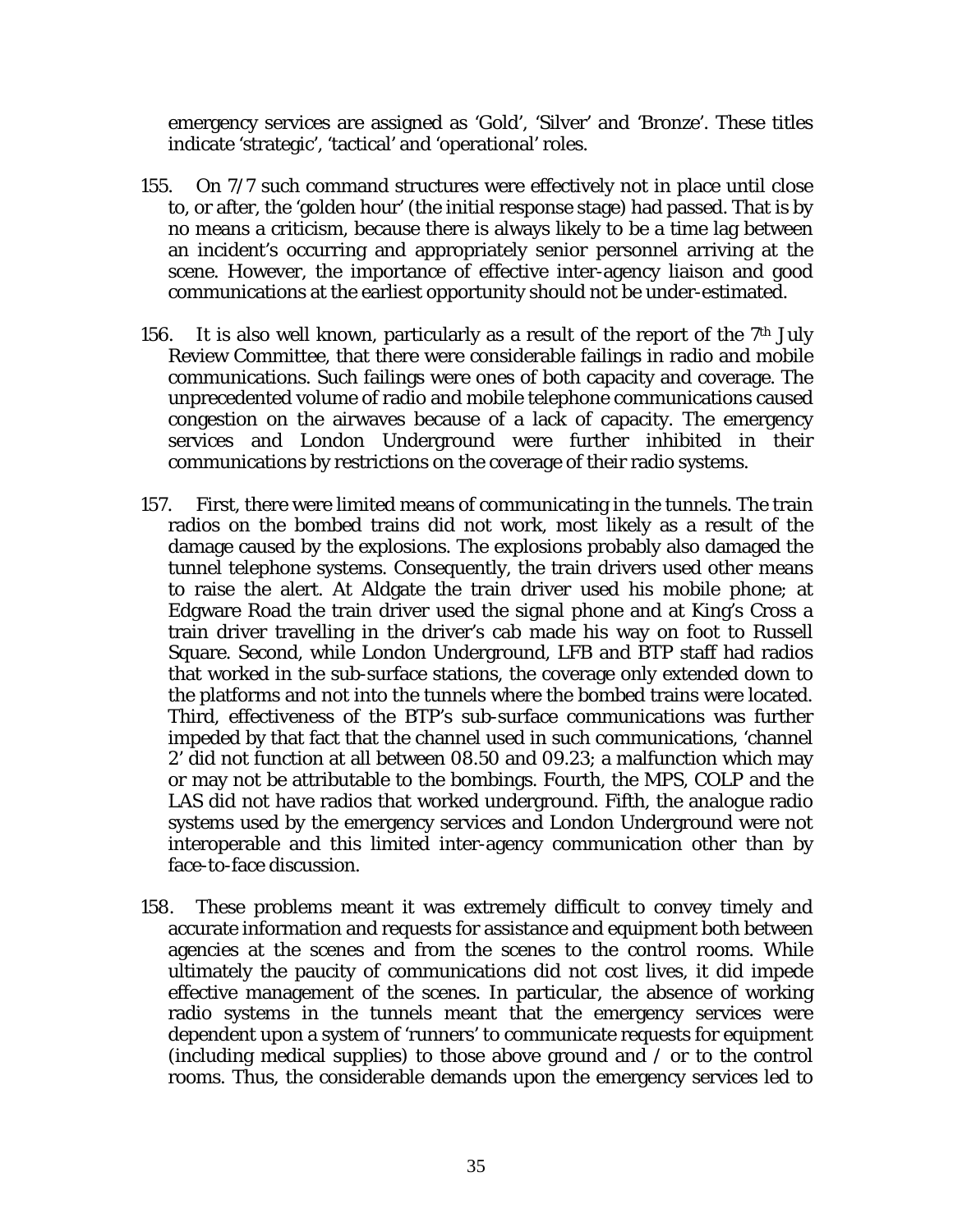emergency services are assigned as 'Gold', 'Silver' and 'Bronze'. These titles indicate 'strategic', 'tactical' and 'operational' roles.

155. On 7/7 such command structures were effectively not in place until close to, or after, the 'golden hour' (the initial response stage) had passed. That is by no means a criticism, because there is always likely to be a time lag between an incident's occurring and appropriately senior personnel arriving at the scene. However, the importance of effective inter-agency liaison and good communications at the earliest opportunity should not be under-estimated.

156. It is also well known, particularly as a result of the report of the 7th July Review Committee, that there were considerable failings in radio and mobile communications. Such failings were ones of both capacity and coverage. The unprecedented volume of radio and mobile telephone communications caused congestion on the airwaves because of a lack of capacity. The emergency services and London Underground were further inhibited in their communications by restrictions on the coverage of their radio systems.

157. First, there were limited means of communicating in the tunnels. The train radios on the bombed trains did not work, most likely as a result of the damage caused by the explosions. The explosions probably also damaged the tunnel telephone systems. Consequently, the train drivers used other means to raise the alert. At Aldgate the train driver used his mobile phone; at Edgware Road the train driver used the signal phone and at King's Cross a train driver travelling in the driver's cab made his way on foot to Russell Square. Second, while London Underground, LFB and BTP staff had radios that worked in the sub-surface stations, the coverage only extended down to the platforms and not into the tunnels where the bombed trains were located. Third, effectiveness of the BTP's sub-surface communications was further impeded by that fact that the channel used in such communications, 'channel 2' did not function at all between 08.50 and 09.23; a malfunction which may or may not be attributable to the bombings. Fourth, the MPS, COLP and the LAS did not have radios that worked underground. Fifth, the analogue radio systems used by the emergency services and London Underground were not interoperable and this limited inter-agency communication other than by face-to-face discussion.

158. These problems meant it was extremely difficult to convey timely and accurate information and requests for assistance and equipment both between agencies at the scenes and from the scenes to the control rooms. While ultimately the paucity of communications did not cost lives, it did impede effective management of the scenes. In particular, the absence of working radio systems in the tunnels meant that the emergency services were dependent upon a system of 'runners' to communicate requests for equipment (including medical supplies) to those above ground and / or to the control rooms. Thus, the considerable demands upon the emergency services led to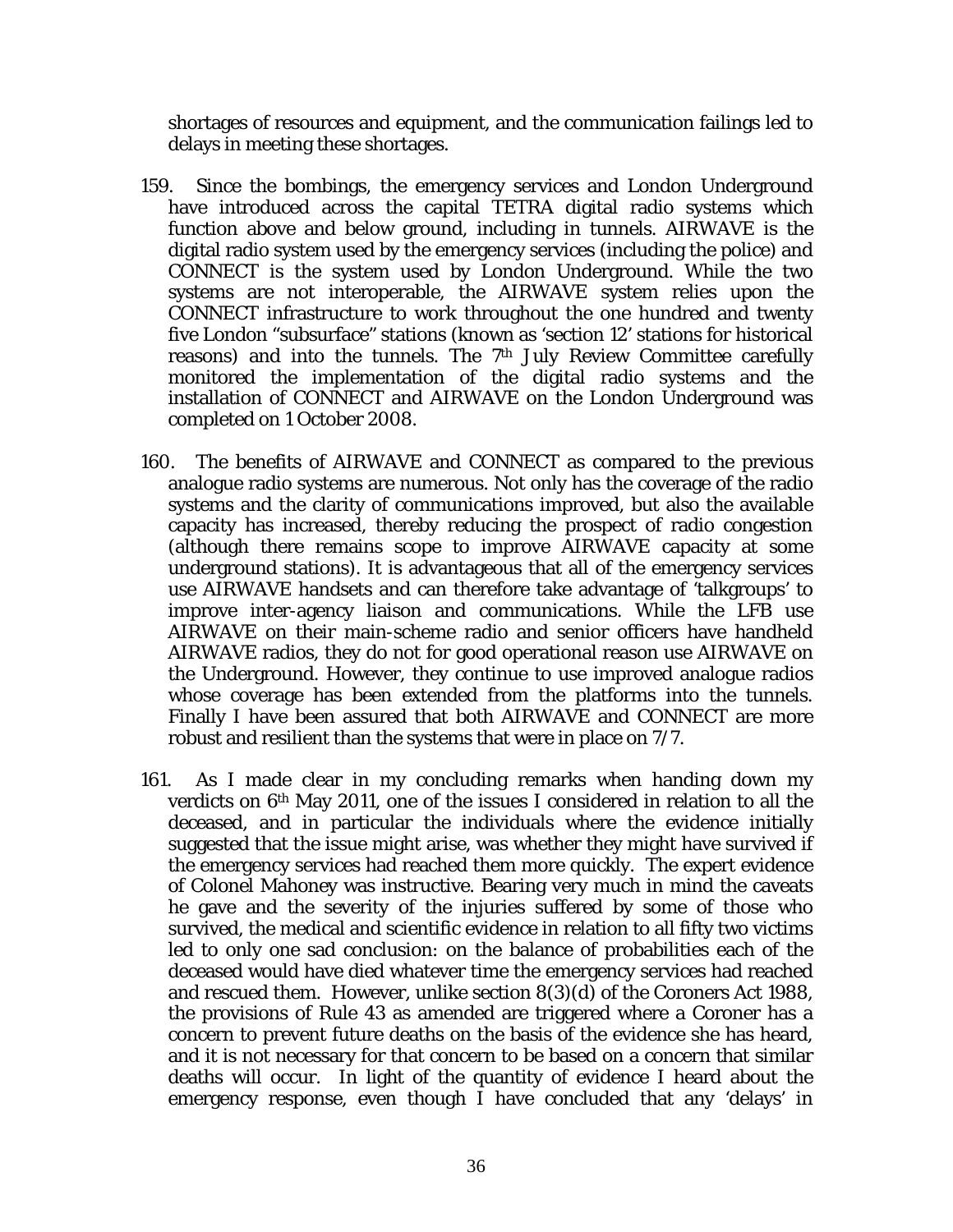shortages of resources and equipment, and the communication failings led to delays in meeting these shortages.

159. Since the bombings, the emergency services and London Underground have introduced across the capital TETRA digital radio systems which function above and below ground, including in tunnels. AIRWAVE is the digital radio system used by the emergency services (including the police) and CONNECT is the system used by London Underground. While the two systems are not interoperable, the AIRWAVE system relies upon the CONNECT infrastructure to work throughout the one hundred and twenty five London "subsurface" stations (known as 'section 12' stations for historical reasons) and into the tunnels. The 7th July Review Committee carefully monitored the implementation of the digital radio systems and the installation of CONNECT and AIRWAVE on the London Underground was completed on 1 October 2008.

160. The benefits of AIRWAVE and CONNECT as compared to the previous analogue radio systems are numerous. Not only has the coverage of the radio systems and the clarity of communications improved, but also the available capacity has increased, thereby reducing the prospect of radio congestion (although there remains scope to improve AIRWAVE capacity at some underground stations). It is advantageous that all of the emergency services use AIRWAVE handsets and can therefore take advantage of 'talkgroups' to improve inter-agency liaison and communications. While the LFB use AIRWAVE on their main-scheme radio and senior officers have handheld AIRWAVE radios, they do not for good operational reason use AIRWAVE on the Underground. However, they continue to use improved analogue radios whose coverage has been extended from the platforms into the tunnels. Finally I have been assured that both AIRWAVE and CONNECT are more robust and resilient than the systems that were in place on 7/7.

161. As I made clear in my concluding remarks when handing down my verdicts on 6th May 2011, one of the issues I considered in relation to all the deceased, and in particular the individuals where the evidence initially suggested that the issue might arise, was whether they might have survived if the emergency services had reached them more quickly. The expert evidence of Colonel Mahoney was instructive. Bearing very much in mind the caveats he gave and the severity of the injuries suffered by some of those who survived, the medical and scientific evidence in relation to all fifty two victims led to only one sad conclusion: on the balance of probabilities each of the deceased would have died whatever time the emergency services had reached and rescued them. However, unlike section 8(3)(d) of the Coroners Act 1988, the provisions of Rule 43 as amended are triggered where a Coroner has a concern to prevent future deaths on the basis of the evidence she has heard, and it is not necessary for that concern to be based on a concern that similar deaths will occur. In light of the quantity of evidence I heard about the emergency response, even though I have concluded that any 'delays' in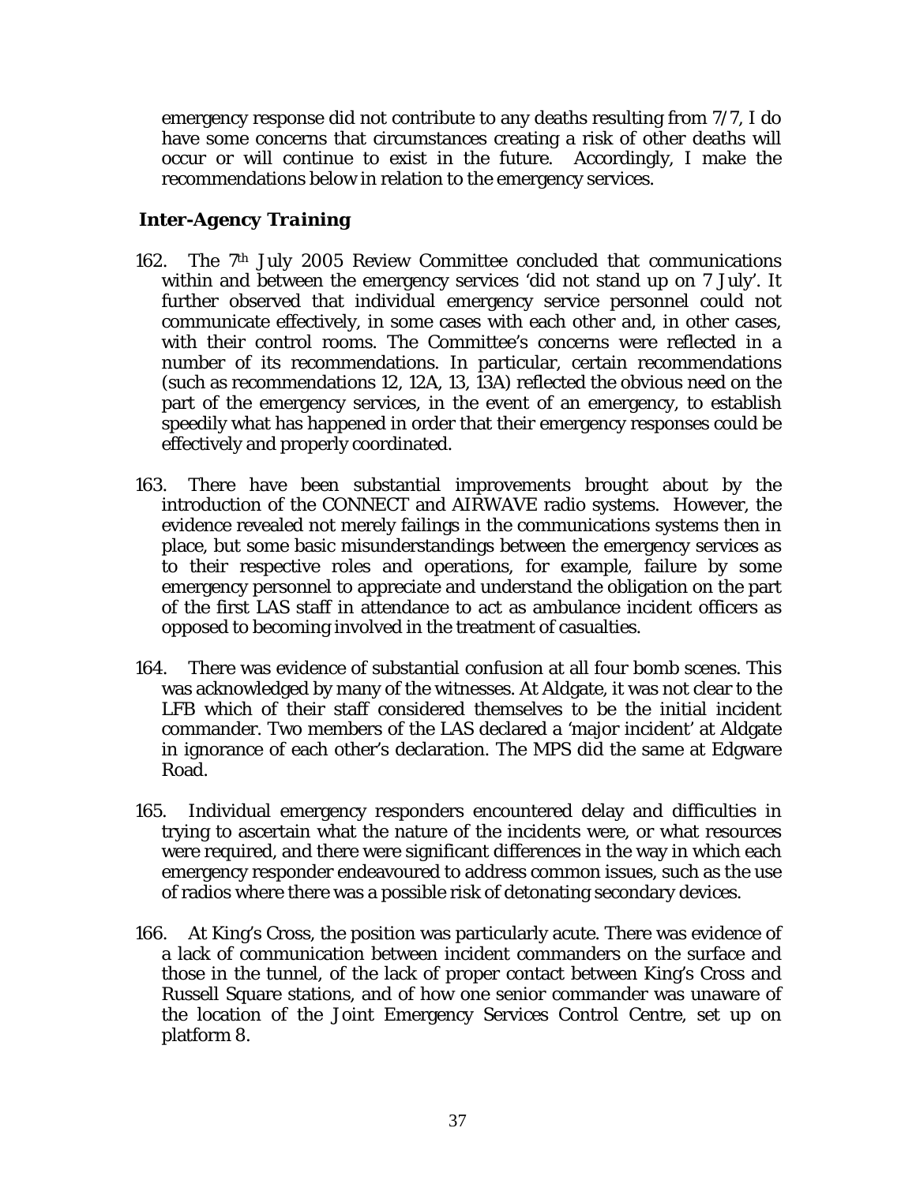emergency response did not contribute to any deaths resulting from 7/7, I do have some concerns that circumstances creating a risk of other deaths will occur or will continue to exist in the future. Accordingly, I make the recommendations below in relation to the emergency services.

### *Inter-Agency Training*

162. The 7th July 2005 Review Committee concluded that communications within and between the emergency services 'did not stand up on 7 July'. It further observed that individual emergency service personnel could not communicate effectively, in some cases with each other and, in other cases, with their control rooms. The Committee's concerns were reflected in a number of its recommendations. In particular, certain recommendations (such as recommendations 12, 12A, 13, 13A) reflected the obvious need on the part of the emergency services, in the event of an emergency, to establish speedily what has happened in order that their emergency responses could be effectively and properly coordinated.

163. There have been substantial improvements brought about by the introduction of the CONNECT and AIRWAVE radio systems. However, the evidence revealed not merely failings in the communications systems then in place, but some basic misunderstandings between the emergency services as to their respective roles and operations, for example, failure by some emergency personnel to appreciate and understand the obligation on the part of the first LAS staff in attendance to act as ambulance incident officers as opposed to becoming involved in the treatment of casualties.

164. There was evidence of substantial confusion at all four bomb scenes. This was acknowledged by many of the witnesses. At Aldgate, it was not clear to the LFB which of their staff considered themselves to be the initial incident commander. Two members of the LAS declared a 'major incident' at Aldgate in ignorance of each other's declaration. The MPS did the same at Edgware Road.

165. Individual emergency responders encountered delay and difficulties in trying to ascertain what the nature of the incidents were, or what resources were required, and there were significant differences in the way in which each emergency responder endeavoured to address common issues, such as the use of radios where there was a possible risk of detonating secondary devices.

166. At King's Cross, the position was particularly acute. There was evidence of a lack of communication between incident commanders on the surface and those in the tunnel, of the lack of proper contact between King's Cross and Russell Square stations, and of how one senior commander was unaware of the location of the Joint Emergency Services Control Centre, set up on platform 8.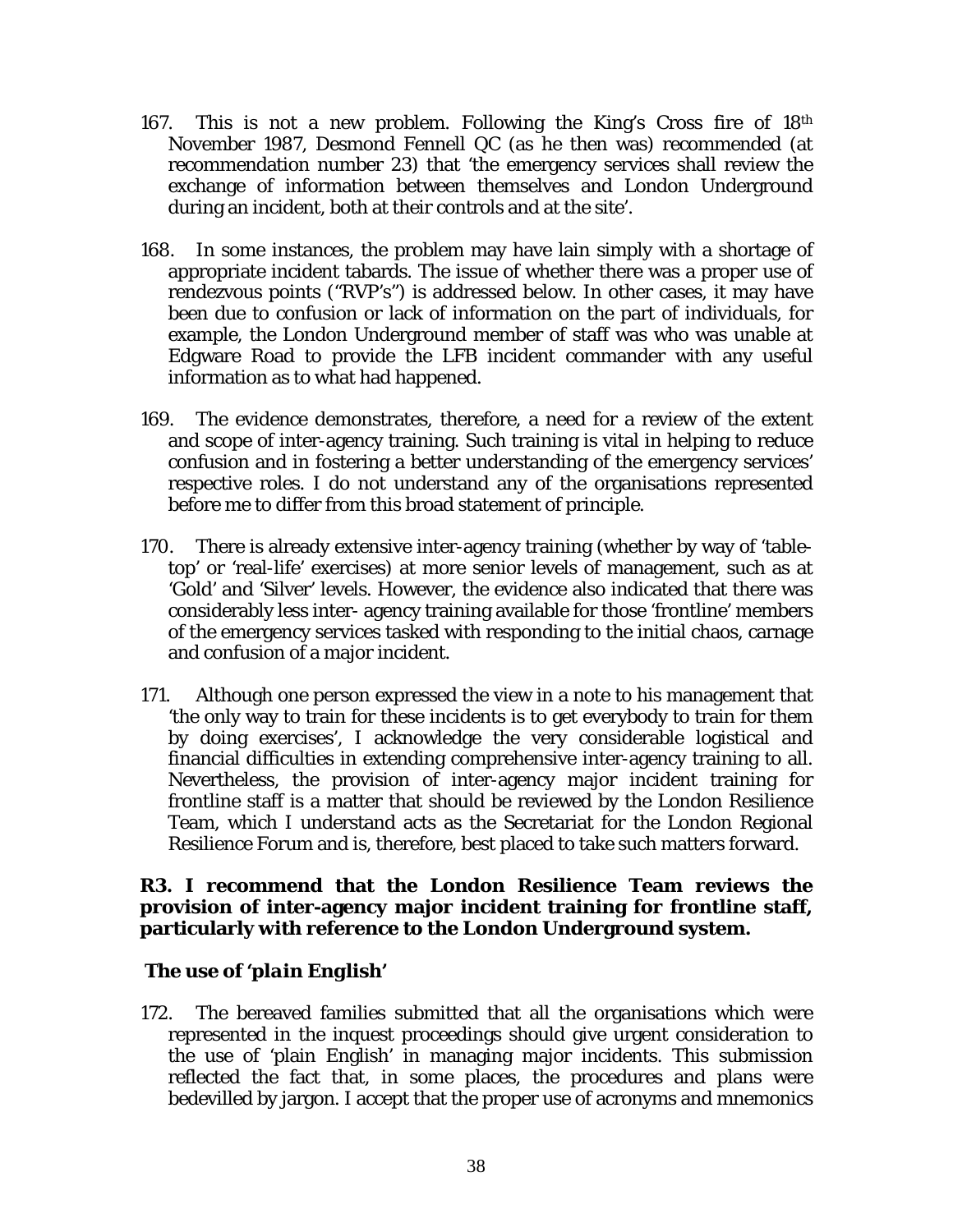167. This is not a new problem. Following the King's Cross fire of 18th November 1987, Desmond Fennell QC (as he then was) recommended (at recommendation number 23) that 'the emergency services shall review the exchange of information between themselves and London Underground during an incident, both at their controls and at the site'.

168. In some instances, the problem may have lain simply with a shortage of appropriate incident tabards. The issue of whether there was a proper use of rendezvous points ("RVP's") is addressed below. In other cases, it may have been due to confusion or lack of information on the part of individuals, for example, the London Underground member of staff was who was unable at Edgware Road to provide the LFB incident commander with any useful information as to what had happened.

169. The evidence demonstrates, therefore, a need for a review of the extent and scope of inter-agency training. Such training is vital in helping to reduce confusion and in fostering a better understanding of the emergency services' respective roles. I do not understand any of the organisations represented before me to differ from this broad statement of principle.

170. There is already extensive inter-agency training (whether by way of 'table-top' or 'real-life' exercises) at more senior levels of management, such as at 'Gold' and 'Silver' levels. However, the evidence also indicated that there was considerably less inter- agency training available for those 'frontline' members of the emergency services tasked with responding to the initial chaos, carnage and confusion of a major incident.

171. Although one person expressed the view in a note to his management that 'the only way to train for these incidents is to get everybody to train for them by doing exercises', I acknowledge the very considerable logistical and financial difficulties in extending comprehensive inter-agency training to all. Nevertheless, the provision of inter-agency major incident training for frontline staff is a matter that should be reviewed by the London Resilience Team, which I understand acts as the Secretariat for the London Regional Resilience Forum and is, therefore, best placed to take such matters forward.

**R3. I recommend that the London Resilience Team reviews the provision of inter-agency major incident training for frontline staff, particularly with reference to the London Underground system.**

### *The use of 'plain English'*

172. The bereaved families submitted that all the organisations which were represented in the inquest proceedings should give urgent consideration to the use of 'plain English' in managing major incidents. This submission reflected the fact that, in some places, the procedures and plans were bedevilled by jargon. I accept that the proper use of acronyms and mnemonics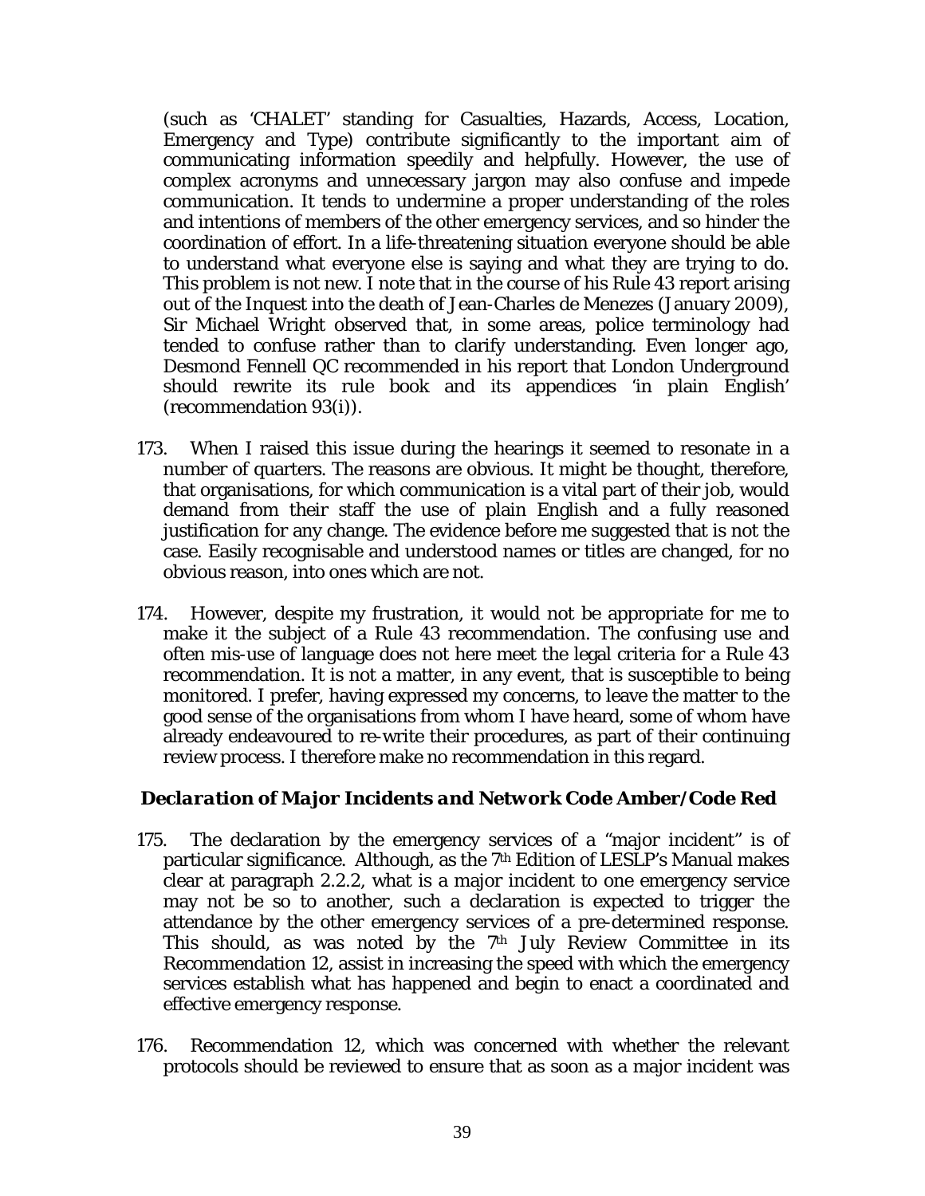(such as 'CHALET' standing for Casualties, Hazards, Access, Location, Emergency and Type) contribute significantly to the important aim of communicating information speedily and helpfully. However, the use of complex acronyms and unnecessary jargon may also confuse and impede communication. It tends to undermine a proper understanding of the roles and intentions of members of the other emergency services, and so hinder the coordination of effort. In a life-threatening situation everyone should be able to understand what everyone else is saying and what they are trying to do. This problem is not new. I note that in the course of his Rule 43 report arising out of the Inquest into the death of Jean-Charles de Menezes (January 2009), Sir Michael Wright observed that, in some areas, police terminology had tended to confuse rather than to clarify understanding. Even longer ago, Desmond Fennell QC recommended in his report that London Underground should rewrite its rule book and its appendices 'in plain English' (recommendation 93(i)).

173. When I raised this issue during the hearings it seemed to resonate in a number of quarters. The reasons are obvious. It might be thought, therefore, that organisations, for which communication is a vital part of their job, would demand from their staff the use of plain English and a fully reasoned justification for any change. The evidence before me suggested that is not the case. Easily recognisable and understood names or titles are changed, for no obvious reason, into ones which are not.

174. However, despite my frustration, it would not be appropriate for me to make it the subject of a Rule 43 recommendation. The confusing use and often mis-use of language does not here meet the legal criteria for a Rule 43 recommendation. It is not a matter, in any event, that is susceptible to being monitored. I prefer, having expressed my concerns, to leave the matter to the good sense of the organisations from whom I have heard, some of whom have already endeavoured to re-write their procedures, as part of their continuing review process. I therefore make no recommendation in this regard.

### *Declaration of Major Incidents and Network Code Amber/Code Red*

175. The declaration by the emergency services of a "major incident" is of particular significance. Although, as the 7th Edition of LESLP's Manual makes clear at paragraph 2.2.2, what is a major incident to one emergency service may not be so to another, such a declaration is expected to trigger the attendance by the other emergency services of a pre-determined response. This should, as was noted by the 7th July Review Committee in its Recommendation 12, assist in increasing the speed with which the emergency services establish what has happened and begin to enact a coordinated and effective emergency response.

176. Recommendation 12, which was concerned with whether the relevant protocols should be reviewed to ensure that as soon as a major incident was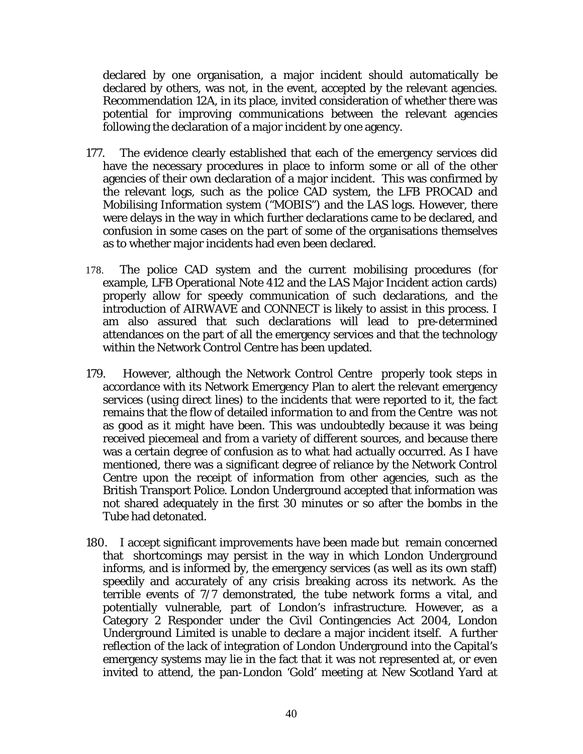declared by one organisation, a major incident should automatically be declared by others, was not, in the event, accepted by the relevant agencies. Recommendation 12A, in its place, invited consideration of whether there was potential for improving communications between the relevant agencies following the declaration of a major incident by one agency.

177. The evidence clearly established that each of the emergency services did have the necessary procedures in place to inform some or all of the other agencies of their own declaration of a major incident. This was confirmed by the relevant logs, such as the police CAD system, the LFB PROCAD and Mobilising Information system ("MOBIS") and the LAS logs. However, there were delays in the way in which further declarations came to be declared, and confusion in some cases on the part of some of the organisations themselves as to whether major incidents had even been declared.

178. The police CAD system and the current mobilising procedures (for example, LFB Operational Note 412 and the LAS Major Incident action cards) properly allow for speedy communication of such declarations, and the introduction of AIRWAVE and CONNECT is likely to assist in this process. I am also assured that such declarations will lead to pre-determined attendances on the part of all the emergency services and that the technology within the Network Control Centre has been updated.

179. However, although the Network Control Centre properly took steps in accordance with its Network Emergency Plan to alert the relevant emergency services (using direct lines) to the incidents that were reported to it, the fact remains that the flow of detailed information to and from the Centre was not as good as it might have been. This was undoubtedly because it was being received piecemeal and from a variety of different sources, and because there was a certain degree of confusion as to what had actually occurred. As I have mentioned, there was a significant degree of reliance by the Network Control Centre upon the receipt of information from other agencies, such as the British Transport Police. London Underground accepted that information was not shared adequately in the first 30 minutes or so after the bombs in the Tube had detonated.

180. I accept significant improvements have been made but remain concerned that shortcomings may persist in the way in which London Underground informs, and is informed by, the emergency services (as well as its own staff) speedily and accurately of any crisis breaking across its network. As the terrible events of 7/7 demonstrated, the tube network forms a vital, and potentially vulnerable, part of London's infrastructure. However, as a Category 2 Responder under the Civil Contingencies Act 2004, London Underground Limited is unable to declare a major incident itself. A further reflection of the lack of integration of London Underground into the Capital's emergency systems may lie in the fact that it was not represented at, or even invited to attend, the pan-London 'Gold' meeting at New Scotland Yard at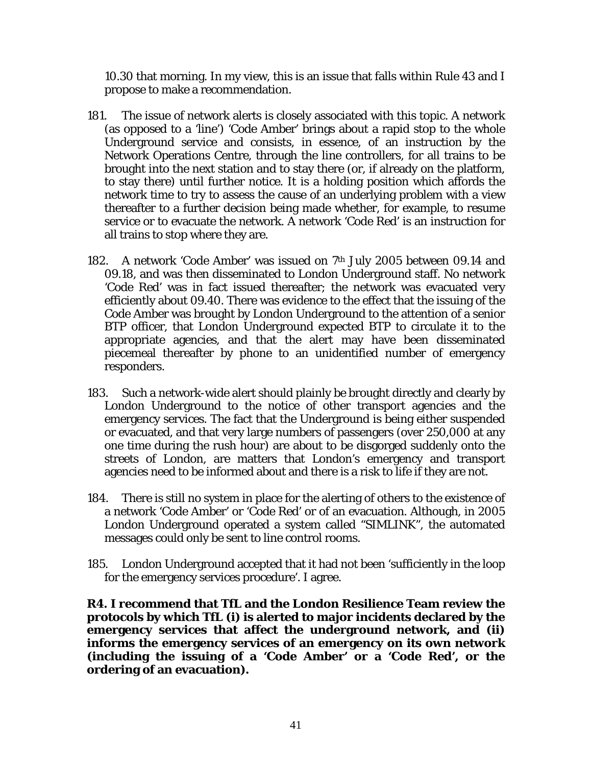10.30 that morning. In my view, this is an issue that falls within Rule 43 and I propose to make a recommendation.

181. The issue of network alerts is closely associated with this topic. A network (as opposed to a 'line') 'Code Amber' brings about a rapid stop to the whole Underground service and consists, in essence, of an instruction by the Network Operations Centre, through the line controllers, for all trains to be brought into the next station and to stay there (or, if already on the platform, to stay there) until further notice. It is a holding position which affords the network time to try to assess the cause of an underlying problem with a view thereafter to a further decision being made whether, for example, to resume service or to evacuate the network. A network 'Code Red' is an instruction for all trains to stop where they are.

182. A network 'Code Amber' was issued on 7th July 2005 between 09.14 and 09.18, and was then disseminated to London Underground staff. No network 'Code Red' was in fact issued thereafter; the network was evacuated very efficiently about 09.40. There was evidence to the effect that the issuing of the Code Amber was brought by London Underground to the attention of a senior BTP officer, that London Underground expected BTP to circulate it to the appropriate agencies, and that the alert may have been disseminated piecemeal thereafter by phone to an unidentified number of emergency responders.

183. Such a network-wide alert should plainly be brought directly and clearly by London Underground to the notice of other transport agencies and the emergency services. The fact that the Underground is being either suspended or evacuated, and that very large numbers of passengers (over 250,000 at any one time during the rush hour) are about to be disgorged suddenly onto the streets of London, are matters that London's emergency and transport agencies need to be informed about and there is a risk to life if they are not.

184. There is still no system in place for the alerting of others to the existence of a network 'Code Amber' or 'Code Red' or of an evacuation. Although, in 2005 London Underground operated a system called "SIMLINK", the automated messages could only be sent to line control rooms.

185. London Underground accepted that it had not been 'sufficiently in the loop for the emergency services procedure'. I agree.

**R4. I recommend that TfL and the London Resilience Team review the protocols by which TfL (i) is alerted to major incidents declared by the emergency services that affect the underground network, and (ii) informs the emergency services of an emergency on its own network (including the issuing of a 'Code Amber' or a 'Code Red', or the ordering of an evacuation).**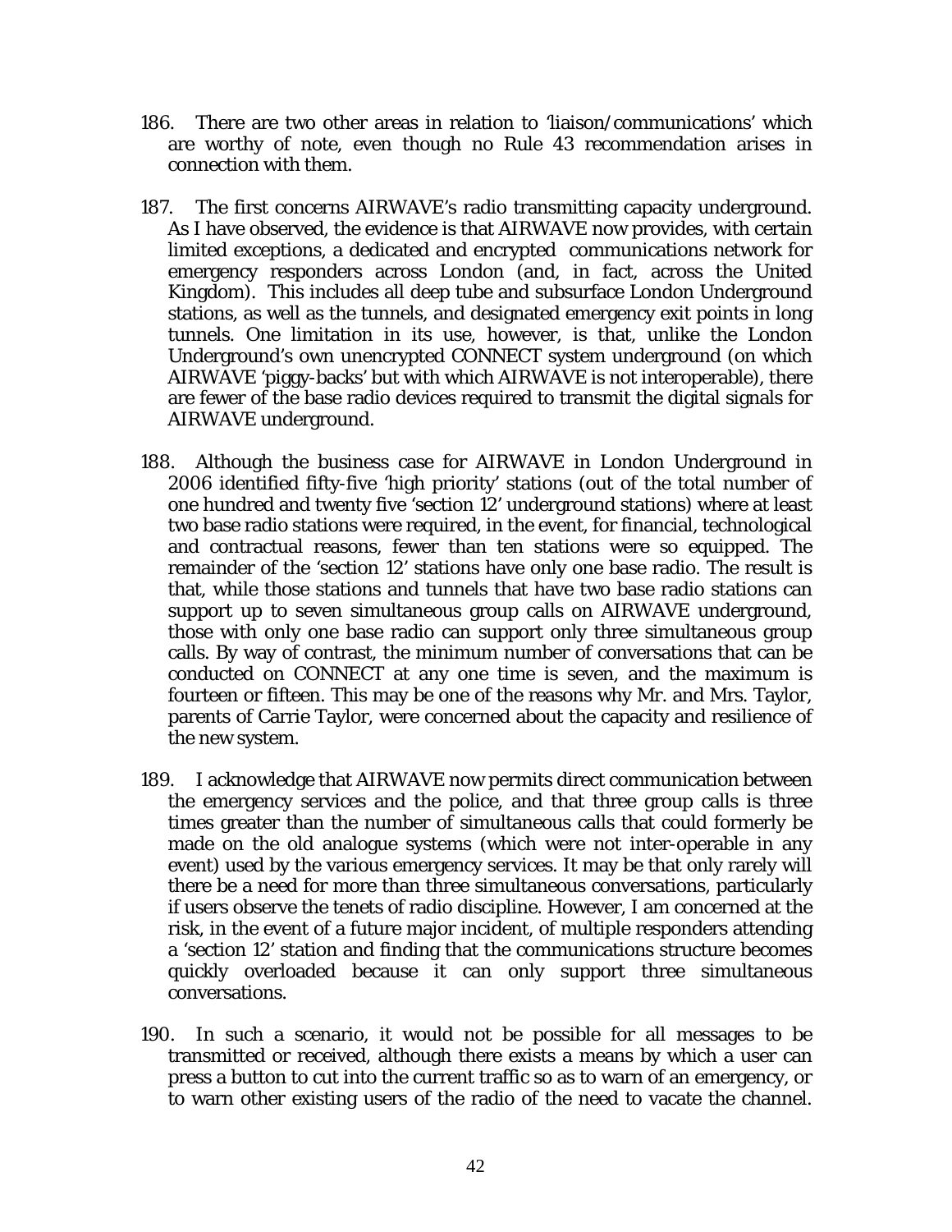186. There are two other areas in relation to 'liaison/communications' which are worthy of note, even though no Rule 43 recommendation arises in connection with them.

187. The first concerns AIRWAVE's radio transmitting capacity underground. As I have observed, the evidence is that AIRWAVE now provides, with certain limited exceptions, a dedicated and encrypted communications network for emergency responders across London (and, in fact, across the United Kingdom). This includes all deep tube and subsurface London Underground stations, as well as the tunnels, and designated emergency exit points in long tunnels. One limitation in its use, however, is that, unlike the London Underground's own unencrypted CONNECT system underground (on which AIRWAVE 'piggy-backs' but with which AIRWAVE is not interoperable), there are fewer of the base radio devices required to transmit the digital signals for AIRWAVE underground.

188. Although the business case for AIRWAVE in London Underground in 2006 identified fifty-five 'high priority' stations (out of the total number of one hundred and twenty five 'section 12' underground stations) where at least two base radio stations were required, in the event, for financial, technological and contractual reasons, fewer than ten stations were so equipped. The remainder of the 'section 12' stations have only one base radio. The result is that, while those stations and tunnels that have two base radio stations can support up to seven simultaneous group calls on AIRWAVE underground, those with only one base radio can support only three simultaneous group calls. By way of contrast, the minimum number of conversations that can be conducted on CONNECT at any one time is seven, and the maximum is fourteen or fifteen. This may be one of the reasons why Mr. and Mrs. Taylor, parents of Carrie Taylor, were concerned about the capacity and resilience of the new system.

189. I acknowledge that AIRWAVE now permits direct communication between the emergency services and the police, and that three group calls is three times greater than the number of simultaneous calls that could formerly be made on the old analogue systems (which were not inter-operable in any event) used by the various emergency services. It may be that only rarely will there be a need for more than three simultaneous conversations, particularly if users observe the tenets of radio discipline. However, I am concerned at the risk, in the event of a future major incident, of multiple responders attending a 'section 12' station and finding that the communications structure becomes quickly overloaded because it can only support three simultaneous conversations.

190. In such a scenario, it would not be possible for all messages to be transmitted or received, although there exists a means by which a user can press a button to cut into the current traffic so as to warn of an emergency, or to warn other existing users of the radio of the need to vacate the channel.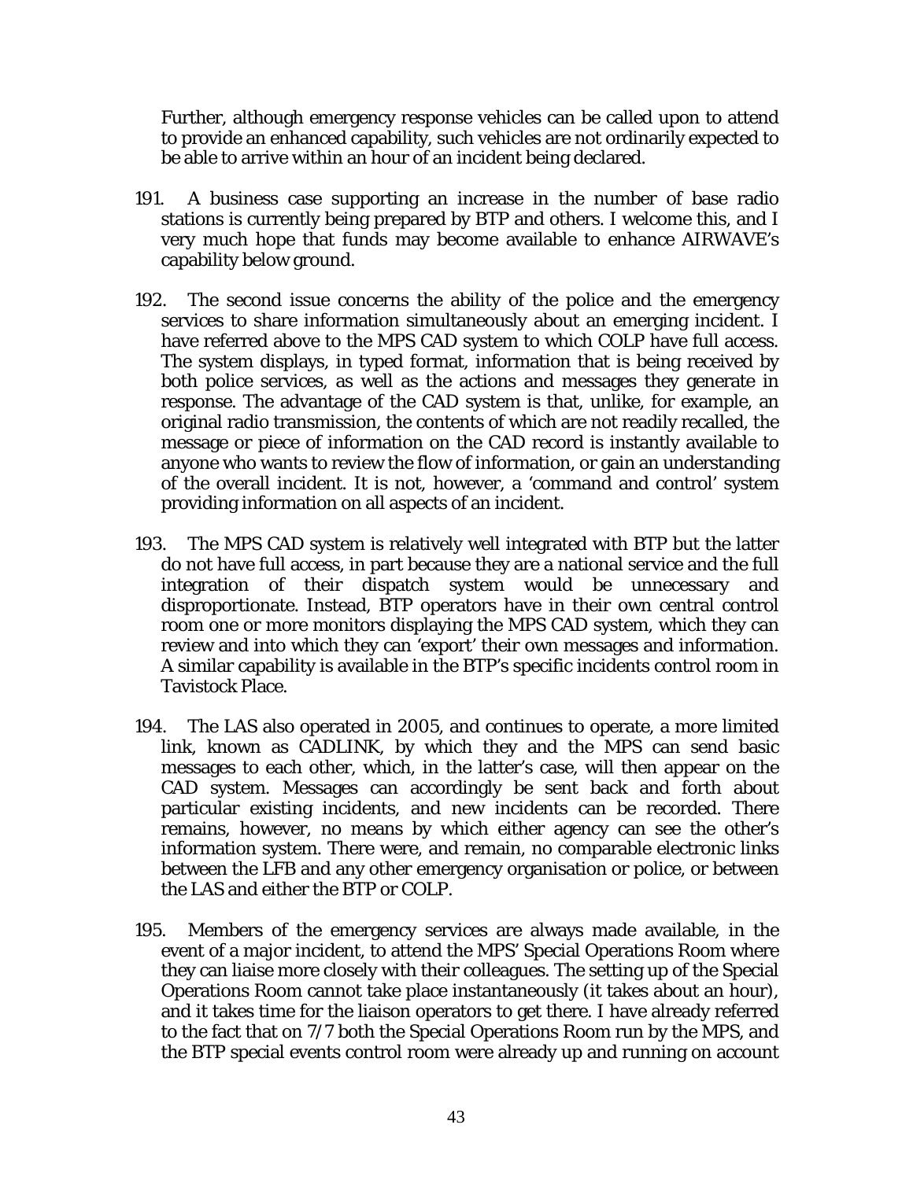Further, although emergency response vehicles can be called upon to attend to provide an enhanced capability, such vehicles are not ordinarily expected to be able to arrive within an hour of an incident being declared.

191. A business case supporting an increase in the number of base radio stations is currently being prepared by BTP and others. I welcome this, and I very much hope that funds may become available to enhance AIRWAVE's capability below ground.

192. The second issue concerns the ability of the police and the emergency services to share information simultaneously about an emerging incident. I have referred above to the MPS CAD system to which COLP have full access. The system displays, in typed format, information that is being received by both police services, as well as the actions and messages they generate in response. The advantage of the CAD system is that, unlike, for example, an original radio transmission, the contents of which are not readily recalled, the message or piece of information on the CAD record is instantly available to anyone who wants to review the flow of information, or gain an understanding of the overall incident. It is not, however, a 'command and control' system providing information on all aspects of an incident.

193. The MPS CAD system is relatively well integrated with BTP but the latter do not have full access, in part because they are a national service and the full integration of their dispatch system would be unnecessary and disproportionate. Instead, BTP operators have in their own central control room one or more monitors displaying the MPS CAD system, which they can review and into which they can 'export' their own messages and information. A similar capability is available in the BTP's specific incidents control room in Tavistock Place.

194. The LAS also operated in 2005, and continues to operate, a more limited link, known as CADLINK, by which they and the MPS can send basic messages to each other, which, in the latter's case, will then appear on the CAD system. Messages can accordingly be sent back and forth about particular existing incidents, and new incidents can be recorded. There remains, however, no means by which either agency can see the other's information system. There were, and remain, no comparable electronic links between the LFB and any other emergency organisation or police, or between the LAS and either the BTP or COLP.

195. Members of the emergency services are always made available, in the event of a major incident, to attend the MPS' Special Operations Room where they can liaise more closely with their colleagues. The setting up of the Special Operations Room cannot take place instantaneously (it takes about an hour), and it takes time for the liaison operators to get there. I have already referred to the fact that on 7/7 both the Special Operations Room run by the MPS, and the BTP special events control room were already up and running on account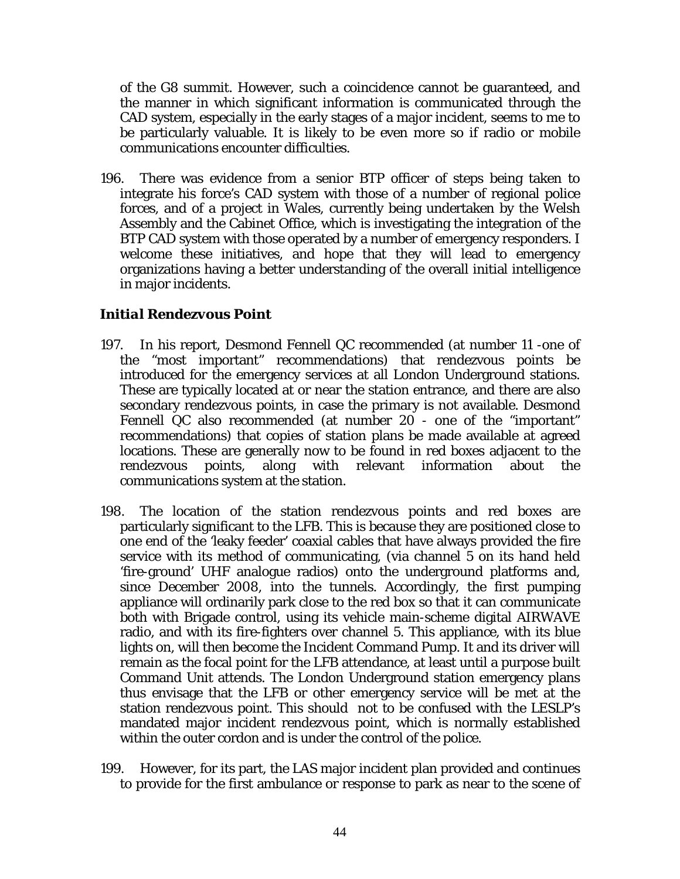of the G8 summit. However, such a coincidence cannot be guaranteed, and the manner in which significant information is communicated through the CAD system, especially in the early stages of a major incident, seems to me to be particularly valuable. It is likely to be even more so if radio or mobile communications encounter difficulties.

196. There was evidence from a senior BTP officer of steps being taken to integrate his force's CAD system with those of a number of regional police forces, and of a project in Wales, currently being undertaken by the Welsh Assembly and the Cabinet Office, which is investigating the integration of the BTP CAD system with those operated by a number of emergency responders. I welcome these initiatives, and hope that they will lead to emergency organizations having a better understanding of the overall initial intelligence in major incidents.

### *Initial Rendezvous Point*

197. In his report, Desmond Fennell QC recommended (at number 11 -one of the "most important" recommendations) that rendezvous points be introduced for the emergency services at all London Underground stations. These are typically located at or near the station entrance, and there are also secondary rendezvous points, in case the primary is not available. Desmond Fennell QC also recommended (at number 20 - one of the "important" recommendations) that copies of station plans be made available at agreed locations. These are generally now to be found in red boxes adjacent to the rendezvous points, along with relevant information about the communications system at the station.

198. The location of the station rendezvous points and red boxes are particularly significant to the LFB. This is because they are positioned close to one end of the 'leaky feeder' coaxial cables that have always provided the fire service with its method of communicating, (via channel 5 on its hand held 'fire-ground' UHF analogue radios) onto the underground platforms and, since December 2008, into the tunnels. Accordingly, the first pumping appliance will ordinarily park close to the red box so that it can communicate both with Brigade control, using its vehicle main-scheme digital AIRWAVE radio, and with its fire-fighters over channel 5. This appliance, with its blue lights on, will then become the Incident Command Pump. It and its driver will remain as the focal point for the LFB attendance, at least until a purpose built Command Unit attends. The London Underground station emergency plans thus envisage that the LFB or other emergency service will be met at the station rendezvous point. This should not to be confused with the LESLP's mandated major incident rendezvous point, which is normally established within the outer cordon and is under the control of the police.

199. However, for its part, the LAS major incident plan provided and continues to provide for the first ambulance or response to park as near to the scene of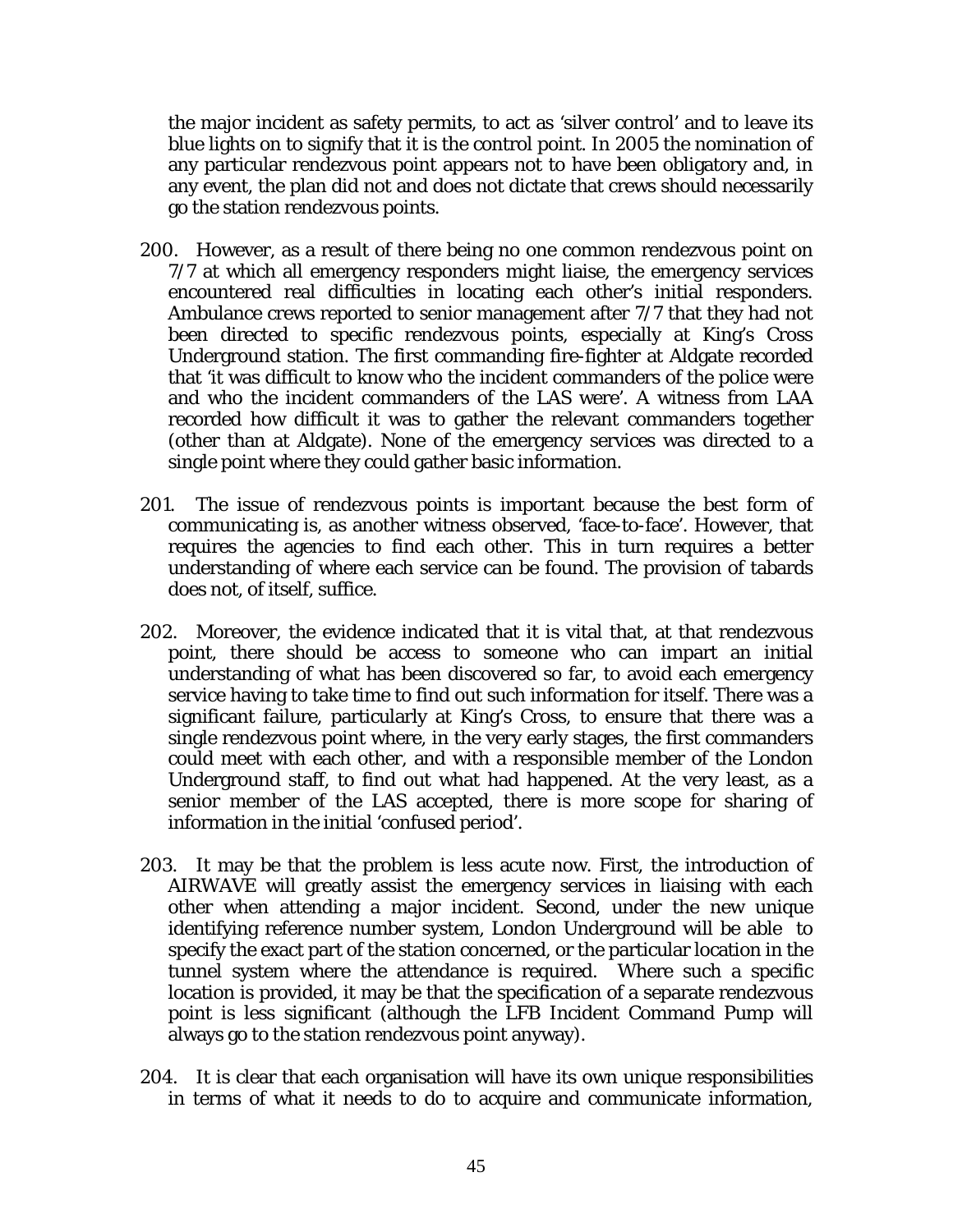the major incident as safety permits, to act as 'silver control' and to leave its blue lights on to signify that it is the control point. In 2005 the nomination of any particular rendezvous point appears not to have been obligatory and, in any event, the plan did not and does not dictate that crews should necessarily go the station rendezvous points.

200. However, as a result of there being no one common rendezvous point on 7/7 at which all emergency responders might liaise, the emergency services encountered real difficulties in locating each other's initial responders. Ambulance crews reported to senior management after 7/7 that they had not been directed to specific rendezvous points, especially at King's Cross Underground station. The first commanding fire-fighter at Aldgate recorded that 'it was difficult to know who the incident commanders of the police were and who the incident commanders of the LAS were'. A witness from LAA recorded how difficult it was to gather the relevant commanders together (other than at Aldgate). None of the emergency services was directed to a single point where they could gather basic information.

201. The issue of rendezvous points is important because the best form of communicating is, as another witness observed, 'face-to-face'. However, that requires the agencies to find each other. This in turn requires a better understanding of where each service can be found. The provision of tabards does not, of itself, suffice.

202. Moreover, the evidence indicated that it is vital that, at that rendezvous point, there should be access to someone who can impart an initial understanding of what has been discovered so far, to avoid each emergency service having to take time to find out such information for itself. There was a significant failure, particularly at King's Cross, to ensure that there was a single rendezvous point where, in the very early stages, the first commanders could meet with each other, and with a responsible member of the London Underground staff, to find out what had happened. At the very least, as a senior member of the LAS accepted, there is more scope for sharing of information in the initial 'confused period'.

203. It may be that the problem is less acute now. First, the introduction of AIRWAVE will greatly assist the emergency services in liaising with each other when attending a major incident. Second, under the new unique identifying reference number system, London Underground will be able to specify the exact part of the station concerned, or the particular location in the tunnel system where the attendance is required. Where such a specific location is provided, it may be that the specification of a separate rendezvous point is less significant (although the LFB Incident Command Pump will always go to the station rendezvous point anyway).

204. It is clear that each organisation will have its own unique responsibilities in terms of what it needs to do to acquire and communicate information,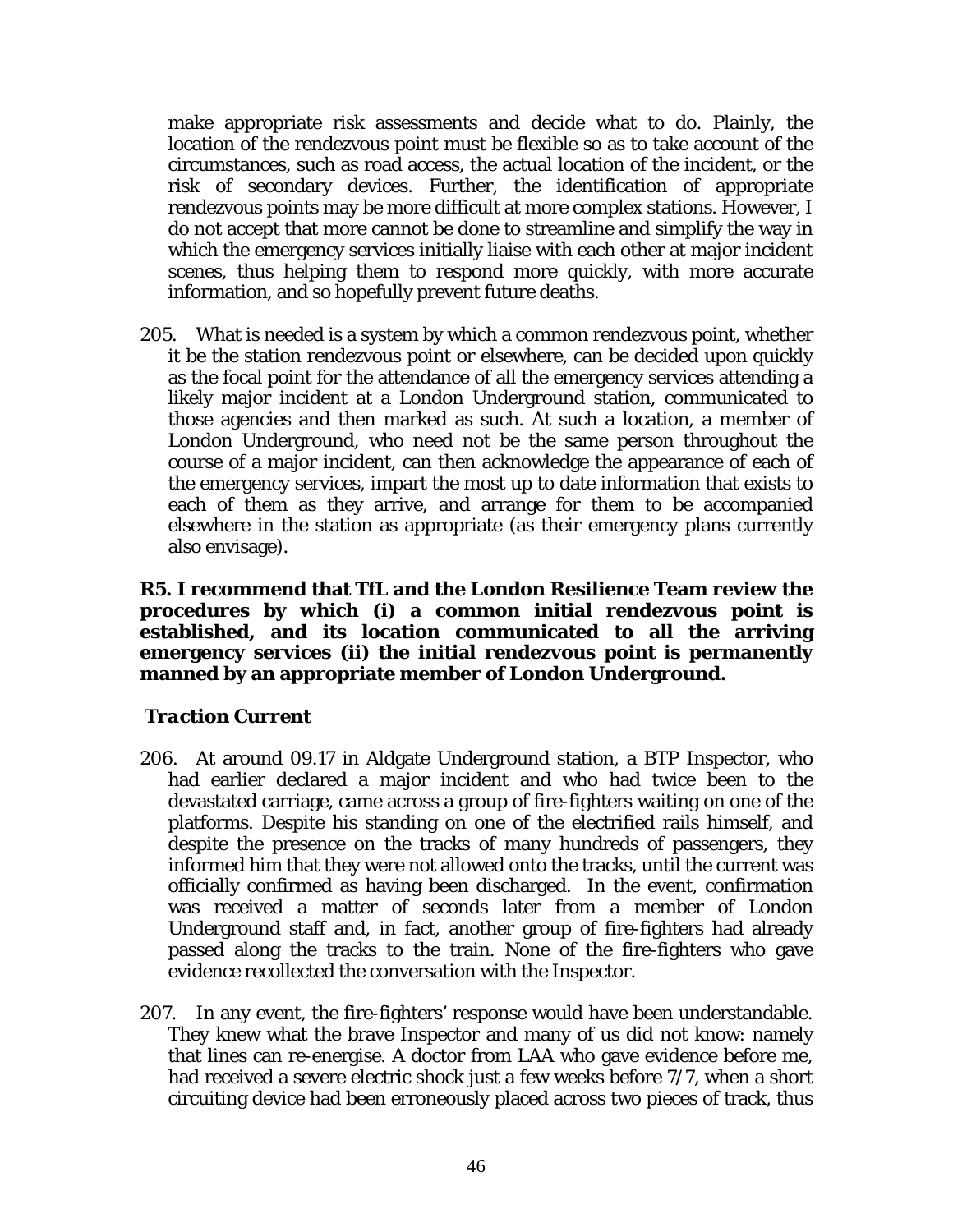make appropriate risk assessments and decide what to do. Plainly, the location of the rendezvous point must be flexible so as to take account of the circumstances, such as road access, the actual location of the incident, or the risk of secondary devices. Further, the identification of appropriate rendezvous points may be more difficult at more complex stations. However, I do not accept that more cannot be done to streamline and simplify the way in which the emergency services initially liaise with each other at major incident scenes, thus helping them to respond more quickly, with more accurate information, and so hopefully prevent future deaths.

205. What is needed is a system by which a common rendezvous point, whether it be the station rendezvous point or elsewhere, can be decided upon quickly as the focal point for the attendance of all the emergency services attending a likely major incident at a London Underground station, communicated to those agencies and then marked as such. At such a location, a member of London Underground, who need not be the same person throughout the course of a major incident, can then acknowledge the appearance of each of the emergency services, impart the most up to date information that exists to each of them as they arrive, and arrange for them to be accompanied elsewhere in the station as appropriate (as their emergency plans currently also envisage).

**R5. I recommend that TfL and the London Resilience Team review the procedures by which (i) a common initial rendezvous point is established, and its location communicated to all the arriving emergency services (ii) the initial rendezvous point is permanently manned by an appropriate member of London Underground.**

### *Traction Current*

206. At around 09.17 in Aldgate Underground station, a BTP Inspector, who had earlier declared a major incident and who had twice been to the devastated carriage, came across a group of fire-fighters waiting on one of the platforms. Despite his standing on one of the electrified rails himself, and despite the presence on the tracks of many hundreds of passengers, they informed him that they were not allowed onto the tracks, until the current was officially confirmed as having been discharged. In the event, confirmation was received a matter of seconds later from a member of London Underground staff and, in fact, another group of fire-fighters had already passed along the tracks to the train. None of the fire-fighters who gave evidence recollected the conversation with the Inspector.

207. In any event, the fire-fighters' response would have been understandable. They knew what the brave Inspector and many of us did not know: namely that lines can re-energise. A doctor from LAA who gave evidence before me, had received a severe electric shock just a few weeks before 7/7, when a short circuiting device had been erroneously placed across two pieces of track, thus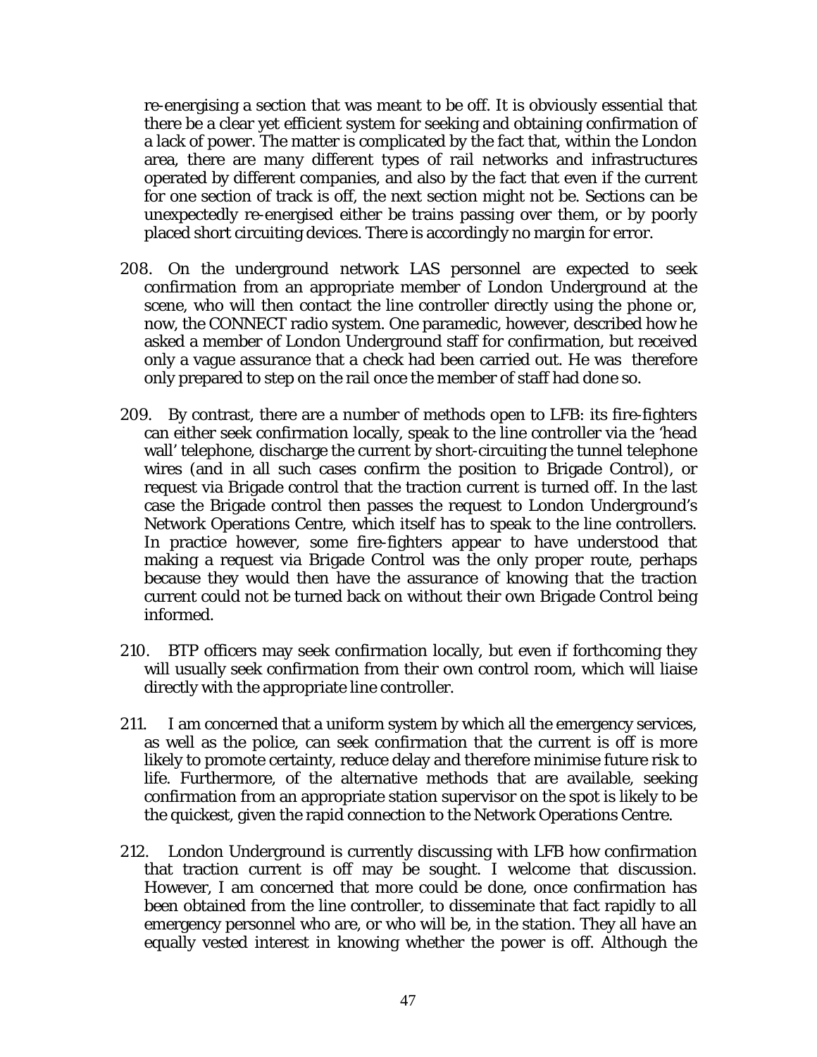re-energising a section that was meant to be off. It is obviously essential that there be a clear yet efficient system for seeking and obtaining confirmation of a lack of power. The matter is complicated by the fact that, within the London area, there are many different types of rail networks and infrastructures operated by different companies, and also by the fact that even if the current for one section of track is off, the next section might not be. Sections can be unexpectedly re-energised either be trains passing over them, or by poorly placed short circuiting devices. There is accordingly no margin for error.

208. On the underground network LAS personnel are expected to seek confirmation from an appropriate member of London Underground at the scene, who will then contact the line controller directly using the phone or, now, the CONNECT radio system. One paramedic, however, described how he asked a member of London Underground staff for confirmation, but received only a vague assurance that a check had been carried out. He was therefore only prepared to step on the rail once the member of staff had done so.

209. By contrast, there are a number of methods open to LFB: its fire-fighters can either seek confirmation locally, speak to the line controller via the 'head wall' telephone, discharge the current by short-circuiting the tunnel telephone wires (and in all such cases confirm the position to Brigade Control), or request via Brigade control that the traction current is turned off. In the last case the Brigade control then passes the request to London Underground's Network Operations Centre, which itself has to speak to the line controllers. In practice however, some fire-fighters appear to have understood that making a request via Brigade Control was the only proper route, perhaps because they would then have the assurance of knowing that the traction current could not be turned back on without their own Brigade Control being informed.

210. BTP officers may seek confirmation locally, but even if forthcoming they will usually seek confirmation from their own control room, which will liaise directly with the appropriate line controller.

211. I am concerned that a uniform system by which all the emergency services, as well as the police, can seek confirmation that the current is off is more likely to promote certainty, reduce delay and therefore minimise future risk to life. Furthermore, of the alternative methods that are available, seeking confirmation from an appropriate station supervisor on the spot is likely to be the quickest, given the rapid connection to the Network Operations Centre.

212. London Underground is currently discussing with LFB how confirmation that traction current is off may be sought. I welcome that discussion. However, I am concerned that more could be done, once confirmation has been obtained from the line controller, to disseminate that fact rapidly to all emergency personnel who are, or who will be, in the station. They all have an equally vested interest in knowing whether the power is off. Although the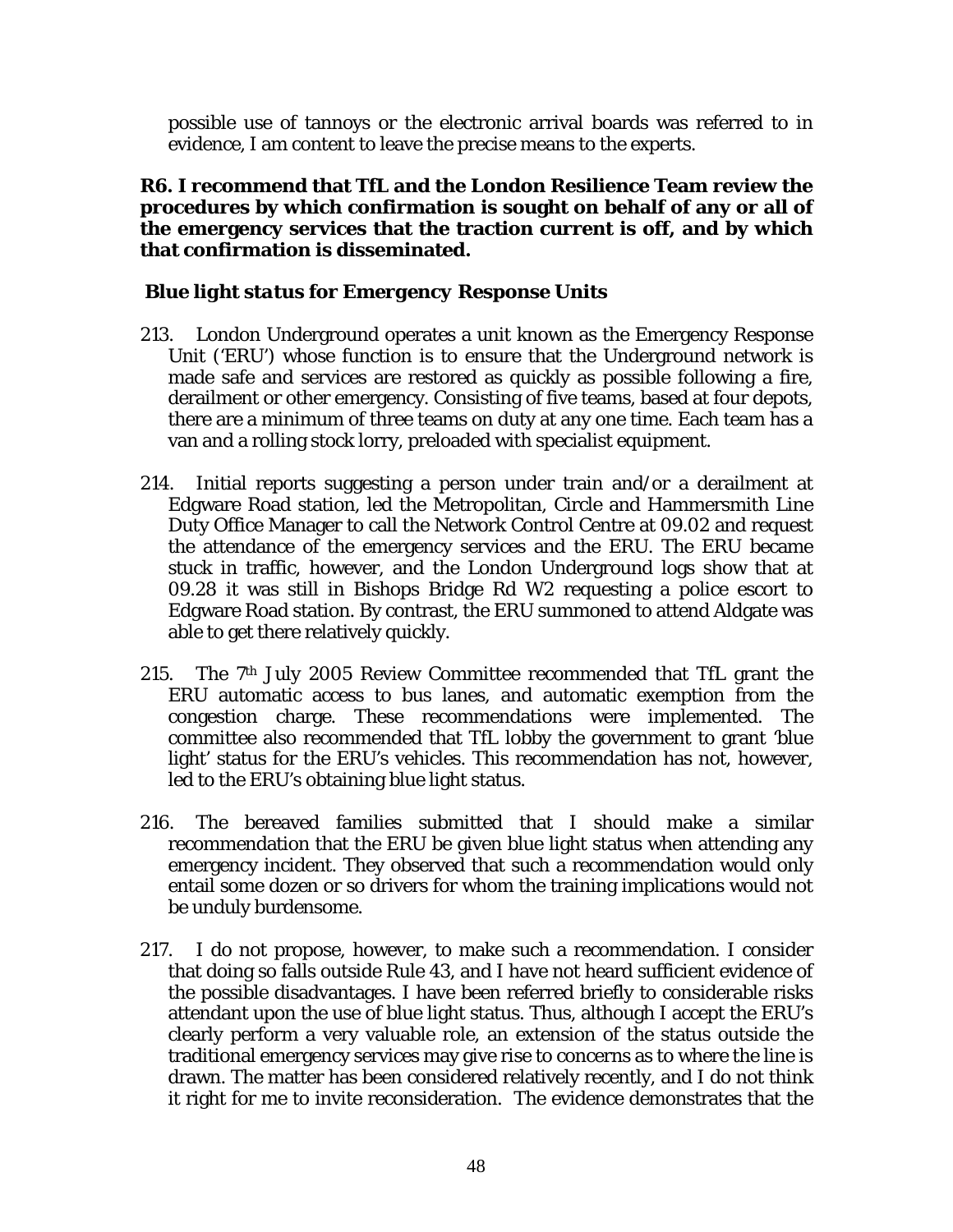possible use of tannoys or the electronic arrival boards was referred to in evidence, I am content to leave the precise means to the experts.

**R6. I recommend that TfL and the London Resilience Team review the procedures by which confirmation is sought on behalf of any or all of the emergency services that the traction current is off, and by which that confirmation is disseminated.**

***Blue light status for Emergency Response Units***

213. London Underground operates a unit known as the Emergency Response Unit ('ERU') whose function is to ensure that the Underground network is made safe and services are restored as quickly as possible following a fire, derailment or other emergency. Consisting of five teams, based at four depots, there are a minimum of three teams on duty at any one time. Each team has a van and a rolling stock lorry, preloaded with specialist equipment.

214. Initial reports suggesting a person under train and/or a derailment at Edgware Road station, led the Metropolitan, Circle and Hammersmith Line Duty Office Manager to call the Network Control Centre at 09.02 and request the attendance of the emergency services and the ERU. The ERU became stuck in traffic, however, and the London Underground logs show that at 09.28 it was still in Bishops Bridge Rd W2 requesting a police escort to Edgware Road station. By contrast, the ERU summoned to attend Aldgate was able to get there relatively quickly.

215. The 7th July 2005 Review Committee recommended that TfL grant the ERU automatic access to bus lanes, and automatic exemption from the congestion charge. These recommendations were implemented. The committee also recommended that TfL lobby the government to grant 'blue light' status for the ERU's vehicles. This recommendation has not, however, led to the ERU's obtaining blue light status.

216. The bereaved families submitted that I should make a similar recommendation that the ERU be given blue light status when attending any emergency incident. They observed that such a recommendation would only entail some dozen or so drivers for whom the training implications would not be unduly burdensome.

217. I do not propose, however, to make such a recommendation. I consider that doing so falls outside Rule 43, and I have not heard sufficient evidence of the possible disadvantages. I have been referred briefly to considerable risks attendant upon the use of blue light status. Thus, although I accept the ERU's clearly perform a very valuable role, an extension of the status outside the traditional emergency services may give rise to concerns as to where the line is drawn. The matter has been considered relatively recently, and I do not think it right for me to invite reconsideration. The evidence demonstrates that the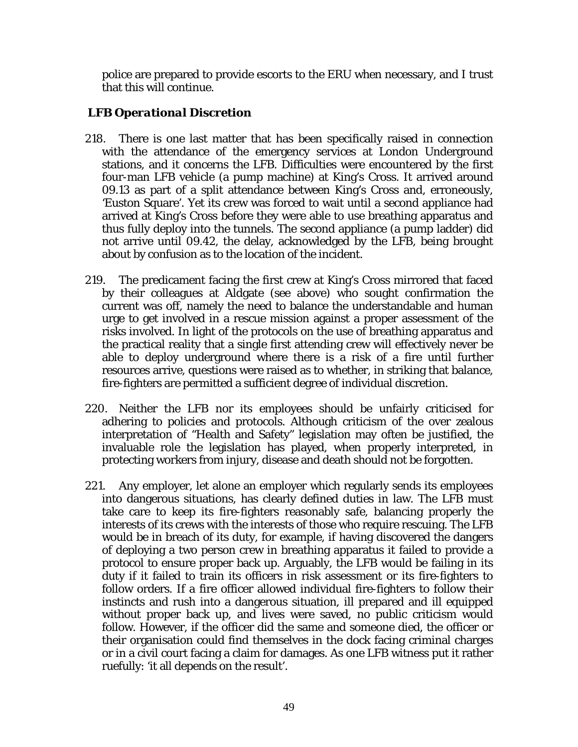police are prepared to provide escorts to the ERU when necessary, and I trust that this will continue.

### *LFB Operational Discretion*

218. There is one last matter that has been specifically raised in connection with the attendance of the emergency services at London Underground stations, and it concerns the LFB. Difficulties were encountered by the first four-man LFB vehicle (a pump machine) at King's Cross. It arrived around 09.13 as part of a split attendance between King's Cross and, erroneously, 'Euston Square'. Yet its crew was forced to wait until a second appliance had arrived at King's Cross before they were able to use breathing apparatus and thus fully deploy into the tunnels. The second appliance (a pump ladder) did not arrive until 09.42, the delay, acknowledged by the LFB, being brought about by confusion as to the location of the incident.

219. The predicament facing the first crew at King's Cross mirrored that faced by their colleagues at Aldgate (see above) who sought confirmation the current was off, namely the need to balance the understandable and human urge to get involved in a rescue mission against a proper assessment of the risks involved. In light of the protocols on the use of breathing apparatus and the practical reality that a single first attending crew will effectively never be able to deploy underground where there is a risk of a fire until further resources arrive, questions were raised as to whether, in striking that balance, fire-fighters are permitted a sufficient degree of individual discretion.

220. Neither the LFB nor its employees should be unfairly criticised for adhering to policies and protocols. Although criticism of the over zealous interpretation of "Health and Safety" legislation may often be justified, the invaluable role the legislation has played, when properly interpreted, in protecting workers from injury, disease and death should not be forgotten.

221. Any employer, let alone an employer which regularly sends its employees into dangerous situations, has clearly defined duties in law. The LFB must take care to keep its fire-fighters reasonably safe, balancing properly the interests of its crews with the interests of those who require rescuing. The LFB would be in breach of its duty, for example, if having discovered the dangers of deploying a two person crew in breathing apparatus it failed to provide a protocol to ensure proper back up. Arguably, the LFB would be failing in its duty if it failed to train its officers in risk assessment or its fire-fighters to follow orders. If a fire officer allowed individual fire-fighters to follow their instincts and rush into a dangerous situation, ill prepared and ill equipped without proper back up, and lives were saved, no public criticism would follow. However, if the officer did the same and someone died, the officer or their organisation could find themselves in the dock facing criminal charges or in a civil court facing a claim for damages. As one LFB witness put it rather ruefully: 'it all depends on the result'.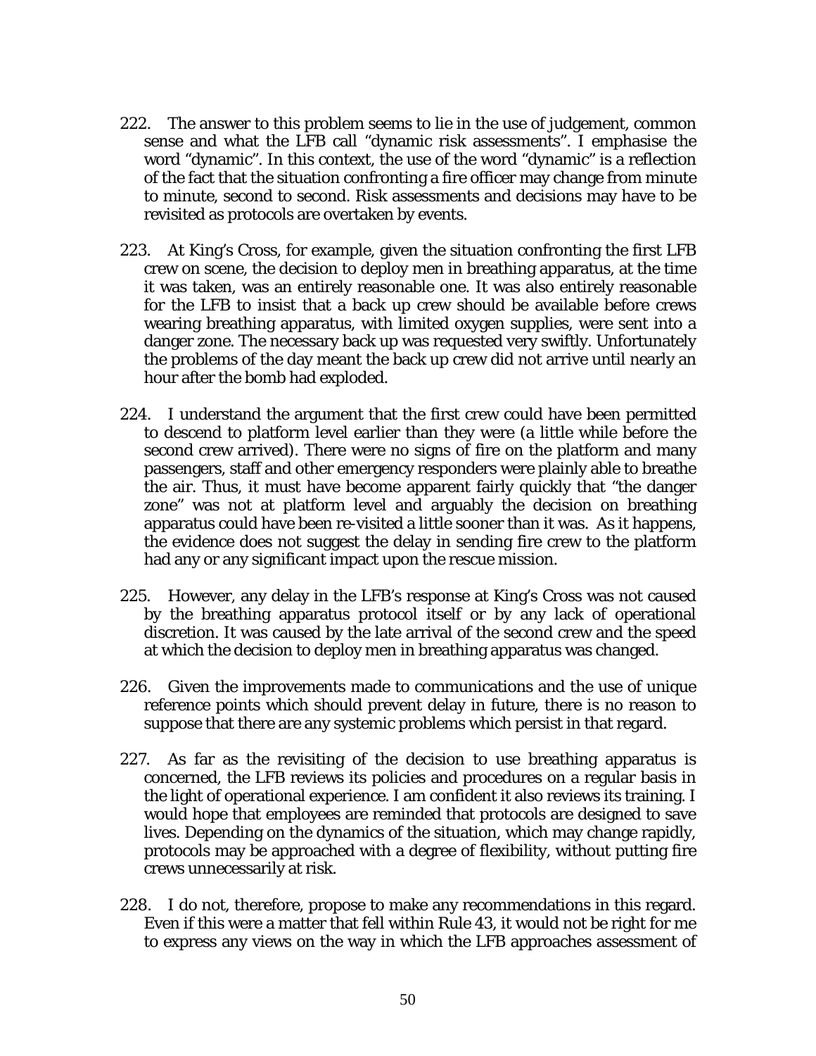222. The answer to this problem seems to lie in the use of judgement, common sense and what the LFB call "dynamic risk assessments". I emphasise the word "dynamic". In this context, the use of the word "dynamic" is a reflection of the fact that the situation confronting a fire officer may change from minute to minute, second to second. Risk assessments and decisions may have to be revisited as protocols are overtaken by events.

223. At King's Cross, for example, given the situation confronting the first LFB crew on scene, the decision to deploy men in breathing apparatus, at the time it was taken, was an entirely reasonable one. It was also entirely reasonable for the LFB to insist that a back up crew should be available before crews wearing breathing apparatus, with limited oxygen supplies, were sent into a danger zone. The necessary back up was requested very swiftly. Unfortunately the problems of the day meant the back up crew did not arrive until nearly an hour after the bomb had exploded.

224. I understand the argument that the first crew could have been permitted to descend to platform level earlier than they were (a little while before the second crew arrived). There were no signs of fire on the platform and many passengers, staff and other emergency responders were plainly able to breathe the air. Thus, it must have become apparent fairly quickly that "the danger zone" was not at platform level and arguably the decision on breathing apparatus could have been re-visited a little sooner than it was. As it happens, the evidence does not suggest the delay in sending fire crew to the platform had any or any significant impact upon the rescue mission.

225. However, any delay in the LFB's response at King's Cross was not caused by the breathing apparatus protocol itself or by any lack of operational discretion. It was caused by the late arrival of the second crew and the speed at which the decision to deploy men in breathing apparatus was changed.

226. Given the improvements made to communications and the use of unique reference points which should prevent delay in future, there is no reason to suppose that there are any systemic problems which persist in that regard.

227. As far as the revisiting of the decision to use breathing apparatus is concerned, the LFB reviews its policies and procedures on a regular basis in the light of operational experience. I am confident it also reviews its training. I would hope that employees are reminded that protocols are designed to save lives. Depending on the dynamics of the situation, which may change rapidly, protocols may be approached with a degree of flexibility, without putting fire crews unnecessarily at risk.

228. I do not, therefore, propose to make any recommendations in this regard. Even if this were a matter that fell within Rule 43, it would not be right for me to express any views on the way in which the LFB approaches assessment of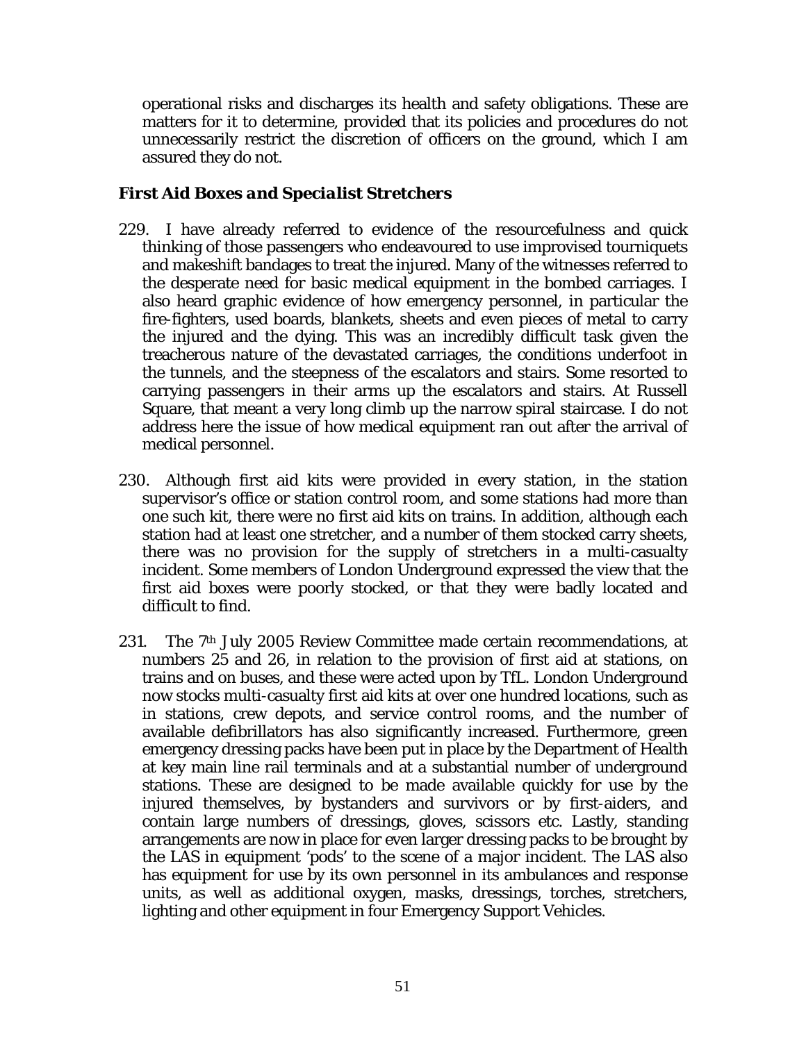operational risks and discharges its health and safety obligations. These are matters for it to determine, provided that its policies and procedures do not unnecessarily restrict the discretion of officers on the ground, which I am assured they do not.

### *First Aid Boxes and Specialist Stretchers*

229. I have already referred to evidence of the resourcefulness and quick thinking of those passengers who endeavoured to use improvised tourniquets and makeshift bandages to treat the injured. Many of the witnesses referred to the desperate need for basic medical equipment in the bombed carriages. I also heard graphic evidence of how emergency personnel, in particular the fire-fighters, used boards, blankets, sheets and even pieces of metal to carry the injured and the dying. This was an incredibly difficult task given the treacherous nature of the devastated carriages, the conditions underfoot in the tunnels, and the steepness of the escalators and stairs. Some resorted to carrying passengers in their arms up the escalators and stairs. At Russell Square, that meant a very long climb up the narrow spiral staircase. I do not address here the issue of how medical equipment ran out after the arrival of medical personnel.

230. Although first aid kits were provided in every station, in the station supervisor's office or station control room, and some stations had more than one such kit, there were no first aid kits on trains. In addition, although each station had at least one stretcher, and a number of them stocked carry sheets, there was no provision for the supply of stretchers in a multi-casualty incident. Some members of London Underground expressed the view that the first aid boxes were poorly stocked, or that they were badly located and difficult to find.

231. The 7th July 2005 Review Committee made certain recommendations, at numbers 25 and 26, in relation to the provision of first aid at stations, on trains and on buses, and these were acted upon by TfL. London Underground now stocks multi-casualty first aid kits at over one hundred locations, such as in stations, crew depots, and service control rooms, and the number of available defibrillators has also significantly increased. Furthermore, green emergency dressing packs have been put in place by the Department of Health at key main line rail terminals and at a substantial number of underground stations. These are designed to be made available quickly for use by the injured themselves, by bystanders and survivors or by first-aiders, and contain large numbers of dressings, gloves, scissors etc. Lastly, standing arrangements are now in place for even larger dressing packs to be brought by the LAS in equipment 'pods' to the scene of a major incident. The LAS also has equipment for use by its own personnel in its ambulances and response units, as well as additional oxygen, masks, dressings, torches, stretchers, lighting and other equipment in four Emergency Support Vehicles.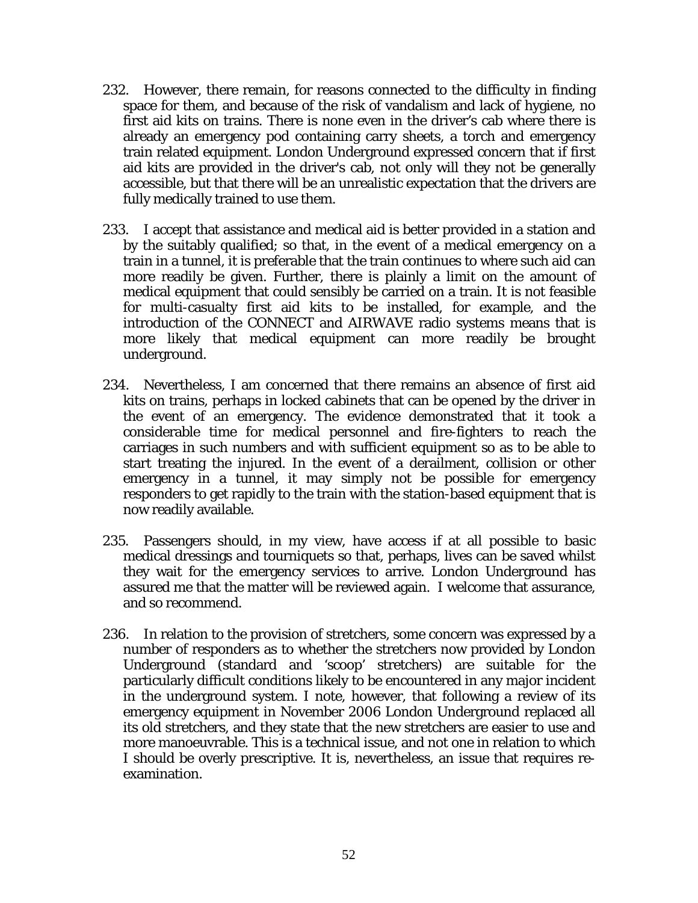232. However, there remain, for reasons connected to the difficulty in finding space for them, and because of the risk of vandalism and lack of hygiene, no first aid kits on trains. There is none even in the driver's cab where there is already an emergency pod containing carry sheets, a torch and emergency train related equipment. London Underground expressed concern that if first aid kits are provided in the driver's cab, not only will they not be generally accessible, but that there will be an unrealistic expectation that the drivers are fully medically trained to use them.

233. I accept that assistance and medical aid is better provided in a station and by the suitably qualified; so that, in the event of a medical emergency on a train in a tunnel, it is preferable that the train continues to where such aid can more readily be given. Further, there is plainly a limit on the amount of medical equipment that could sensibly be carried on a train. It is not feasible for multi-casualty first aid kits to be installed, for example, and the introduction of the CONNECT and AIRWAVE radio systems means that is more likely that medical equipment can more readily be brought underground.

234. Nevertheless, I am concerned that there remains an absence of first aid kits on trains, perhaps in locked cabinets that can be opened by the driver in the event of an emergency. The evidence demonstrated that it took a considerable time for medical personnel and fire-fighters to reach the carriages in such numbers and with sufficient equipment so as to be able to start treating the injured. In the event of a derailment, collision or other emergency in a tunnel, it may simply not be possible for emergency responders to get rapidly to the train with the station-based equipment that is now readily available.

235. Passengers should, in my view, have access if at all possible to basic medical dressings and tourniquets so that, perhaps, lives can be saved whilst they wait for the emergency services to arrive. London Underground has assured me that the matter will be reviewed again. I welcome that assurance, and so recommend.

236. In relation to the provision of stretchers, some concern was expressed by a number of responders as to whether the stretchers now provided by London Underground (standard and 'scoop' stretchers) are suitable for the particularly difficult conditions likely to be encountered in any major incident in the underground system. I note, however, that following a review of its emergency equipment in November 2006 London Underground replaced all its old stretchers, and they state that the new stretchers are easier to use and more manoeuvrable. This is a technical issue, and not one in relation to which I should be overly prescriptive. It is, nevertheless, an issue that requires re-examination.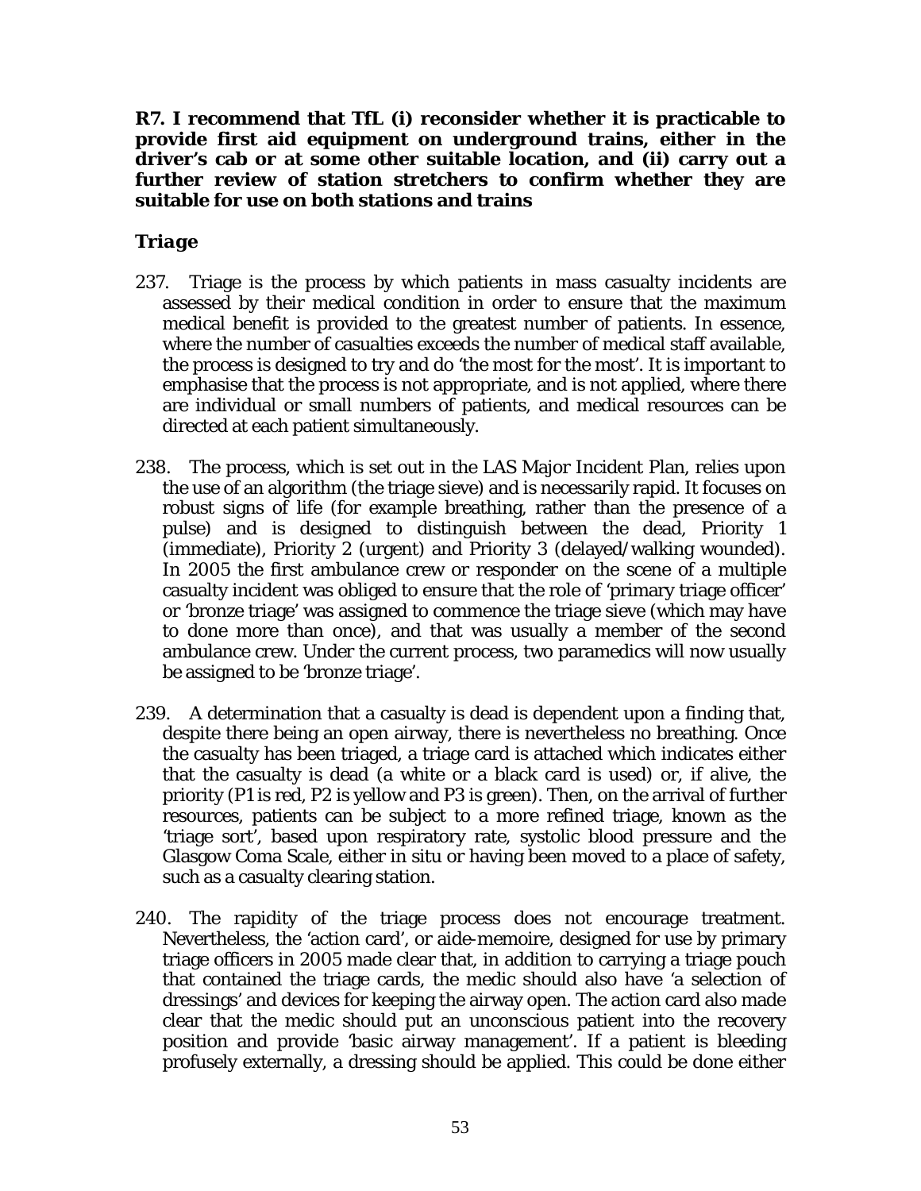**R7. I recommend that TfL (i) reconsider whether it is practicable to provide first aid equipment on underground trains, either in the driver's cab or at some other suitable location, and (ii) carry out a further review of station stretchers to confirm whether they are suitable for use on both stations and trains**

### *Triage*

237. Triage is the process by which patients in mass casualty incidents are assessed by their medical condition in order to ensure that the maximum medical benefit is provided to the greatest number of patients. In essence, where the number of casualties exceeds the number of medical staff available, the process is designed to try and do 'the most for the most'. It is important to emphasise that the process is not appropriate, and is not applied, where there are individual or small numbers of patients, and medical resources can be directed at each patient simultaneously.

238. The process, which is set out in the LAS Major Incident Plan, relies upon the use of an algorithm (the triage sieve) and is necessarily rapid. It focuses on robust signs of life (for example breathing, rather than the presence of a pulse) and is designed to distinguish between the dead, Priority 1 (immediate), Priority 2 (urgent) and Priority 3 (delayed/walking wounded). In 2005 the first ambulance crew or responder on the scene of a multiple casualty incident was obliged to ensure that the role of 'primary triage officer' or 'bronze triage' was assigned to commence the triage sieve (which may have to done more than once), and that was usually a member of the second ambulance crew. Under the current process, two paramedics will now usually be assigned to be 'bronze triage'.

239. A determination that a casualty is dead is dependent upon a finding that, despite there being an open airway, there is nevertheless no breathing. Once the casualty has been triaged, a triage card is attached which indicates either that the casualty is dead (a white or a black card is used) or, if alive, the priority (P1 is red, P2 is yellow and P3 is green). Then, on the arrival of further resources, patients can be subject to a more refined triage, known as the 'triage sort', based upon respiratory rate, systolic blood pressure and the Glasgow Coma Scale, either in situ or having been moved to a place of safety, such as a casualty clearing station.

240. The rapidity of the triage process does not encourage treatment. Nevertheless, the 'action card', or aide-memoire, designed for use by primary triage officers in 2005 made clear that, in addition to carrying a triage pouch that contained the triage cards, the medic should also have 'a selection of dressings' and devices for keeping the airway open. The action card also made clear that the medic should put an unconscious patient into the recovery position and provide 'basic airway management'. If a patient is bleeding profusely externally, a dressing should be applied. This could be done either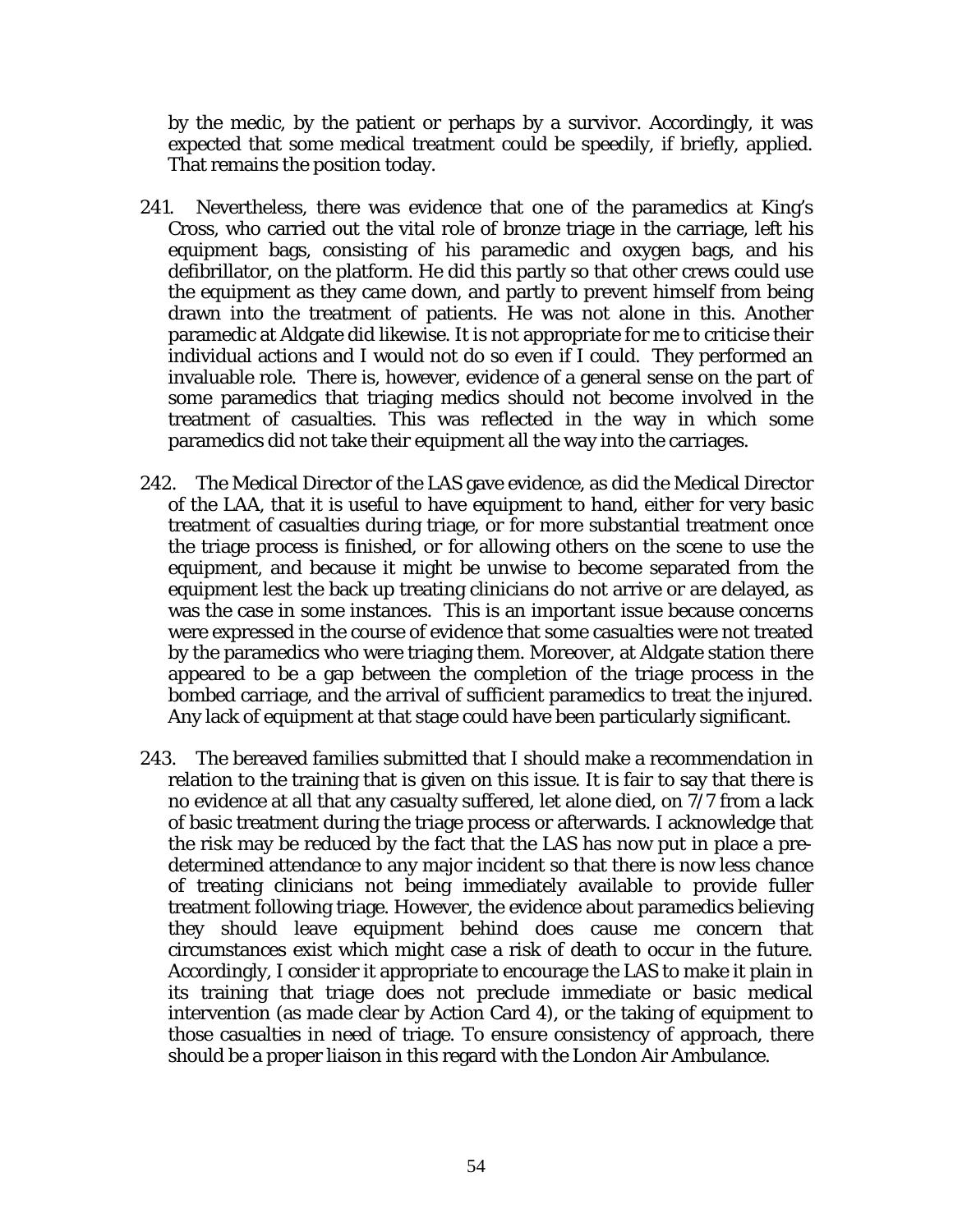by the medic, by the patient or perhaps by a survivor. Accordingly, it was expected that some medical treatment could be speedily, if briefly, applied. That remains the position today.

241. Nevertheless, there was evidence that one of the paramedics at King's Cross, who carried out the vital role of bronze triage in the carriage, left his equipment bags, consisting of his paramedic and oxygen bags, and his defibrillator, on the platform. He did this partly so that other crews could use the equipment as they came down, and partly to prevent himself from being drawn into the treatment of patients. He was not alone in this. Another paramedic at Aldgate did likewise. It is not appropriate for me to criticise their individual actions and I would not do so even if I could. They performed an invaluable role. There is, however, evidence of a general sense on the part of some paramedics that triaging medics should not become involved in the treatment of casualties. This was reflected in the way in which some paramedics did not take their equipment all the way into the carriages.

242. The Medical Director of the LAS gave evidence, as did the Medical Director of the LAA, that it is useful to have equipment to hand, either for very basic treatment of casualties during triage, or for more substantial treatment once the triage process is finished, or for allowing others on the scene to use the equipment, and because it might be unwise to become separated from the equipment lest the back up treating clinicians do not arrive or are delayed, as was the case in some instances. This is an important issue because concerns were expressed in the course of evidence that some casualties were not treated by the paramedics who were triaging them. Moreover, at Aldgate station there appeared to be a gap between the completion of the triage process in the bombed carriage, and the arrival of sufficient paramedics to treat the injured. Any lack of equipment at that stage could have been particularly significant.

243. The bereaved families submitted that I should make a recommendation in relation to the training that is given on this issue. It is fair to say that there is no evidence at all that any casualty suffered, let alone died, on 7/7 from a lack of basic treatment during the triage process or afterwards. I acknowledge that the risk may be reduced by the fact that the LAS has now put in place a pre-determined attendance to any major incident so that there is now less chance of treating clinicians not being immediately available to provide fuller treatment following triage. However, the evidence about paramedics believing they should leave equipment behind does cause me concern that circumstances exist which might case a risk of death to occur in the future. Accordingly, I consider it appropriate to encourage the LAS to make it plain in its training that triage does not preclude immediate or basic medical intervention (as made clear by Action Card 4), or the taking of equipment to those casualties in need of triage. To ensure consistency of approach, there should be a proper liaison in this regard with the London Air Ambulance.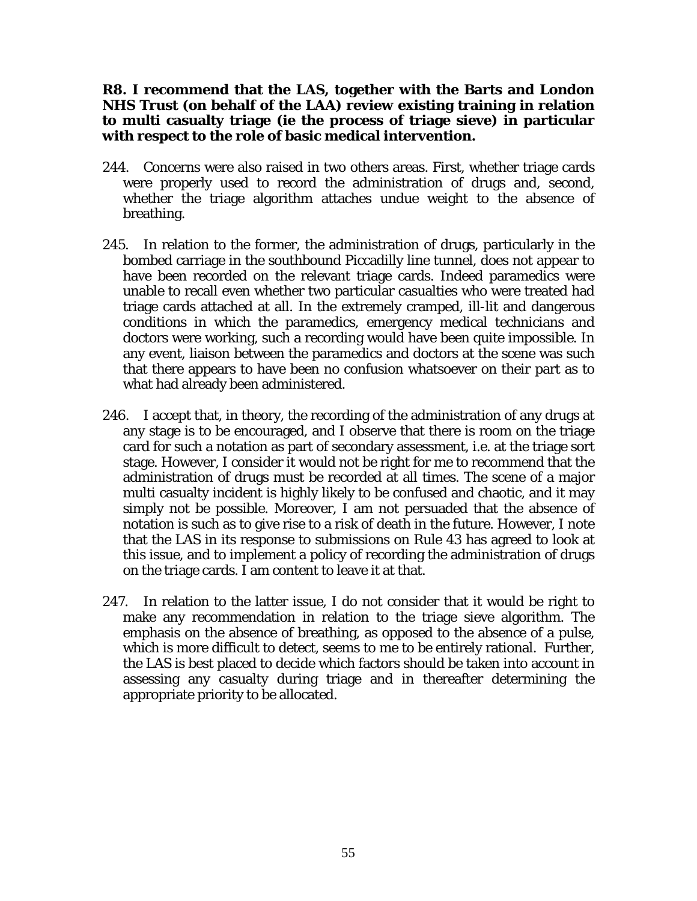**R8. I recommend that the LAS, together with the Barts and London NHS Trust (on behalf of the LAA) review existing training in relation to multi casualty triage (ie the process of triage sieve) in particular with respect to the role of basic medical intervention.**

244. Concerns were also raised in two others areas. First, whether triage cards were properly used to record the administration of drugs and, second, whether the triage algorithm attaches undue weight to the absence of breathing.

245. In relation to the former, the administration of drugs, particularly in the bombed carriage in the southbound Piccadilly line tunnel, does not appear to have been recorded on the relevant triage cards. Indeed paramedics were unable to recall even whether two particular casualties who were treated had triage cards attached at all. In the extremely cramped, ill-lit and dangerous conditions in which the paramedics, emergency medical technicians and doctors were working, such a recording would have been quite impossible. In any event, liaison between the paramedics and doctors at the scene was such that there appears to have been no confusion whatsoever on their part as to what had already been administered.

246. I accept that, in theory, the recording of the administration of any drugs at any stage is to be encouraged, and I observe that there is room on the triage card for such a notation as part of secondary assessment, i.e. at the triage sort stage. However, I consider it would not be right for me to recommend that the administration of drugs must be recorded at all times. The scene of a major multi casualty incident is highly likely to be confused and chaotic, and it may simply not be possible. Moreover, I am not persuaded that the absence of notation is such as to give rise to a risk of death in the future. However, I note that the LAS in its response to submissions on Rule 43 has agreed to look at this issue, and to implement a policy of recording the administration of drugs on the triage cards. I am content to leave it at that.

247. In relation to the latter issue, I do not consider that it would be right to make any recommendation in relation to the triage sieve algorithm. The emphasis on the absence of breathing, as opposed to the absence of a pulse, which is more difficult to detect, seems to me to be entirely rational. Further, the LAS is best placed to decide which factors should be taken into account in assessing any casualty during triage and in thereafter determining the appropriate priority to be allocated.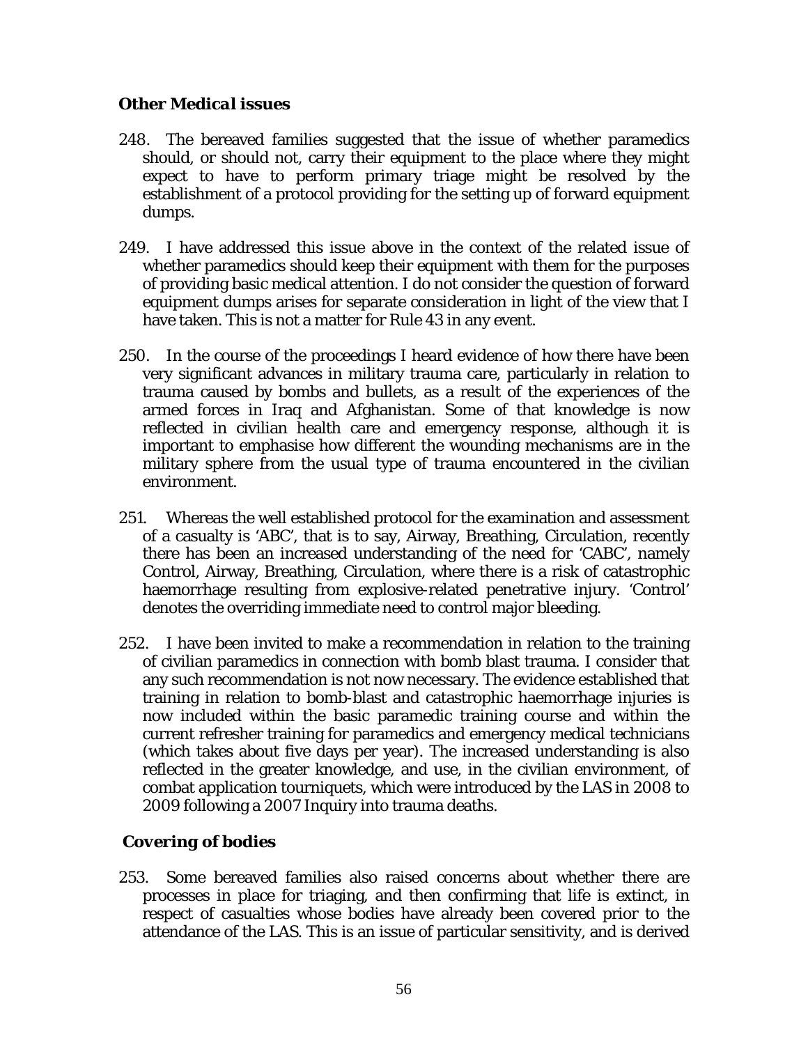### *Other Medical issues*

248. The bereaved families suggested that the issue of whether paramedics should, or should not, carry their equipment to the place where they might expect to have to perform primary triage might be resolved by the establishment of a protocol providing for the setting up of forward equipment dumps.

249. I have addressed this issue above in the context of the related issue of whether paramedics should keep their equipment with them for the purposes of providing basic medical attention. I do not consider the question of forward equipment dumps arises for separate consideration in light of the view that I have taken. This is not a matter for Rule 43 in any event.

250. In the course of the proceedings I heard evidence of how there have been very significant advances in military trauma care, particularly in relation to trauma caused by bombs and bullets, as a result of the experiences of the armed forces in Iraq and Afghanistan. Some of that knowledge is now reflected in civilian health care and emergency response, although it is important to emphasise how different the wounding mechanisms are in the military sphere from the usual type of trauma encountered in the civilian environment.

251. Whereas the well established protocol for the examination and assessment of a casualty is 'ABC', that is to say, Airway, Breathing, Circulation, recently there has been an increased understanding of the need for 'CABC', namely Control, Airway, Breathing, Circulation, where there is a risk of catastrophic haemorrhage resulting from explosive-related penetrative injury. 'Control' denotes the overriding immediate need to control major bleeding.

252. I have been invited to make a recommendation in relation to the training of civilian paramedics in connection with bomb blast trauma. I consider that any such recommendation is not now necessary. The evidence established that training in relation to bomb-blast and catastrophic haemorrhage injuries is now included within the basic paramedic training course and within the current refresher training for paramedics and emergency medical technicians (which takes about five days per year). The increased understanding is also reflected in the greater knowledge, and use, in the civilian environment, of combat application tourniquets, which were introduced by the LAS in 2008 to 2009 following a 2007 Inquiry into trauma deaths.

### *Covering of bodies*

253. Some bereaved families also raised concerns about whether there are processes in place for triaging, and then confirming that life is extinct, in respect of casualties whose bodies have already been covered prior to the attendance of the LAS. This is an issue of particular sensitivity, and is derived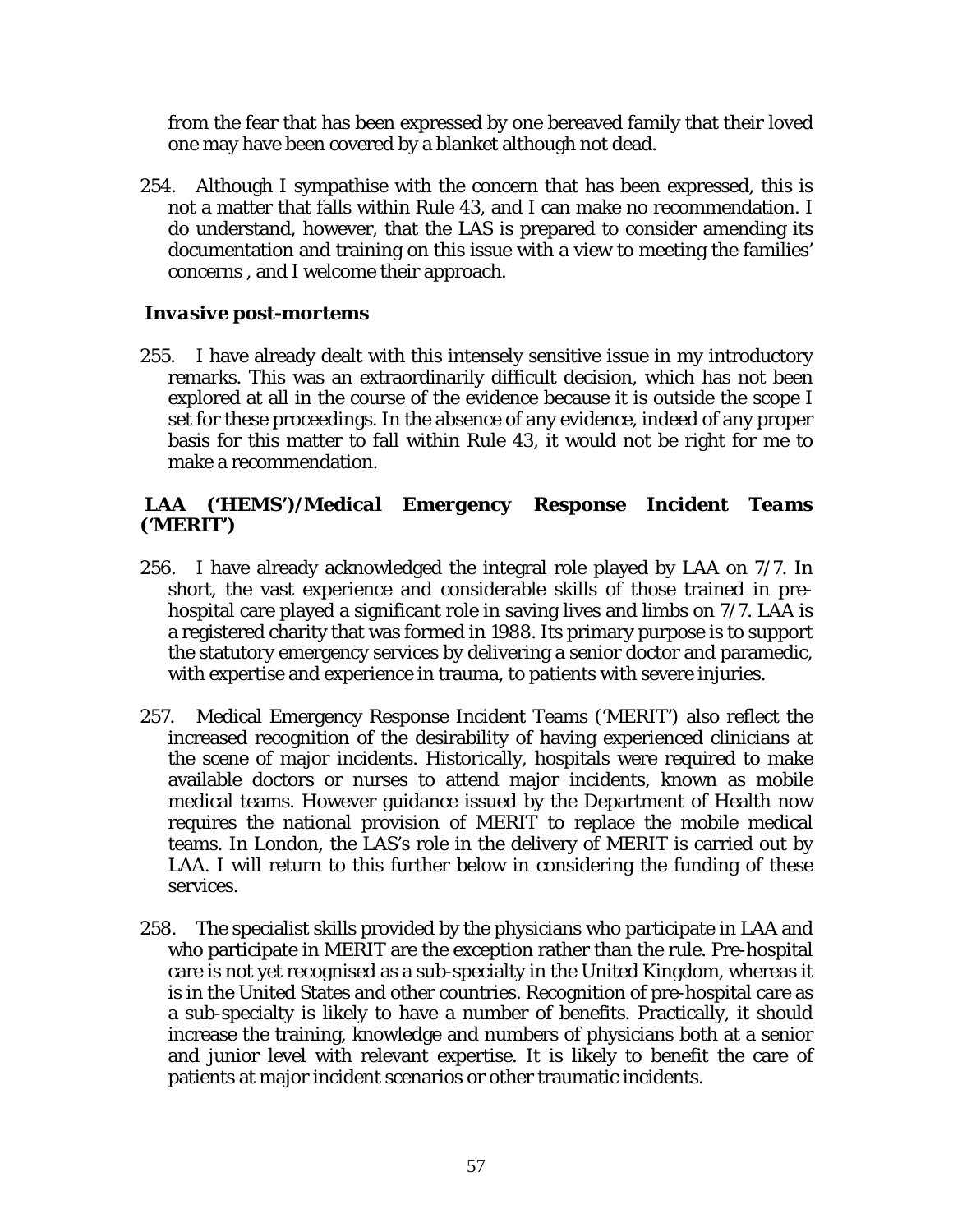from the fear that has been expressed by one bereaved family that their loved one may have been covered by a blanket although not dead.

254. Although I sympathise with the concern that has been expressed, this is not a matter that falls within Rule 43, and I can make no recommendation. I do understand, however, that the LAS is prepared to consider amending its documentation and training on this issue with a view to meeting the families' concerns , and I welcome their approach.

***Invasive post-mortems***

255. I have already dealt with this intensely sensitive issue in my introductory remarks. This was an extraordinarily difficult decision, which has not been explored at all in the course of the evidence because it is outside the scope I set for these proceedings. In the absence of any evidence, indeed of any proper basis for this matter to fall within Rule 43, it would not be right for me to make a recommendation.

***LAA ('HEMS')/Medical Emergency Response Incident Teams ('MERIT')***

256. I have already acknowledged the integral role played by LAA on 7/7. In short, the vast experience and considerable skills of those trained in pre-hospital care played a significant role in saving lives and limbs on 7/7. LAA is a registered charity that was formed in 1988. Its primary purpose is to support the statutory emergency services by delivering a senior doctor and paramedic, with expertise and experience in trauma, to patients with severe injuries.

257. Medical Emergency Response Incident Teams ('MERIT') also reflect the increased recognition of the desirability of having experienced clinicians at the scene of major incidents. Historically, hospitals were required to make available doctors or nurses to attend major incidents, known as mobile medical teams. However guidance issued by the Department of Health now requires the national provision of MERIT to replace the mobile medical teams. In London, the LAS's role in the delivery of MERIT is carried out by LAA. I will return to this further below in considering the funding of these services.

258. The specialist skills provided by the physicians who participate in LAA and who participate in MERIT are the exception rather than the rule. Pre-hospital care is not yet recognised as a sub-specialty in the United Kingdom, whereas it is in the United States and other countries. Recognition of pre-hospital care as a sub-specialty is likely to have a number of benefits. Practically, it should increase the training, knowledge and numbers of physicians both at a senior and junior level with relevant expertise. It is likely to benefit the care of patients at major incident scenarios or other traumatic incidents.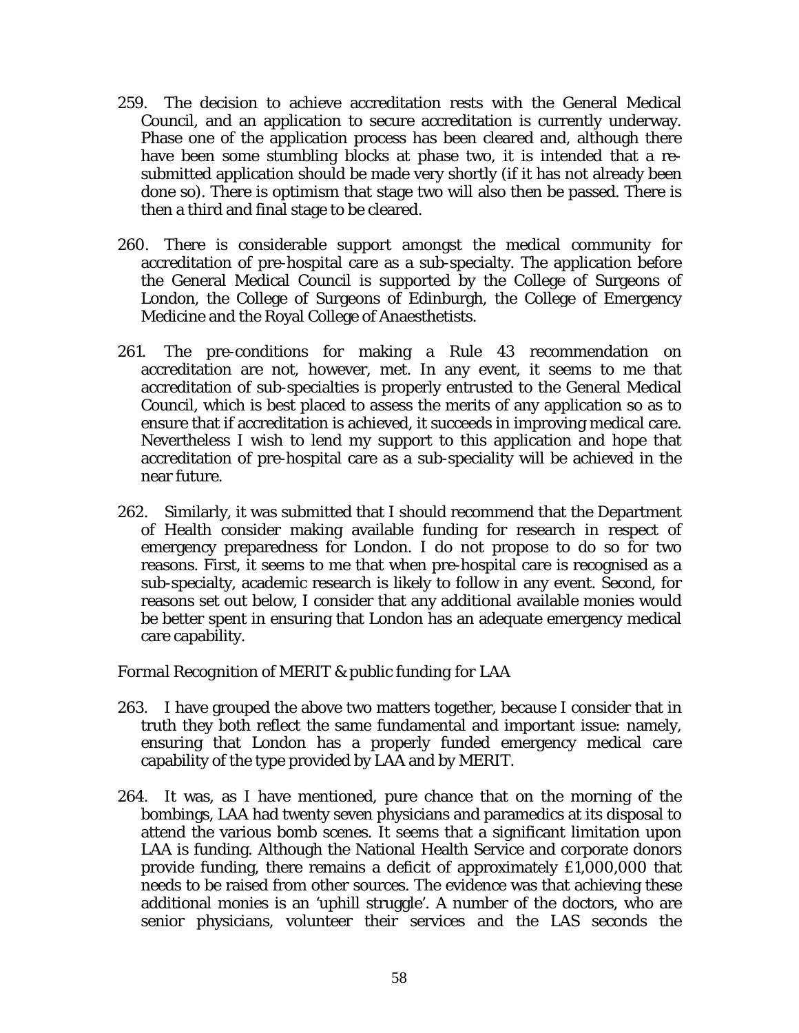259. The decision to achieve accreditation rests with the General Medical Council, and an application to secure accreditation is currently underway. Phase one of the application process has been cleared and, although there have been some stumbling blocks at phase two, it is intended that a re-submitted application should be made very shortly (if it has not already been done so). There is optimism that stage two will also then be passed. There is then a third and final stage to be cleared.

260. There is considerable support amongst the medical community for accreditation of pre-hospital care as a sub-specialty. The application before the General Medical Council is supported by the College of Surgeons of London, the College of Surgeons of Edinburgh, the College of Emergency Medicine and the Royal College of Anaesthetists.

261. The pre-conditions for making a Rule 43 recommendation on accreditation are not, however, met. In any event, it seems to me that accreditation of sub-specialties is properly entrusted to the General Medical Council, which is best placed to assess the merits of any application so as to ensure that if accreditation is achieved, it succeeds in improving medical care. Nevertheless I wish to lend my support to this application and hope that accreditation of pre-hospital care as a sub-speciality will be achieved in the near future.

262. Similarly, it was submitted that I should recommend that the Department of Health consider making available funding for research in respect of emergency preparedness for London. I do not propose to do so for two reasons. First, it seems to me that when pre-hospital care is recognised as a sub-specialty, academic research is likely to follow in any event. Second, for reasons set out below, I consider that any additional available monies would be better spent in ensuring that London has an adequate emergency medical care capability.

*Formal Recognition of MERIT & public funding for LAA*

263. I have grouped the above two matters together, because I consider that in truth they both reflect the same fundamental and important issue: namely, ensuring that London has a properly funded emergency medical care capability of the type provided by LAA and by MERIT.

264. It was, as I have mentioned, pure chance that on the morning of the bombings, LAA had twenty seven physicians and paramedics at its disposal to attend the various bomb scenes. It seems that a significant limitation upon LAA is funding. Although the National Health Service and corporate donors provide funding, there remains a deficit of approximately £1,000,000 that needs to be raised from other sources. The evidence was that achieving these additional monies is an 'uphill struggle'. A number of the doctors, who are senior physicians, volunteer their services and the LAS seconds the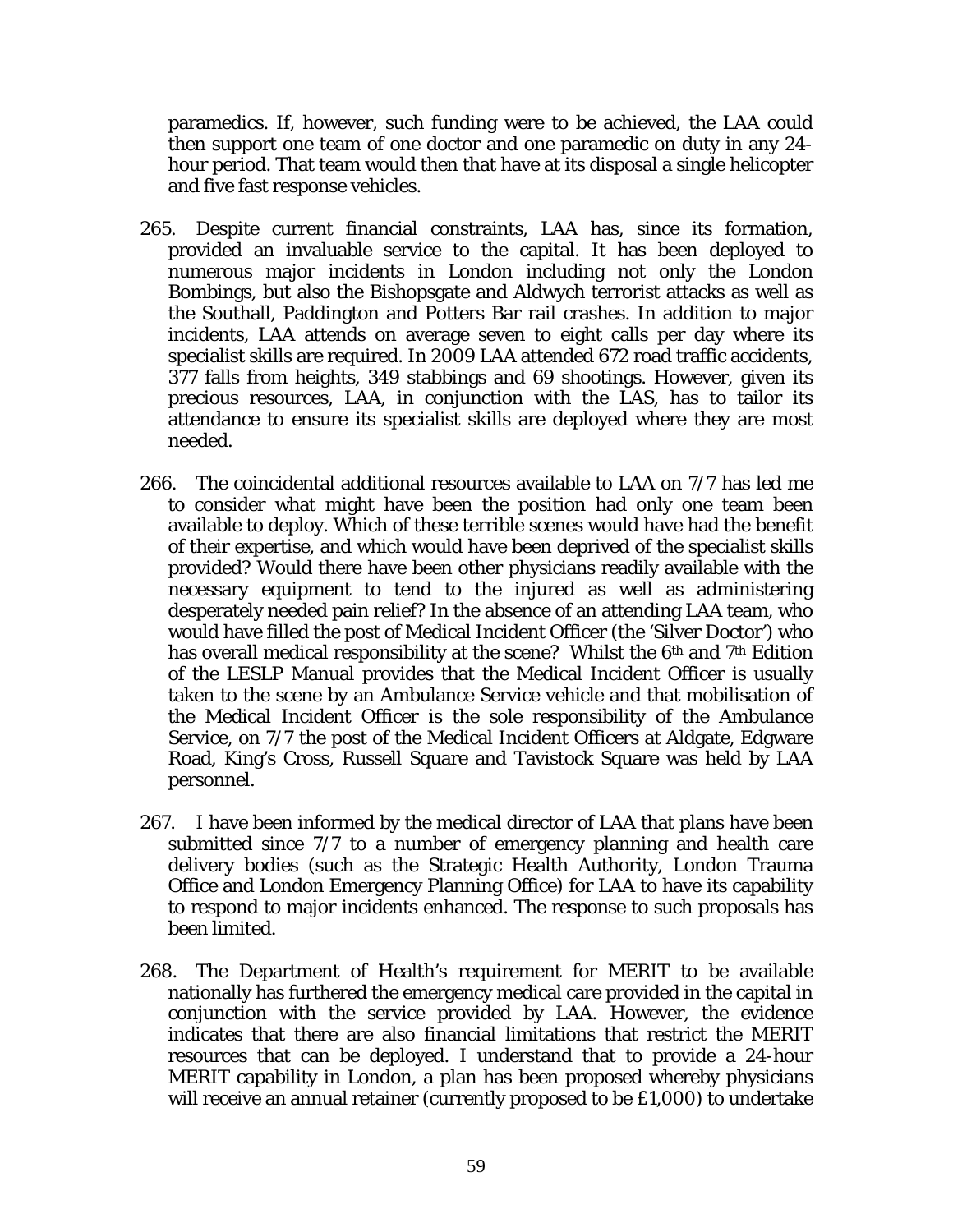paramedics. If, however, such funding were to be achieved, the LAA could then support one team of one doctor and one paramedic on duty in any 24-hour period. That team would then that have at its disposal a single helicopter and five fast response vehicles.

265. Despite current financial constraints, LAA has, since its formation, provided an invaluable service to the capital. It has been deployed to numerous major incidents in London including not only the London Bombings, but also the Bishopsgate and Aldwych terrorist attacks as well as the Southall, Paddington and Potters Bar rail crashes. In addition to major incidents, LAA attends on average seven to eight calls per day where its specialist skills are required. In 2009 LAA attended 672 road traffic accidents, 377 falls from heights, 349 stabbings and 69 shootings. However, given its precious resources, LAA, in conjunction with the LAS, has to tailor its attendance to ensure its specialist skills are deployed where they are most needed.

266. The coincidental additional resources available to LAA on 7/7 has led me to consider what might have been the position had only one team been available to deploy. Which of these terrible scenes would have had the benefit of their expertise, and which would have been deprived of the specialist skills provided? Would there have been other physicians readily available with the necessary equipment to tend to the injured as well as administering desperately needed pain relief? In the absence of an attending LAA team, who would have filled the post of Medical Incident Officer (the 'Silver Doctor') who has overall medical responsibility at the scene? Whilst the 6th and 7th Edition of the LESLP Manual provides that the Medical Incident Officer is usually taken to the scene by an Ambulance Service vehicle and that mobilisation of the Medical Incident Officer is the sole responsibility of the Ambulance Service, on 7/7 the post of the Medical Incident Officers at Aldgate, Edgware Road, King's Cross, Russell Square and Tavistock Square was held by LAA personnel.

267. I have been informed by the medical director of LAA that plans have been submitted since 7/7 to a number of emergency planning and health care delivery bodies (such as the Strategic Health Authority, London Trauma Office and London Emergency Planning Office) for LAA to have its capability to respond to major incidents enhanced. The response to such proposals has been limited.

268. The Department of Health's requirement for MERIT to be available nationally has furthered the emergency medical care provided in the capital in conjunction with the service provided by LAA. However, the evidence indicates that there are also financial limitations that restrict the MERIT resources that can be deployed. I understand that to provide a 24-hour MERIT capability in London, a plan has been proposed whereby physicians will receive an annual retainer (currently proposed to be £1,000) to undertake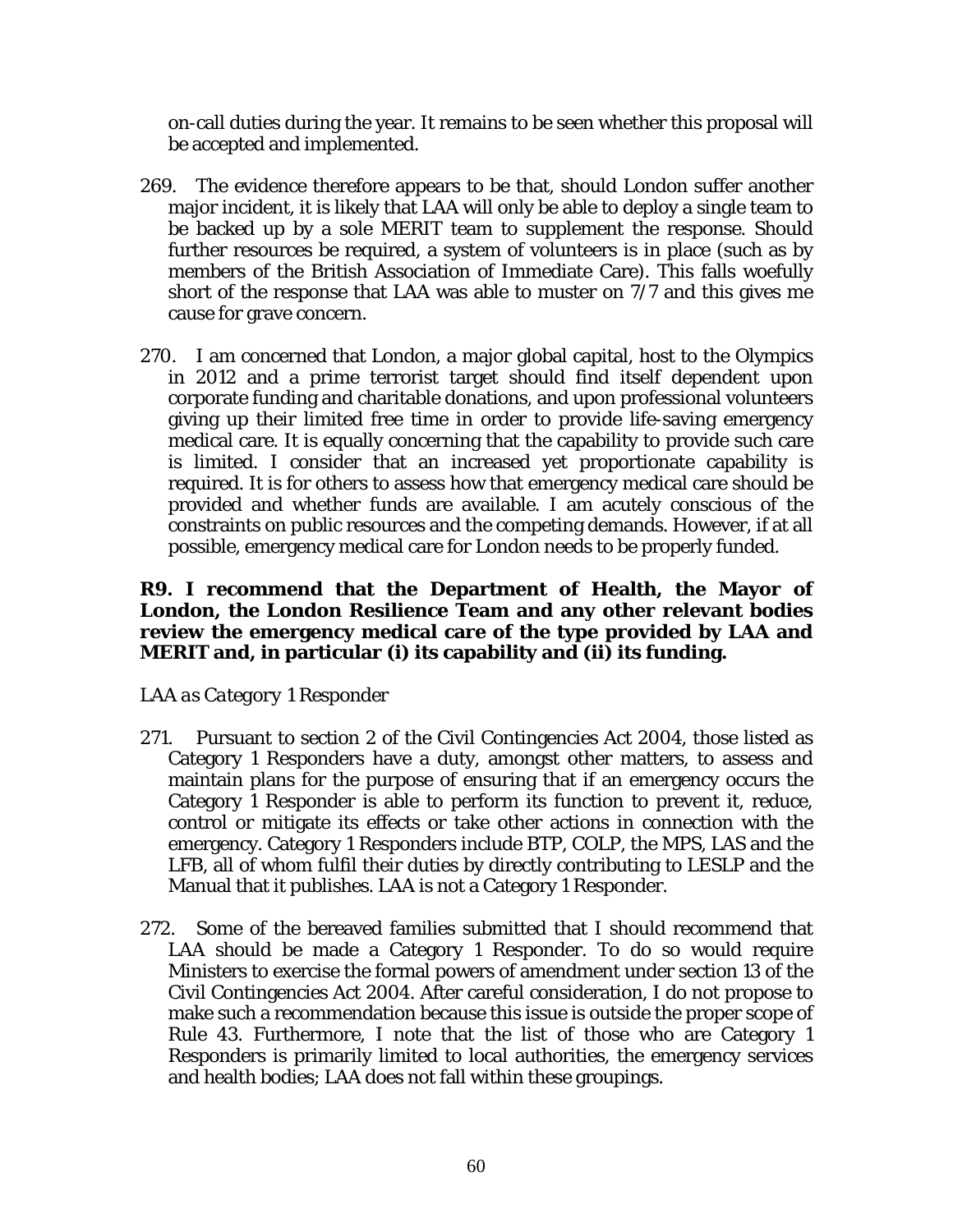on-call duties during the year. It remains to be seen whether this proposal will be accepted and implemented.

269. The evidence therefore appears to be that, should London suffer another major incident, it is likely that LAA will only be able to deploy a single team to be backed up by a sole MERIT team to supplement the response. Should further resources be required, a system of volunteers is in place (such as by members of the British Association of Immediate Care). This falls woefully short of the response that LAA was able to muster on 7/7 and this gives me cause for grave concern.

270. I am concerned that London, a major global capital, host to the Olympics in 2012 and a prime terrorist target should find itself dependent upon corporate funding and charitable donations, and upon professional volunteers giving up their limited free time in order to provide life-saving emergency medical care. It is equally concerning that the capability to provide such care is limited. I consider that an increased yet proportionate capability is required. It is for others to assess how that emergency medical care should be provided and whether funds are available. I am acutely conscious of the constraints on public resources and the competing demands. However, if at all possible, emergency medical care for London needs to be properly funded.

**R9. I recommend that the Department of Health, the Mayor of London, the London Resilience Team and any other relevant bodies review the emergency medical care of the type provided by LAA and MERIT and, in particular (i) its capability and (ii) its funding.**

*LAA as Category 1 Responder*

271. Pursuant to section 2 of the Civil Contingencies Act 2004, those listed as Category 1 Responders have a duty, amongst other matters, to assess and maintain plans for the purpose of ensuring that if an emergency occurs the Category 1 Responder is able to perform its function to prevent it, reduce, control or mitigate its effects or take other actions in connection with the emergency. Category 1 Responders include BTP, COLP, the MPS, LAS and the LFB, all of whom fulfil their duties by directly contributing to LESLP and the Manual that it publishes. LAA is not a Category 1 Responder.

272. Some of the bereaved families submitted that I should recommend that LAA should be made a Category 1 Responder. To do so would require Ministers to exercise the formal powers of amendment under section 13 of the Civil Contingencies Act 2004. After careful consideration, I do not propose to make such a recommendation because this issue is outside the proper scope of Rule 43. Furthermore, I note that the list of those who are Category 1 Responders is primarily limited to local authorities, the emergency services and health bodies; LAA does not fall within these groupings.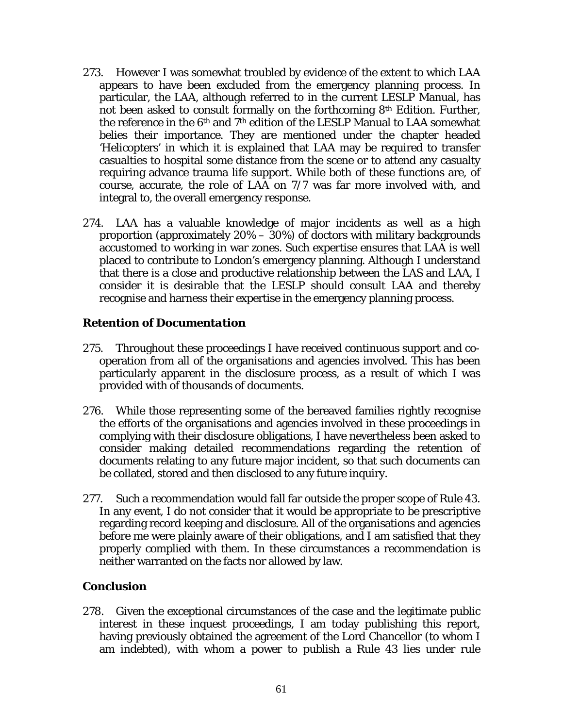273. However I was somewhat troubled by evidence of the extent to which LAA appears to have been excluded from the emergency planning process. In particular, the LAA, although referred to in the current LESLP Manual, has not been asked to consult formally on the forthcoming 8th Edition. Further, the reference in the 6th and 7th edition of the LESLP Manual to LAA somewhat belies their importance. They are mentioned under the chapter headed 'Helicopters' in which it is explained that LAA may be required to transfer casualties to hospital some distance from the scene or to attend any casualty requiring advance trauma life support. While both of these functions are, of course, accurate, the role of LAA on 7/7 was far more involved with, and integral to, the overall emergency response.

274. LAA has a valuable knowledge of major incidents as well as a high proportion (approximately 20% – 30%) of doctors with military backgrounds accustomed to working in war zones. Such expertise ensures that LAA is well placed to contribute to London's emergency planning. Although I understand that there is a close and productive relationship between the LAS and LAA, I consider it is desirable that the LESLP should consult LAA and thereby recognise and harness their expertise in the emergency planning process.

### *Retention of Documentation*

275. Throughout these proceedings I have received continuous support and co-operation from all of the organisations and agencies involved. This has been particularly apparent in the disclosure process, as a result of which I was provided with of thousands of documents.

276. While those representing some of the bereaved families rightly recognise the efforts of the organisations and agencies involved in these proceedings in complying with their disclosure obligations, I have nevertheless been asked to consider making detailed recommendations regarding the retention of documents relating to any future major incident, so that such documents can be collated, stored and then disclosed to any future inquiry.

277. Such a recommendation would fall far outside the proper scope of Rule 43. In any event, I do not consider that it would be appropriate to be prescriptive regarding record keeping and disclosure. All of the organisations and agencies before me were plainly aware of their obligations, and I am satisfied that they properly complied with them. In these circumstances a recommendation is neither warranted on the facts nor allowed by law.

### **Conclusion**

278. Given the exceptional circumstances of the case and the legitimate public interest in these inquest proceedings, I am today publishing this report, having previously obtained the agreement of the Lord Chancellor (to whom I am indebted), with whom a power to publish a Rule 43 lies under rule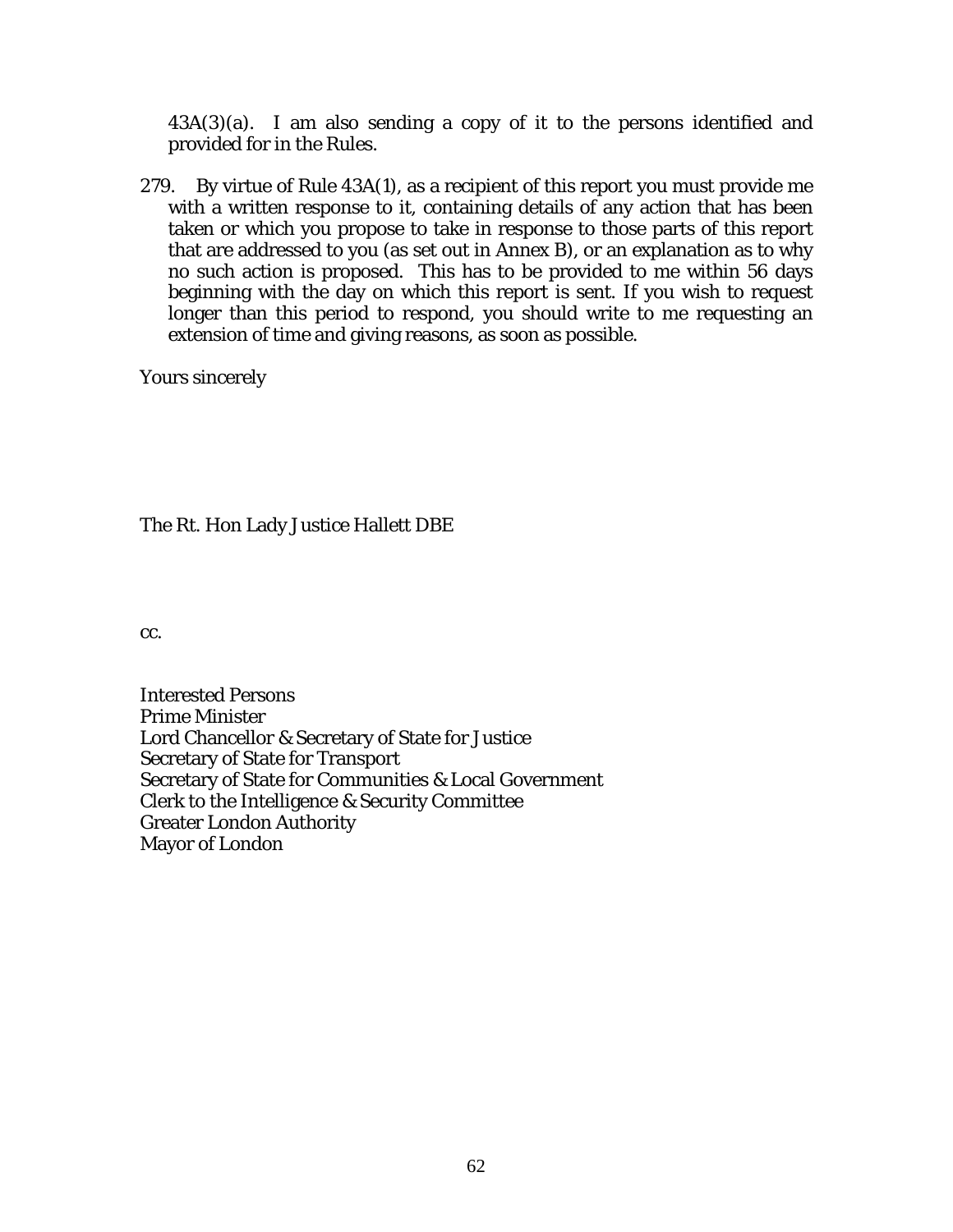43A(3)(a). I am also sending a copy of it to the persons identified and provided for in the Rules.

279. By virtue of Rule 43A(1), as a recipient of this report you must provide me with a written response to it, containing details of any action that has been taken or which you propose to take in response to those parts of this report that are addressed to you (as set out in Annex B), or an explanation as to why no such action is proposed. This has to be provided to me within 56 days beginning with the day on which this report is sent. If you wish to request longer than this period to respond, you should write to me requesting an extension of time and giving reasons, as soon as possible.

Yours sincerely

The Rt. Hon Lady Justice Hallett DBE

cc.

Interested Persons
Prime Minister
Lord Chancellor & Secretary of State for Justice
Secretary of State for Transport
Secretary of State for Communities & Local Government
Clerk to the Intelligence & Security Committee
Greater London Authority
Mayor of London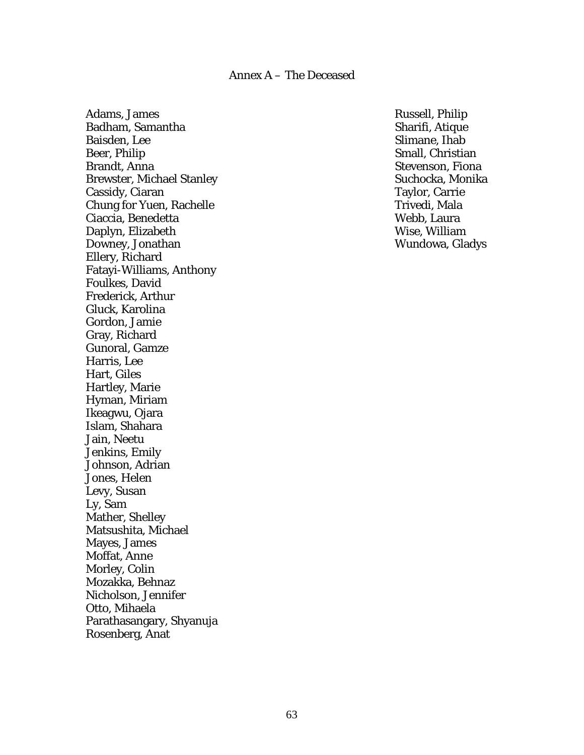# Annex A – The Deceased

Adams, James
Badham, Samantha
Baisden, Lee
Beer, Philip
Brandt, Anna
Brewster, Michael Stanley
Cassidy, Ciaran
Chung for Yuen, Rachelle
Ciaccia, Benedetta
Daplyn, Elizabeth
Downey, Jonathan
Ellery, Richard
Fatayi-Williams, Anthony
Foulkes, David
Frederick, Arthur
Gluck, Karolina
Gordon, Jamie
Gray, Richard
Gunoral, Gamze
Harris, Lee
Hart, Giles
Hartley, Marie
Hyman, Miriam
Ikeagwu, Ojara
Islam, Shahara
Jain, Neetu
Jenkins, Emily
Johnson, Adrian
Jones, Helen
Levy, Susan
Ly, Sam
Mather, Shelley
Matsushita, Michael
Mayes, James
Moffat, Anne
Morley, Colin
Mozakka, Behnaz
Nicholson, Jennifer
Otto, Mihaela
Parathasangary, Shyanuja
Rosenberg, Anat
Russell, Philip
Sharifi, Atique
Slimane, Ihab
Small, Christian
Stevenson, Fiona
Suchocka, Monika
Taylor, Carrie
Trivedi, Mala
Webb, Laura
Wise, William
Wundowa, Gladys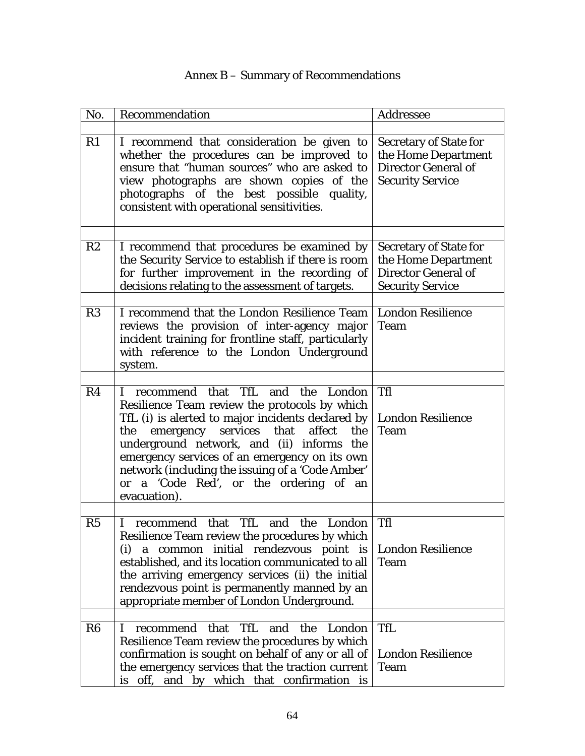# Annex B – Summary of Recommendations

| No. | Recommendation | Addressee |
|---|---|---|
| R1 | I recommend that consideration be given to whether the procedures can be improved to ensure that "human sources" who are asked to view photographs are shown copies of the photographs of the best possible quality, consistent with operational sensitivities. | Secretary of State for the Home Department<br>Director General of Security Service |
| R2 | I recommend that procedures be examined by the Security Service to establish if there is room for further improvement in the recording of decisions relating to the assessment of targets. | Secretary of State for the Home Department<br>Director General of Security Service |
| R3 | I recommend that the London Resilience Team reviews the provision of inter-agency major incident training for frontline staff, particularly with reference to the London Underground system. | London Resilience Team |
| R4 | I recommend that TfL and the London Resilience Team review the protocols by which TfL (i) is alerted to major incidents declared by the emergency services that affect the underground network, and (ii) informs the emergency services of an emergency on its own network (including the issuing of a 'Code Amber' or a 'Code Red', or the ordering of an evacuation). | Tfl<br><br>London Resilience Team |
| R5 | I recommend that TfL and the London Resilience Team review the procedures by which (i) a common initial rendezvous point is established, and its location communicated to all the arriving emergency services (ii) the initial rendezvous point is permanently manned by an appropriate member of London Underground. | Tfl<br><br>London Resilience Team |
| R6 | I recommend that TfL and the London Resilience Team review the procedures by which confirmation is sought on behalf of any or all of the emergency services that the traction current is off, and by which that confirmation is | TfL<br><br>London Resilience Team |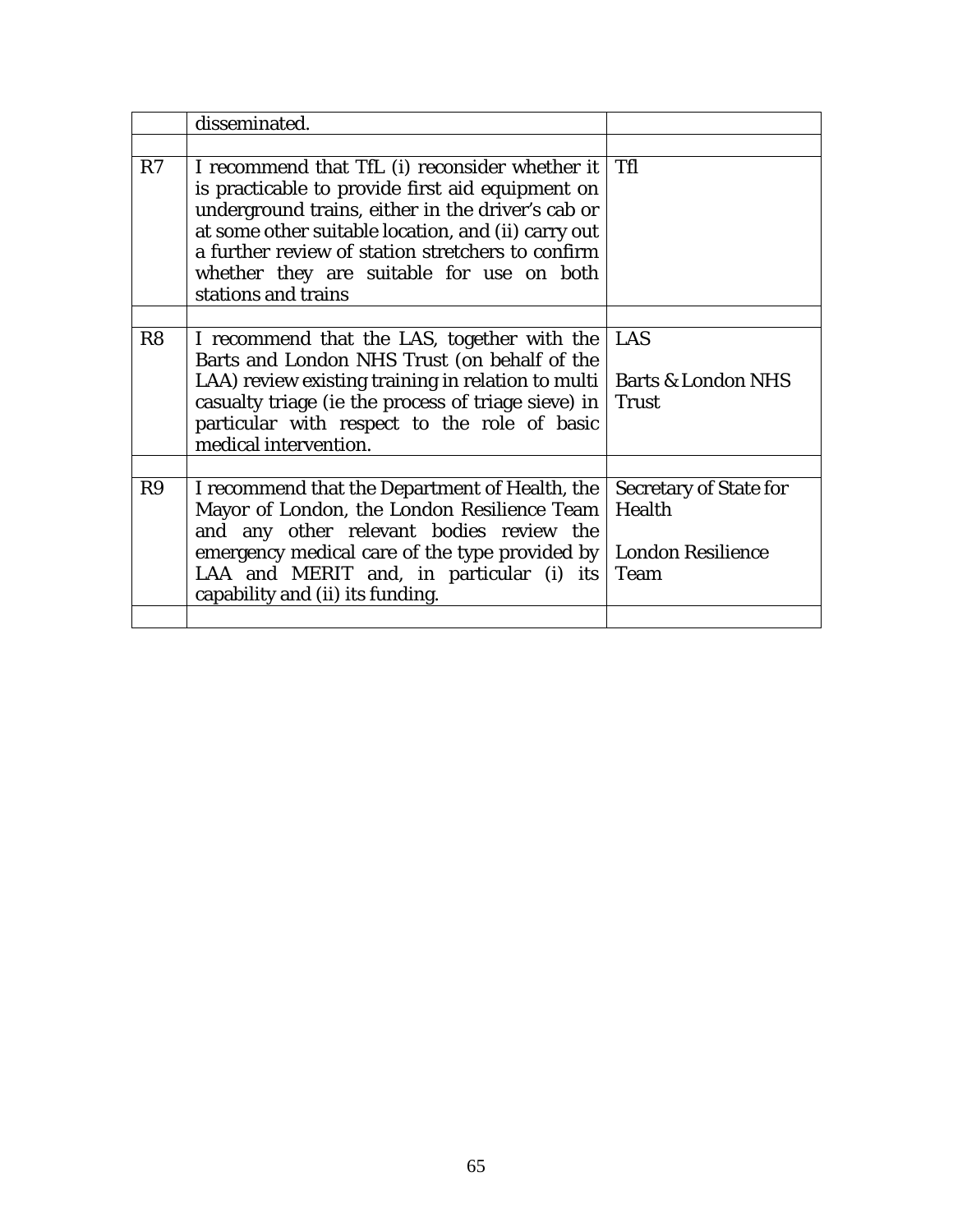| | | |
|---|---|---|
| | disseminated. | |
| | | |
| R7 | I recommend that TfL (i) reconsider whether it is practicable to provide first aid equipment on underground trains, either in the driver's cab or at some other suitable location, and (ii) carry out a further review of station stretchers to confirm whether they are suitable for use on both stations and trains | Tfl |
| | | |
| R8 | I recommend that the LAS, together with the Barts and London NHS Trust (on behalf of the LAA) review existing training in relation to multi casualty triage (ie the process of triage sieve) in particular with respect to the role of basic medical intervention. | LAS<br><br>Barts & London NHS Trust |
| | | |
| R9 | I recommend that the Department of Health, the Mayor of London, the London Resilience Team and any other relevant bodies review the emergency medical care of the type provided by LAA and MERIT and, in particular (i) its capability and (ii) its funding. | Secretary of State for Health<br><br>London Resilience Team |
| | | |